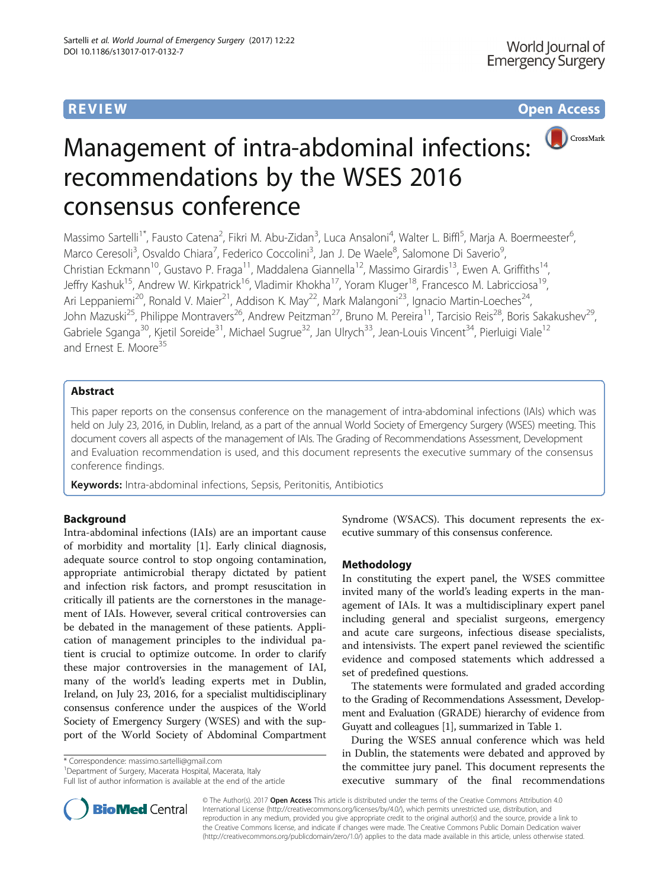REVIEW

Open Access

# Management of intra-abdominal infections: recommendations by the WSES 2016 consensus conference

Massimo Sartelli[1*], Fausto Catena[2], Fikri M. Abu-Zidan[3], Luca Ansaloni[4], Walter L. Biffl[5], Marja A. Boermeester[6], Marco Ceresoli[3], Osvaldo Chiara[7], Federico Coccolini[3], Jan J. De Waele[8], Salomone Di Saverio[9], Christian Eckmann[10], Gustavo P. Fraga[11], Maddalena Giannella[12], Massimo Girardis[13], Ewen A. Griffiths[14], Jeffry Kashuk[15], Andrew W. Kirkpatrick[16], Vladimir Khokha[17], Yoram Kluger[18], Francesco M. Labricciosa[19], Ari Leppaniemi[20], Ronald V. Maier[21], Addison K. May[22], Mark Malangoni[23], Ignacio Martin-Loeches[24], John Mazuski[25], Philippe Montravers[26], Andrew Peitzman[27], Bruno M. Pereira[11], Tarcisio Reis[28], Boris Sakakushev[29], Gabriele Sganga[30], Kjetil Soreide[31], Michael Sugrue[32], Jan Ulrych[33], Jean-Louis Vincent[34], Pierluigi Viale[12] and Ernest E. Moore[35]

## Abstract

This paper reports on the consensus conference on the management of intra-abdominal infections (IAIs) which was held on July 23, 2016, in Dublin, Ireland, as a part of the annual World Society of Emergency Surgery (WSES) meeting. This document covers all aspects of the management of IAIs. The Grading of Recommendations Assessment, Development and Evaluation recommendation is used, and this document represents the executive summary of the consensus conference findings.

**Keywords:** Intra-abdominal infections, Sepsis, Peritonitis, Antibiotics

## Background

Intra-abdominal infections (IAIs) are an important cause of morbidity and mortality [1]. Early clinical diagnosis, adequate source control to stop ongoing contamination, appropriate antimicrobial therapy dictated by patient and infection risk factors, and prompt resuscitation in critically ill patients are the cornerstones in the management of IAIs. However, several critical controversies can be debated in the management of these patients. Application of management principles to the individual patient is crucial to optimize outcome. In order to clarify these major controversies in the management of IAI, many of the world's leading experts met in Dublin, Ireland, on July 23, 2016, for a specialist multidisciplinary consensus conference under the auspices of the World Society of Emergency Surgery (WSES) and with the support of the World Society of Abdominal Compartment Syndrome (WSACS). This document represents the executive summary of this consensus conference.

## Methodology

In constituting the expert panel, the WSES committee invited many of the world's leading experts in the management of IAIs. It was a multidisciplinary expert panel including general and specialist surgeons, emergency and acute care surgeons, infectious disease specialists, and intensivists. The expert panel reviewed the scientific evidence and composed statements which addressed a set of predefined questions.

The statements were formulated and graded according to the Grading of Recommendations Assessment, Development and Evaluation (GRADE) hierarchy of evidence from Guyatt and colleagues [1], summarized in Table 1.

During the WSES annual conference which was held in Dublin, the statements were debated and approved by the committee jury panel. This document represents the executive summary of the final recommendations

* Correspondence: massimo.sartelli@gmail.com
[1]Department of Surgery, Macerata Hospital, Macerata, Italy
Full list of author information is available at the end of the article

© The Author(s). 2017 **Open Access** This article is distributed under the terms of the Creative Commons Attribution 4.0 International License (http://creativecommons.org/licenses/by/4.0/), which permits unrestricted use, distribution, and reproduction in any medium, provided you give appropriate credit to the original author(s) and the source, provide a link to the Creative Commons license, and indicate if changes were made. The Creative Commons Public Domain Dedication waiver (http://creativecommons.org/publicdomain/zero/1.0/) applies to the data made available in this article, unless otherwise stated.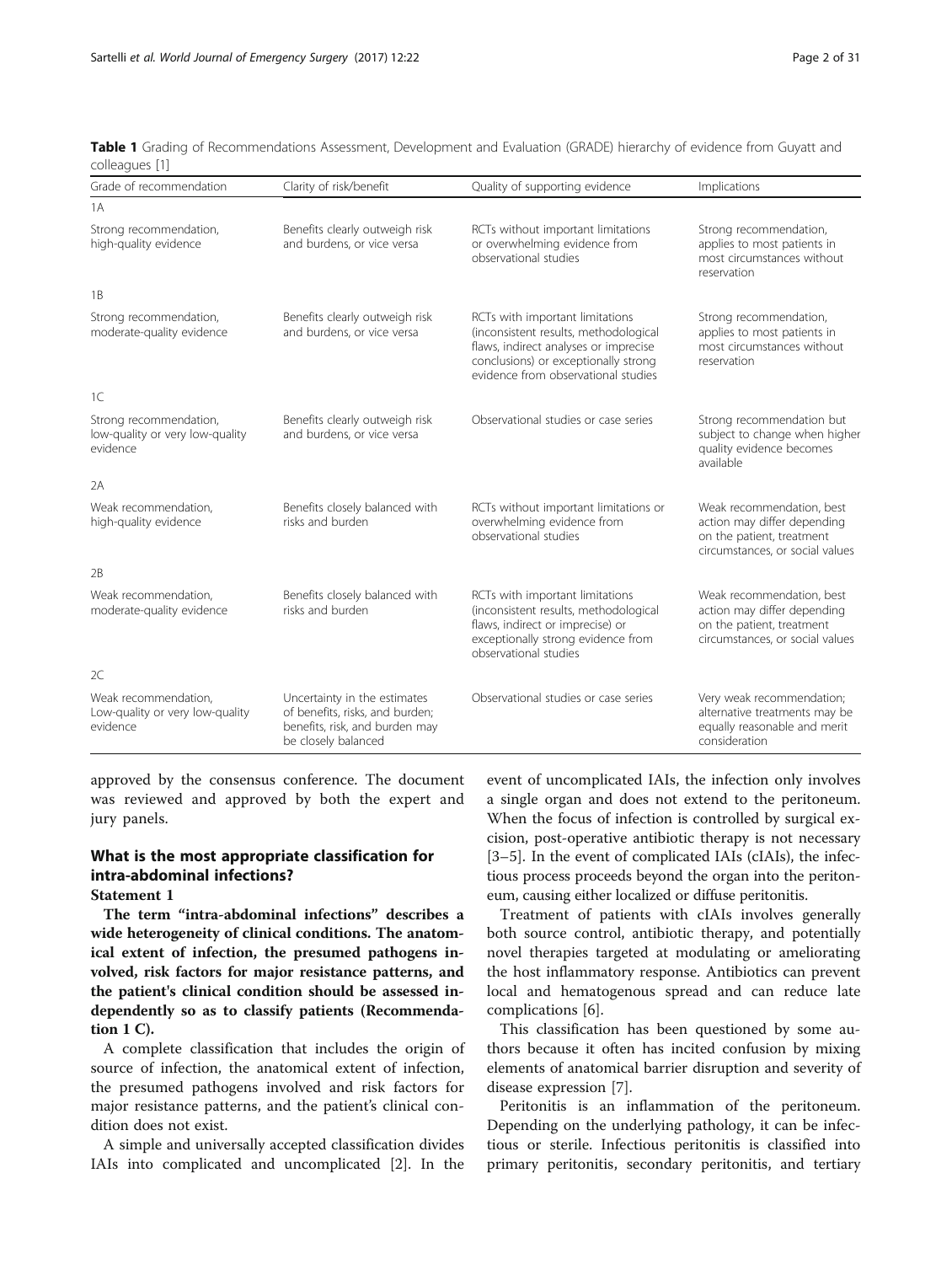**Table 1** Grading of Recommendations Assessment, Development and Evaluation (GRADE) hierarchy of evidence from Guyatt and colleagues [1]

| Grade of recommendation | Clarity of risk/benefit | Quality of supporting evidence | Implications |
|---|---|---|---|
| 1A | | | |
| Strong recommendation, high-quality evidence | Benefits clearly outweigh risk and burdens, or vice versa | RCTs without important limitations or overwhelming evidence from observational studies | Strong recommendation, applies to most patients in most circumstances without reservation |
| 1B | | | |
| Strong recommendation, moderate-quality evidence | Benefits clearly outweigh risk and burdens, or vice versa | RCTs with important limitations (inconsistent results, methodological flaws, indirect analyses or imprecise conclusions) or exceptionally strong evidence from observational studies | Strong recommendation, applies to most patients in most circumstances without reservation |
| 1C | | | |
| Strong recommendation, low-quality or very low-quality evidence | Benefits clearly outweigh risk and burdens, or vice versa | Observational studies or case series | Strong recommendation but subject to change when higher quality evidence becomes available |
| 2A | | | |
| Weak recommendation, high-quality evidence | Benefits closely balanced with risks and burden | RCTs without important limitations or overwhelming evidence from observational studies | Weak recommendation, best action may differ depending on the patient, treatment circumstances, or social values |
| 2B | | | |
| Weak recommendation, moderate-quality evidence | Benefits closely balanced with risks and burden | RCTs with important limitations (inconsistent results, methodological flaws, indirect or imprecise) or exceptionally strong evidence from observational studies | Weak recommendation, best action may differ depending on the patient, treatment circumstances, or social values |
| 2C | | | |
| Weak recommendation, Low-quality or very low-quality evidence | Uncertainty in the estimates of benefits, risks, and burden; benefits, risk, and burden may be closely balanced | Observational studies or case series | Very weak recommendation; alternative treatments may be equally reasonable and merit consideration |

approved by the consensus conference. The document was reviewed and approved by both the expert and jury panels.

## What is the most appropriate classification for intra-abdominal infections?

### Statement 1

**The term "intra-abdominal infections" describes a wide heterogeneity of clinical conditions. The anatomical extent of infection, the presumed pathogens involved, risk factors for major resistance patterns, and the patient's clinical condition should be assessed independently so as to classify patients (Recommendation 1 C).**

A complete classification that includes the origin of source of infection, the anatomical extent of infection, the presumed pathogens involved and risk factors for major resistance patterns, and the patient's clinical condition does not exist.

A simple and universally accepted classification divides IAIs into complicated and uncomplicated [2]. In the event of uncomplicated IAIs, the infection only involves a single organ and does not extend to the peritoneum. When the focus of infection is controlled by surgical excision, post-operative antibiotic therapy is not necessary [3–5]. In the event of complicated IAIs (cIAIs), the infectious process proceeds beyond the organ into the peritoneum, causing either localized or diffuse peritonitis.

Treatment of patients with cIAIs involves generally both source control, antibiotic therapy, and potentially novel therapies targeted at modulating or ameliorating the host inflammatory response. Antibiotics can prevent local and hematogenous spread and can reduce late complications [6].

This classification has been questioned by some authors because it often has incited confusion by mixing elements of anatomical barrier disruption and severity of disease expression [7].

Peritonitis is an inflammation of the peritoneum. Depending on the underlying pathology, it can be infectious or sterile. Infectious peritonitis is classified into primary peritonitis, secondary peritonitis, and tertiary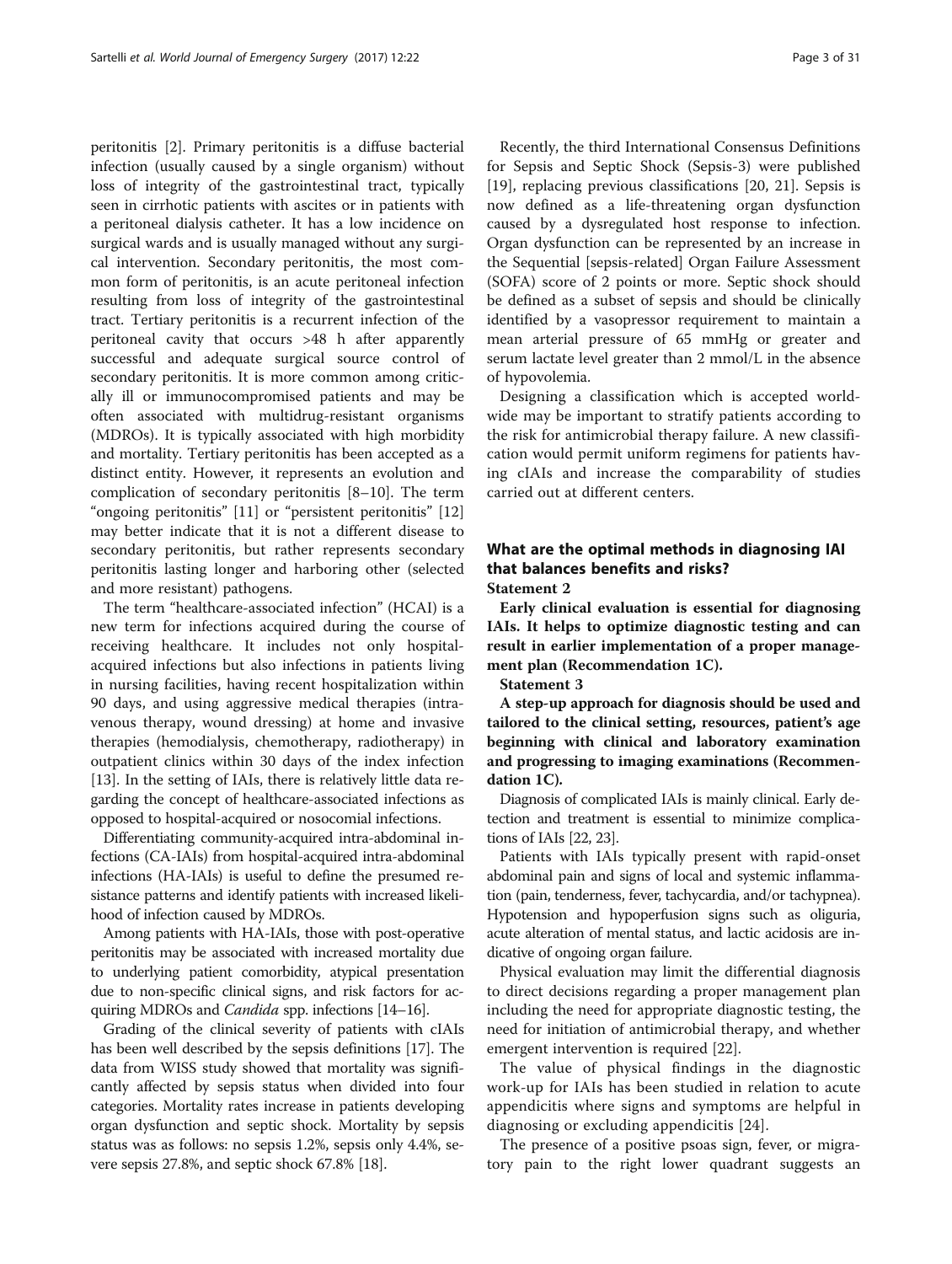peritonitis [2]. Primary peritonitis is a diffuse bacterial infection (usually caused by a single organism) without loss of integrity of the gastrointestinal tract, typically seen in cirrhotic patients with ascites or in patients with a peritoneal dialysis catheter. It has a low incidence on surgical wards and is usually managed without any surgical intervention. Secondary peritonitis, the most common form of peritonitis, is an acute peritoneal infection resulting from loss of integrity of the gastrointestinal tract. Tertiary peritonitis is a recurrent infection of the peritoneal cavity that occurs >48 h after apparently successful and adequate surgical source control of secondary peritonitis. It is more common among critically ill or immunocompromised patients and may be often associated with multidrug-resistant organisms (MDROs). It is typically associated with high morbidity and mortality. Tertiary peritonitis has been accepted as a distinct entity. However, it represents an evolution and complication of secondary peritonitis [8–10]. The term "ongoing peritonitis" [11] or "persistent peritonitis" [12] may better indicate that it is not a different disease to secondary peritonitis, but rather represents secondary peritonitis lasting longer and harboring other (selected and more resistant) pathogens.

The term "healthcare-associated infection" (HCAI) is a new term for infections acquired during the course of receiving healthcare. It includes not only hospital-acquired infections but also infections in patients living in nursing facilities, having recent hospitalization within 90 days, and using aggressive medical therapies (intravenous therapy, wound dressing) at home and invasive therapies (hemodialysis, chemotherapy, radiotherapy) in outpatient clinics within 30 days of the index infection [13]. In the setting of IAIs, there is relatively little data regarding the concept of healthcare-associated infections as opposed to hospital-acquired or nosocomial infections.

Differentiating community-acquired intra-abdominal infections (CA-IAIs) from hospital-acquired intra-abdominal infections (HA-IAIs) is useful to define the presumed resistance patterns and identify patients with increased likelihood of infection caused by MDROs.

Among patients with HA-IAIs, those with post-operative peritonitis may be associated with increased mortality due to underlying patient comorbidity, atypical presentation due to non-specific clinical signs, and risk factors for acquiring MDROs and *Candida* spp. infections [14–16].

Grading of the clinical severity of patients with cIAIs has been well described by the sepsis definitions [17]. The data from WISS study showed that mortality was significantly affected by sepsis status when divided into four categories. Mortality rates increase in patients developing organ dysfunction and septic shock. Mortality by sepsis status was as follows: no sepsis 1.2%, sepsis only 4.4%, severe sepsis 27.8%, and septic shock 67.8% [18].

Recently, the third International Consensus Definitions for Sepsis and Septic Shock (Sepsis-3) were published [19], replacing previous classifications [20, 21]. Sepsis is now defined as a life-threatening organ dysfunction caused by a dysregulated host response to infection. Organ dysfunction can be represented by an increase in the Sequential [sepsis-related] Organ Failure Assessment (SOFA) score of 2 points or more. Septic shock should be defined as a subset of sepsis and should be clinically identified by a vasopressor requirement to maintain a mean arterial pressure of 65 mmHg or greater and serum lactate level greater than 2 mmol/L in the absence of hypovolemia.

Designing a classification which is accepted worldwide may be important to stratify patients according to the risk for antimicrobial therapy failure. A new classification would permit uniform regimens for patients having cIAIs and increase the comparability of studies carried out at different centers.

## What are the optimal methods in diagnosing IAI that balances benefits and risks?

**Statement 2**

**Early clinical evaluation is essential for diagnosing IAIs. It helps to optimize diagnostic testing and can result in earlier implementation of a proper management plan (Recommendation 1C).**

**Statement 3**

**A step-up approach for diagnosis should be used and tailored to the clinical setting, resources, patient's age beginning with clinical and laboratory examination and progressing to imaging examinations (Recommendation 1C).**

Diagnosis of complicated IAIs is mainly clinical. Early detection and treatment is essential to minimize complications of IAIs [22, 23].

Patients with IAIs typically present with rapid-onset abdominal pain and signs of local and systemic inflammation (pain, tenderness, fever, tachycardia, and/or tachypnea). Hypotension and hypoperfusion signs such as oliguria, acute alteration of mental status, and lactic acidosis are indicative of ongoing organ failure.

Physical evaluation may limit the differential diagnosis to direct decisions regarding a proper management plan including the need for appropriate diagnostic testing, the need for initiation of antimicrobial therapy, and whether emergent intervention is required [22].

The value of physical findings in the diagnostic work-up for IAIs has been studied in relation to acute appendicitis where signs and symptoms are helpful in diagnosing or excluding appendicitis [24].

The presence of a positive psoas sign, fever, or migratory pain to the right lower quadrant suggests an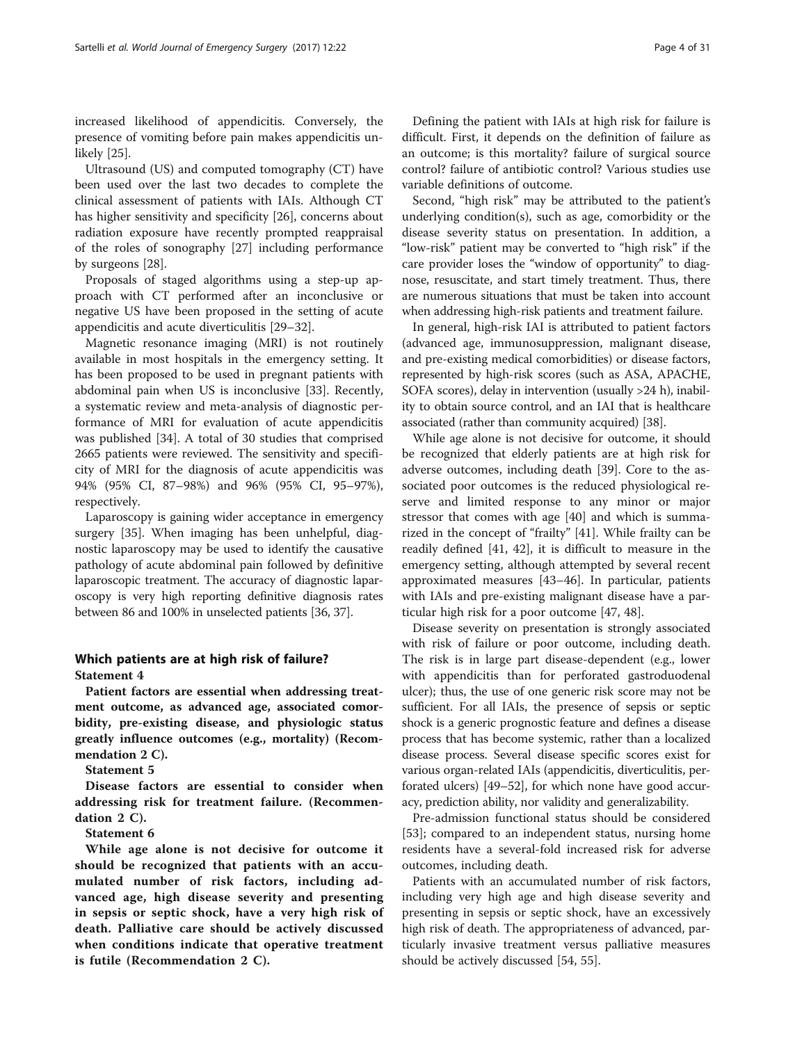increased likelihood of appendicitis. Conversely, the presence of vomiting before pain makes appendicitis unlikely [25].

Ultrasound (US) and computed tomography (CT) have been used over the last two decades to complete the clinical assessment of patients with IAIs. Although CT has higher sensitivity and specificity [26], concerns about radiation exposure have recently prompted reappraisal of the roles of sonography [27] including performance by surgeons [28].

Proposals of staged algorithms using a step-up approach with CT performed after an inconclusive or negative US have been proposed in the setting of acute appendicitis and acute diverticulitis [29–32].

Magnetic resonance imaging (MRI) is not routinely available in most hospitals in the emergency setting. It has been proposed to be used in pregnant patients with abdominal pain when US is inconclusive [33]. Recently, a systematic review and meta-analysis of diagnostic performance of MRI for evaluation of acute appendicitis was published [34]. A total of 30 studies that comprised 2665 patients were reviewed. The sensitivity and specificity of MRI for the diagnosis of acute appendicitis was 94% (95% CI, 87–98%) and 96% (95% CI, 95–97%), respectively.

Laparoscopy is gaining wider acceptance in emergency surgery [35]. When imaging has been unhelpful, diagnostic laparoscopy may be used to identify the causative pathology of acute abdominal pain followed by definitive laparoscopic treatment. The accuracy of diagnostic laparoscopy is very high reporting definitive diagnosis rates between 86 and 100% in unselected patients [36, 37].

## Which patients are at high risk of failure?

**Statement 4**

**Patient factors are essential when addressing treatment outcome, as advanced age, associated comorbidity, pre-existing disease, and physiologic status greatly influence outcomes (e.g., mortality) (Recommendation 2 C).**

**Statement 5**

**Disease factors are essential to consider when addressing risk for treatment failure. (Recommendation 2 C).**

**Statement 6**

**While age alone is not decisive for outcome it should be recognized that patients with an accumulated number of risk factors, including advanced age, high disease severity and presenting in sepsis or septic shock, have a very high risk of death. Palliative care should be actively discussed when conditions indicate that operative treatment is futile (Recommendation 2 C).**

Defining the patient with IAIs at high risk for failure is difficult. First, it depends on the definition of failure as an outcome; is this mortality? failure of surgical source control? failure of antibiotic control? Various studies use variable definitions of outcome.

Second, "high risk" may be attributed to the patient's underlying condition(s), such as age, comorbidity or the disease severity status on presentation. In addition, a "low-risk" patient may be converted to "high risk" if the care provider loses the "window of opportunity" to diagnose, resuscitate, and start timely treatment. Thus, there are numerous situations that must be taken into account when addressing high-risk patients and treatment failure.

In general, high-risk IAI is attributed to patient factors (advanced age, immunosuppression, malignant disease, and pre-existing medical comorbidities) or disease factors, represented by high-risk scores (such as ASA, APACHE, SOFA scores), delay in intervention (usually >24 h), inability to obtain source control, and an IAI that is healthcare associated (rather than community acquired) [38].

While age alone is not decisive for outcome, it should be recognized that elderly patients are at high risk for adverse outcomes, including death [39]. Core to the associated poor outcomes is the reduced physiological reserve and limited response to any minor or major stressor that comes with age [40] and which is summarized in the concept of "frailty" [41]. While frailty can be readily defined [41, 42], it is difficult to measure in the emergency setting, although attempted by several recent approximated measures [43–46]. In particular, patients with IAIs and pre-existing malignant disease have a particular high risk for a poor outcome [47, 48].

Disease severity on presentation is strongly associated with risk of failure or poor outcome, including death. The risk is in large part disease-dependent (e.g., lower with appendicitis than for perforated gastroduodenal ulcer); thus, the use of one generic risk score may not be sufficient. For all IAIs, the presence of sepsis or septic shock is a generic prognostic feature and defines a disease process that has become systemic, rather than a localized disease process. Several disease specific scores exist for various organ-related IAIs (appendicitis, diverticulitis, perforated ulcers) [49–52], for which none have good accuracy, prediction ability, nor validity and generalizability.

Pre-admission functional status should be considered [53]; compared to an independent status, nursing home residents have a several-fold increased risk for adverse outcomes, including death.

Patients with an accumulated number of risk factors, including very high age and high disease severity and presenting in sepsis or septic shock, have an excessively high risk of death. The appropriateness of advanced, particularly invasive treatment versus palliative measures should be actively discussed [54, 55].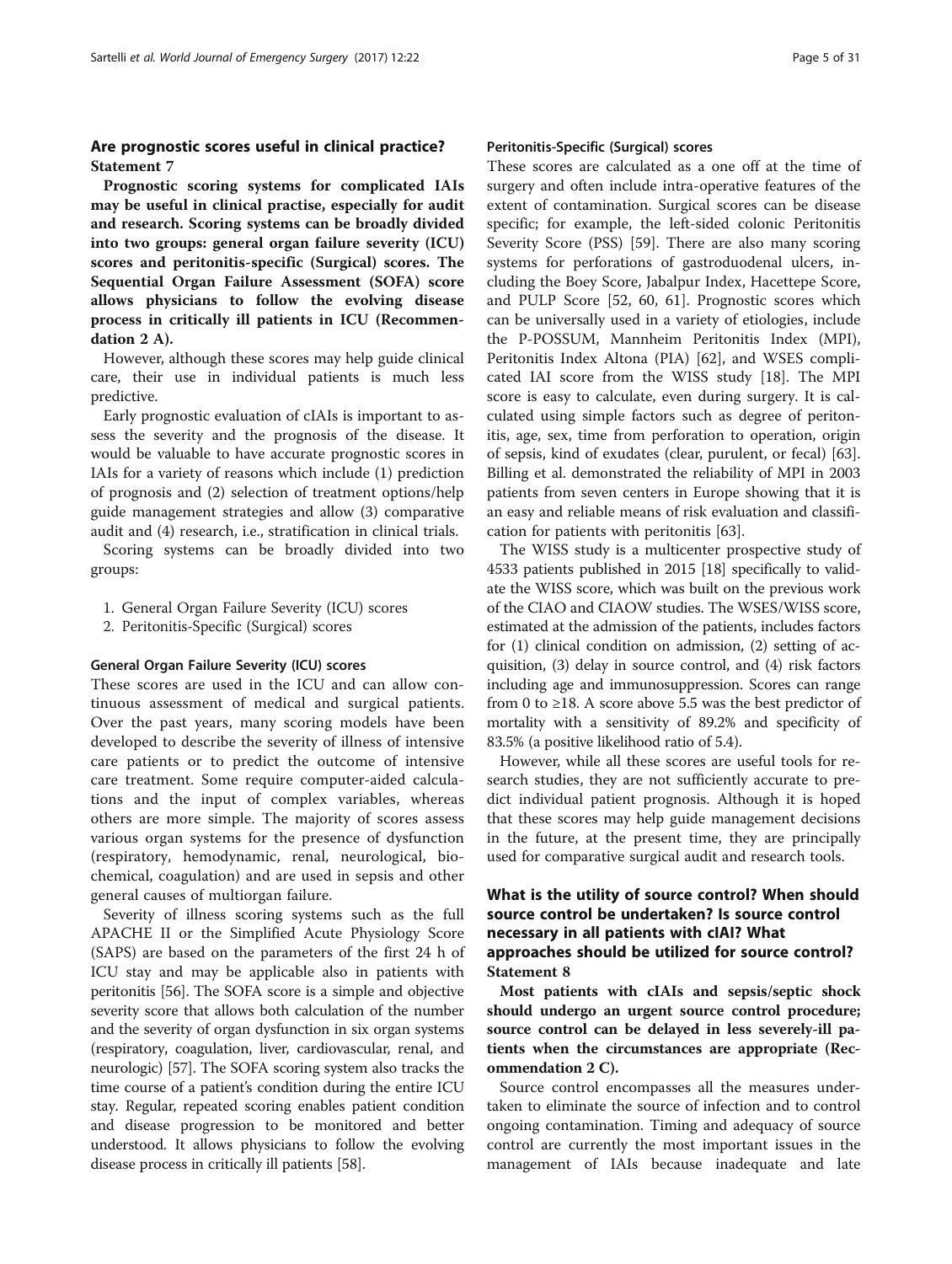## Are prognostic scores useful in clinical practice?

### Statement 7

**Prognostic scoring systems for complicated IAIs may be useful in clinical practise, especially for audit and research. Scoring systems can be broadly divided into two groups: general organ failure severity (ICU) scores and peritonitis-specific (Surgical) scores. The Sequential Organ Failure Assessment (SOFA) score allows physicians to follow the evolving disease process in critically ill patients in ICU (Recommendation 2 A).**

However, although these scores may help guide clinical care, their use in individual patients is much less predictive.

Early prognostic evaluation of cIAIs is important to assess the severity and the prognosis of the disease. It would be valuable to have accurate prognostic scores in IAIs for a variety of reasons which include (1) prediction of prognosis and (2) selection of treatment options/help guide management strategies and allow (3) comparative audit and (4) research, i.e., stratification in clinical trials.

Scoring systems can be broadly divided into two groups:

1. General Organ Failure Severity (ICU) scores
2. Peritonitis-Specific (Surgical) scores

#### General Organ Failure Severity (ICU) scores

These scores are used in the ICU and can allow continuous assessment of medical and surgical patients. Over the past years, many scoring models have been developed to describe the severity of illness of intensive care patients or to predict the outcome of intensive care treatment. Some require computer-aided calculations and the input of complex variables, whereas others are more simple. The majority of scores assess various organ systems for the presence of dysfunction (respiratory, hemodynamic, renal, neurological, biochemical, coagulation) and are used in sepsis and other general causes of multiorgan failure.

Severity of illness scoring systems such as the full APACHE II or the Simplified Acute Physiology Score (SAPS) are based on the parameters of the first 24 h of ICU stay and may be applicable also in patients with peritonitis [56]. The SOFA score is a simple and objective severity score that allows both calculation of the number and the severity of organ dysfunction in six organ systems (respiratory, coagulation, liver, cardiovascular, renal, and neurologic) [57]. The SOFA scoring system also tracks the time course of a patient's condition during the entire ICU stay. Regular, repeated scoring enables patient condition and disease progression to be monitored and better understood. It allows physicians to follow the evolving disease process in critically ill patients [58].

#### Peritonitis-Specific (Surgical) scores

These scores are calculated as a one off at the time of surgery and often include intra-operative features of the extent of contamination. Surgical scores can be disease specific; for example, the left-sided colonic Peritonitis Severity Score (PSS) [59]. There are also many scoring systems for perforations of gastroduodenal ulcers, including the Boey Score, Jabalpur Index, Hacettepe Score, and PULP Score [52, 60, 61]. Prognostic scores which can be universally used in a variety of etiologies, include the P-POSSUM, Mannheim Peritonitis Index (MPI), Peritonitis Index Altona (PIA) [62], and WSES complicated IAI score from the WISS study [18]. The MPI score is easy to calculate, even during surgery. It is calculated using simple factors such as degree of peritonitis, age, sex, time from perforation to operation, origin of sepsis, kind of exudates (clear, purulent, or fecal) [63]. Billing et al. demonstrated the reliability of MPI in 2003 patients from seven centers in Europe showing that it is an easy and reliable means of risk evaluation and classification for patients with peritonitis [63].

The WISS study is a multicenter prospective study of 4533 patients published in 2015 [18] specifically to validate the WISS score, which was built on the previous work of the CIAO and CIAOW studies. The WSES/WISS score, estimated at the admission of the patients, includes factors for (1) clinical condition on admission, (2) setting of acquisition, (3) delay in source control, and (4) risk factors including age and immunosuppression. Scores can range from 0 to ≥18. A score above 5.5 was the best predictor of mortality with a sensitivity of 89.2% and specificity of 83.5% (a positive likelihood ratio of 5.4).

However, while all these scores are useful tools for research studies, they are not sufficiently accurate to predict individual patient prognosis. Although it is hoped that these scores may help guide management decisions in the future, at the present time, they are principally used for comparative surgical audit and research tools.

## What is the utility of source control? When should source control be undertaken? Is source control necessary in all patients with cIAI? What approaches should be utilized for source control?

### Statement 8

**Most patients with cIAIs and sepsis/septic shock should undergo an urgent source control procedure; source control can be delayed in less severely-ill patients when the circumstances are appropriate (Recommendation 2 C).**

Source control encompasses all the measures undertaken to eliminate the source of infection and to control ongoing contamination. Timing and adequacy of source control are currently the most important issues in the management of IAIs because inadequate and late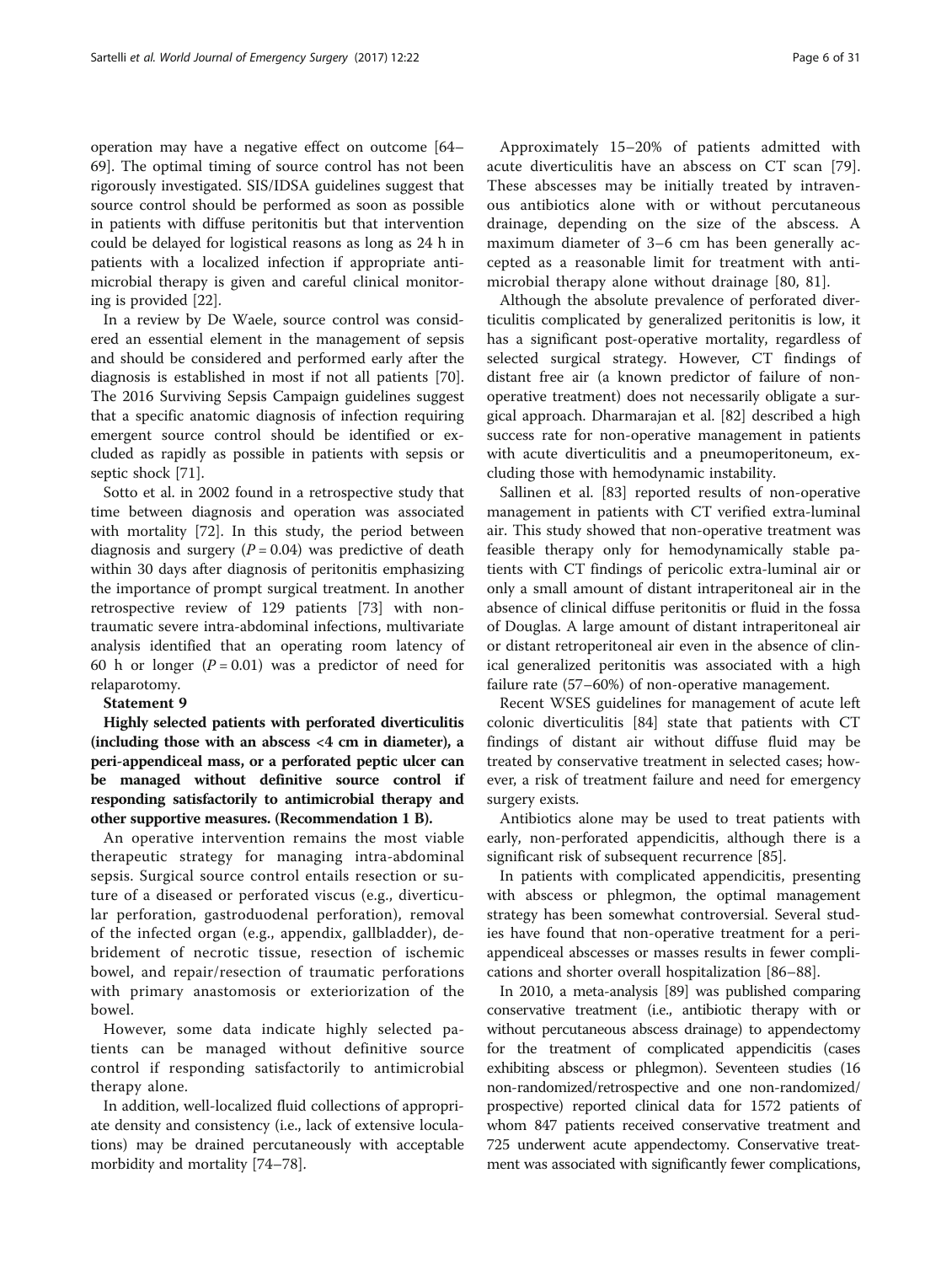operation may have a negative effect on outcome [64–69]. The optimal timing of source control has not been rigorously investigated. SIS/IDSA guidelines suggest that source control should be performed as soon as possible in patients with diffuse peritonitis but that intervention could be delayed for logistical reasons as long as 24 h in patients with a localized infection if appropriate antimicrobial therapy is given and careful clinical monitoring is provided [22].

In a review by De Waele, source control was considered an essential element in the management of sepsis and should be considered and performed early after the diagnosis is established in most if not all patients [70]. The 2016 Surviving Sepsis Campaign guidelines suggest that a specific anatomic diagnosis of infection requiring emergent source control should be identified or excluded as rapidly as possible in patients with sepsis or septic shock [71].

Sotto et al. in 2002 found in a retrospective study that time between diagnosis and operation was associated with mortality [72]. In this study, the period between diagnosis and surgery ($P = 0.04$) was predictive of death within 30 days after diagnosis of peritonitis emphasizing the importance of prompt surgical treatment. In another retrospective review of 129 patients [73] with non-traumatic severe intra-abdominal infections, multivariate analysis identified that an operating room latency of 60 h or longer ($P = 0.01$) was a predictor of need for relaparotomy.

**Statement 9**

**Highly selected patients with perforated diverticulitis (including those with an abscess <4 cm in diameter), a peri-appendiceal mass, or a perforated peptic ulcer can be managed without definitive source control if responding satisfactorily to antimicrobial therapy and other supportive measures. (Recommendation 1 B).**

An operative intervention remains the most viable therapeutic strategy for managing intra-abdominal sepsis. Surgical source control entails resection or suture of a diseased or perforated viscus (e.g., diverticular perforation, gastroduodenal perforation), removal of the infected organ (e.g., appendix, gallbladder), debridement of necrotic tissue, resection of ischemic bowel, and repair/resection of traumatic perforations with primary anastomosis or exteriorization of the bowel.

However, some data indicate highly selected patients can be managed without definitive source control if responding satisfactorily to antimicrobial therapy alone.

In addition, well-localized fluid collections of appropriate density and consistency (i.e., lack of extensive loculations) may be drained percutaneously with acceptable morbidity and mortality [74–78].

Approximately 15–20% of patients admitted with acute diverticulitis have an abscess on CT scan [79]. These abscesses may be initially treated by intravenous antibiotics alone with or without percutaneous drainage, depending on the size of the abscess. A maximum diameter of 3–6 cm has been generally accepted as a reasonable limit for treatment with antimicrobial therapy alone without drainage [80, 81].

Although the absolute prevalence of perforated diverticulitis complicated by generalized peritonitis is low, it has a significant post-operative mortality, regardless of selected surgical strategy. However, CT findings of distant free air (a known predictor of failure of non-operative treatment) does not necessarily obligate a surgical approach. Dharmarajan et al. [82] described a high success rate for non-operative management in patients with acute diverticulitis and a pneumoperitoneum, excluding those with hemodynamic instability.

Sallinen et al. [83] reported results of non-operative management in patients with CT verified extra-luminal air. This study showed that non-operative treatment was feasible therapy only for hemodynamically stable patients with CT findings of pericolic extra-luminal air or only a small amount of distant intraperitoneal air in the absence of clinical diffuse peritonitis or fluid in the fossa of Douglas. A large amount of distant intraperitoneal air or distant retroperitoneal air even in the absence of clinical generalized peritonitis was associated with a high failure rate (57–60%) of non-operative management.

Recent WSES guidelines for management of acute left colonic diverticulitis [84] state that patients with CT findings of distant air without diffuse fluid may be treated by conservative treatment in selected cases; however, a risk of treatment failure and need for emergency surgery exists.

Antibiotics alone may be used to treat patients with early, non-perforated appendicitis, although there is a significant risk of subsequent recurrence [85].

In patients with complicated appendicitis, presenting with abscess or phlegmon, the optimal management strategy has been somewhat controversial. Several studies have found that non-operative treatment for a peri-appendiceal abscesses or masses results in fewer complications and shorter overall hospitalization [86–88].

In 2010, a meta-analysis [89] was published comparing conservative treatment (i.e., antibiotic therapy with or without percutaneous abscess drainage) to appendectomy for the treatment of complicated appendicitis (cases exhibiting abscess or phlegmon). Seventeen studies (16 non-randomized/retrospective and one non-randomized/prospective) reported clinical data for 1572 patients of whom 847 patients received conservative treatment and 725 underwent acute appendectomy. Conservative treatment was associated with significantly fewer complications,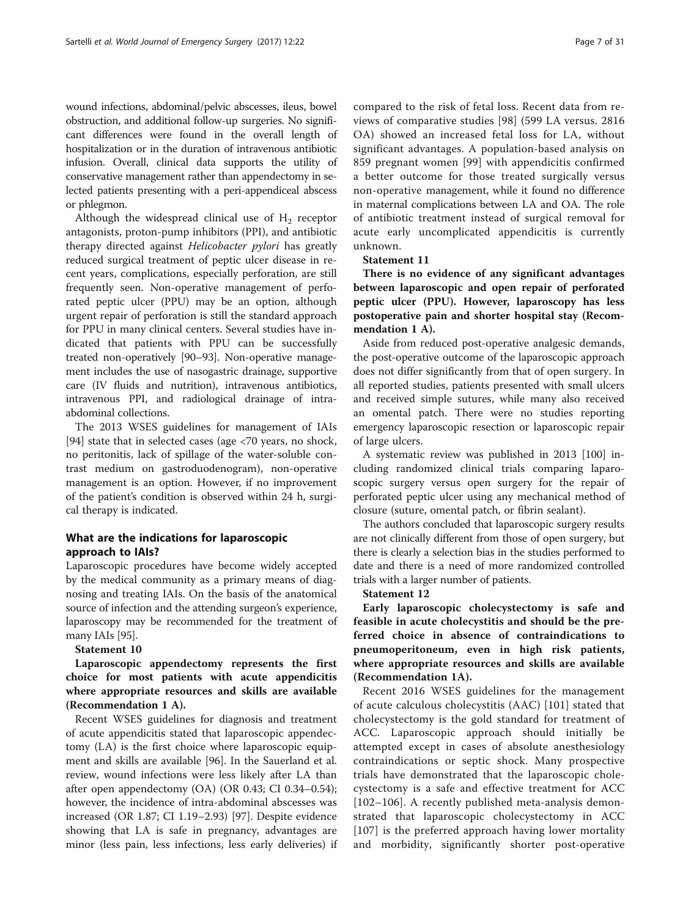wound infections, abdominal/pelvic abscesses, ileus, bowel obstruction, and additional follow-up surgeries. No significant differences were found in the overall length of hospitalization or in the duration of intravenous antibiotic infusion. Overall, clinical data supports the utility of conservative management rather than appendectomy in selected patients presenting with a peri-appendiceal abscess or phlegmon.

Although the widespread clinical use of $H_2$ receptor antagonists, proton-pump inhibitors (PPI), and antibiotic therapy directed against *Helicobacter pylori* has greatly reduced surgical treatment of peptic ulcer disease in recent years, complications, especially perforation, are still frequently seen. Non-operative management of perforated peptic ulcer (PPU) may be an option, although urgent repair of perforation is still the standard approach for PPU in many clinical centers. Several studies have indicated that patients with PPU can be successfully treated non-operatively [90–93]. Non-operative management includes the use of nasogastric drainage, supportive care (IV fluids and nutrition), intravenous antibiotics, intravenous PPI, and radiological drainage of intra-abdominal collections.

The 2013 WSES guidelines for management of IAIs [94] state that in selected cases (age <70 years, no shock, no peritonitis, lack of spillage of the water-soluble contrast medium on gastroduodenogram), non-operative management is an option. However, if no improvement of the patient's condition is observed within 24 h, surgical therapy is indicated.

## What are the indications for laparoscopic approach to IAIs?

Laparoscopic procedures have become widely accepted by the medical community as a primary means of diagnosing and treating IAIs. On the basis of the anatomical source of infection and the attending surgeon's experience, laparoscopy may be recommended for the treatment of many IAIs [95].

**Statement 10**

**Laparoscopic appendectomy represents the first choice for most patients with acute appendicitis where appropriate resources and skills are available (Recommendation 1 A).**

Recent WSES guidelines for diagnosis and treatment of acute appendicitis stated that laparoscopic appendectomy (LA) is the first choice where laparoscopic equipment and skills are available [96]. In the Sauerland et al. review, wound infections were less likely after LA than after open appendectomy (OA) (OR 0.43; CI 0.34–0.54); however, the incidence of intra-abdominal abscesses was increased (OR 1.87; CI 1.19–2.93) [97]. Despite evidence showing that LA is safe in pregnancy, advantages are minor (less pain, less infections, less early deliveries) if compared to the risk of fetal loss. Recent data from reviews of comparative studies [98] (599 LA versus. 2816 OA) showed an increased fetal loss for LA, without significant advantages. A population-based analysis on 859 pregnant women [99] with appendicitis confirmed a better outcome for those treated surgically versus non-operative management, while it found no difference in maternal complications between LA and OA. The role of antibiotic treatment instead of surgical removal for acute early uncomplicated appendicitis is currently unknown.

**Statement 11**

**There is no evidence of any significant advantages between laparoscopic and open repair of perforated peptic ulcer (PPU). However, laparoscopy has less postoperative pain and shorter hospital stay (Recommendation 1 A).**

Aside from reduced post-operative analgesic demands, the post-operative outcome of the laparoscopic approach does not differ significantly from that of open surgery. In all reported studies, patients presented with small ulcers and received simple sutures, while many also received an omental patch. There were no studies reporting emergency laparoscopic resection or laparoscopic repair of large ulcers.

A systematic review was published in 2013 [100] including randomized clinical trials comparing laparoscopic surgery versus open surgery for the repair of perforated peptic ulcer using any mechanical method of closure (suture, omental patch, or fibrin sealant).

The authors concluded that laparoscopic surgery results are not clinically different from those of open surgery, but there is clearly a selection bias in the studies performed to date and there is a need of more randomized controlled trials with a larger number of patients.

**Statement 12**

**Early laparoscopic cholecystectomy is safe and feasible in acute cholecystitis and should be the preferred choice in absence of contraindications to pneumoperitoneum, even in high risk patients, where appropriate resources and skills are available (Recommendation 1A).**

Recent 2016 WSES guidelines for the management of acute calculous cholecystitis (AAC) [101] stated that cholecystectomy is the gold standard for treatment of ACC. Laparoscopic approach should initially be attempted except in cases of absolute anesthesiology contraindications or septic shock. Many prospective trials have demonstrated that the laparoscopic cholecystectomy is a safe and effective treatment for ACC [102–106]. A recently published meta-analysis demonstrated that laparoscopic cholecystectomy in ACC [107] is the preferred approach having lower mortality and morbidity, significantly shorter post-operative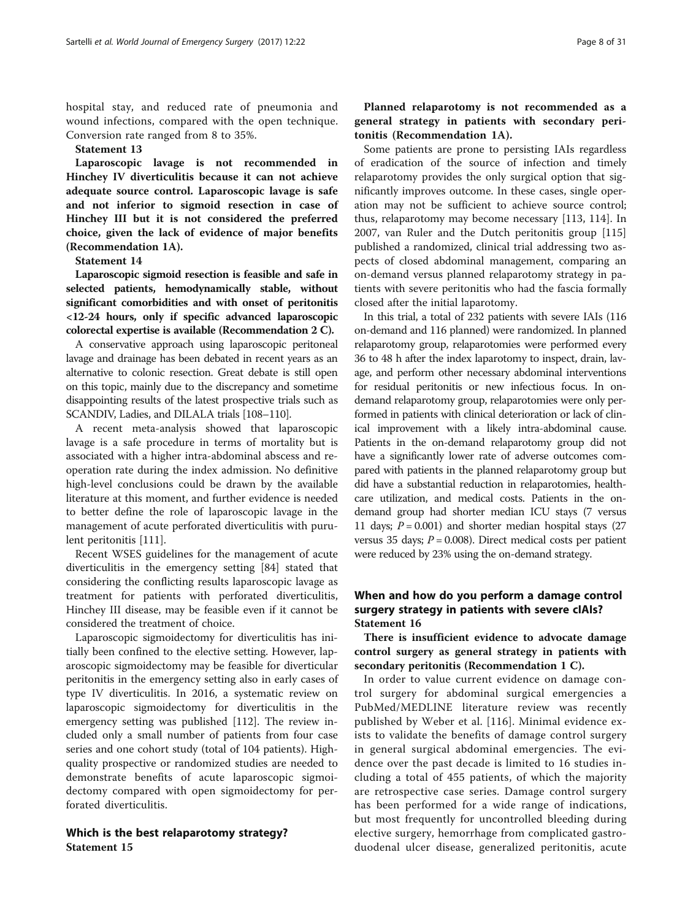hospital stay, and reduced rate of pneumonia and wound infections, compared with the open technique. Conversion rate ranged from 8 to 35%.

**Statement 13**

**Laparoscopic lavage is not recommended in Hinchey IV diverticulitis because it can not achieve adequate source control. Laparoscopic lavage is safe and not inferior to sigmoid resection in case of Hinchey III but it is not considered the preferred choice, given the lack of evidence of major benefits (Recommendation 1A).**

**Statement 14**

**Laparoscopic sigmoid resection is feasible and safe in selected patients, hemodynamically stable, without significant comorbidities and with onset of peritonitis <12-24 hours, only if specific advanced laparoscopic colorectal expertise is available (Recommendation 2 C).**

A conservative approach using laparoscopic peritoneal lavage and drainage has been debated in recent years as an alternative to colonic resection. Great debate is still open on this topic, mainly due to the discrepancy and sometime disappointing results of the latest prospective trials such as SCANDIV, Ladies, and DILALA trials [108–110].

A recent meta-analysis showed that laparoscopic lavage is a safe procedure in terms of mortality but is associated with a higher intra-abdominal abscess and reoperation rate during the index admission. No definitive high-level conclusions could be drawn by the available literature at this moment, and further evidence is needed to better define the role of laparoscopic lavage in the management of acute perforated diverticulitis with purulent peritonitis [111].

Recent WSES guidelines for the management of acute diverticulitis in the emergency setting [84] stated that considering the conflicting results laparoscopic lavage as treatment for patients with perforated diverticulitis, Hinchey III disease, may be feasible even if it cannot be considered the treatment of choice.

Laparoscopic sigmoidectomy for diverticulitis has initially been confined to the elective setting. However, laparoscopic sigmoidectomy may be feasible for diverticular peritonitis in the emergency setting also in early cases of type IV diverticulitis. In 2016, a systematic review on laparoscopic sigmoidectomy for diverticulitis in the emergency setting was published [112]. The review included only a small number of patients from four case series and one cohort study (total of 104 patients). High-quality prospective or randomized studies are needed to demonstrate benefits of acute laparoscopic sigmoidectomy compared with open sigmoidectomy for perforated diverticulitis.

## Which is the best relaparotomy strategy?

**Statement 15**

**Planned relaparotomy is not recommended as a general strategy in patients with secondary peritonitis (Recommendation 1A).**

Some patients are prone to persisting IAIs regardless of eradication of the source of infection and timely relaparotomy provides the only surgical option that significantly improves outcome. In these cases, single operation may not be sufficient to achieve source control; thus, relaparotomy may become necessary [113, 114]. In 2007, van Ruler and the Dutch peritonitis group [115] published a randomized, clinical trial addressing two aspects of closed abdominal management, comparing an on-demand versus planned relaparotomy strategy in patients with severe peritonitis who had the fascia formally closed after the initial laparotomy.

In this trial, a total of 232 patients with severe IAIs (116 on-demand and 116 planned) were randomized. In planned relaparotomy group, relaparotomies were performed every 36 to 48 h after the index laparotomy to inspect, drain, lavage, and perform other necessary abdominal interventions for residual peritonitis or new infectious focus. In on-demand relaparotomy group, relaparotomies were only performed in patients with clinical deterioration or lack of clinical improvement with a likely intra-abdominal cause. Patients in the on-demand relaparotomy group did not have a significantly lower rate of adverse outcomes compared with patients in the planned relaparotomy group but did have a substantial reduction in relaparotomies, healthcare utilization, and medical costs. Patients in the on-demand group had shorter median ICU stays (7 versus 11 days; $P = 0.001$) and shorter median hospital stays (27 versus 35 days; $P = 0.008$). Direct medical costs per patient were reduced by 23% using the on-demand strategy.

## When and how do you perform a damage control surgery strategy in patients with severe cIAIs?

**Statement 16**

**There is insufficient evidence to advocate damage control surgery as general strategy in patients with secondary peritonitis (Recommendation 1 C).**

In order to value current evidence on damage control surgery for abdominal surgical emergencies a PubMed/MEDLINE literature review was recently published by Weber et al. [116]. Minimal evidence exists to validate the benefits of damage control surgery in general surgical abdominal emergencies. The evidence over the past decade is limited to 16 studies including a total of 455 patients, of which the majority are retrospective case series. Damage control surgery has been performed for a wide range of indications, but most frequently for uncontrolled bleeding during elective surgery, hemorrhage from complicated gastroduodenal ulcer disease, generalized peritonitis, acute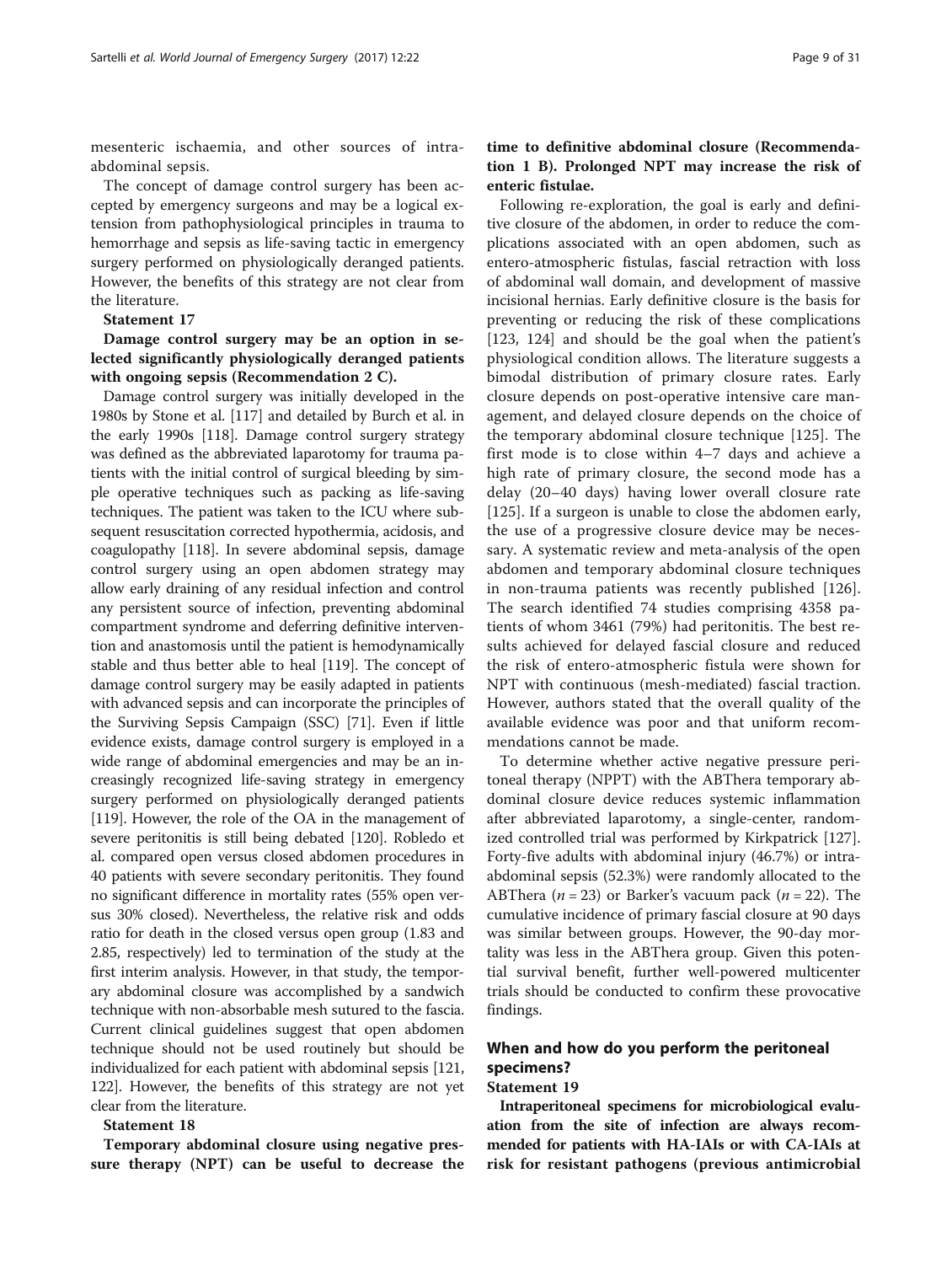mesenteric ischaemia, and other sources of intra-abdominal sepsis.

The concept of damage control surgery has been accepted by emergency surgeons and may be a logical extension from pathophysiological principles in trauma to hemorrhage and sepsis as life-saving tactic in emergency surgery performed on physiologically deranged patients. However, the benefits of this strategy are not clear from the literature.

**Statement 17**

**Damage control surgery may be an option in selected significantly physiologically deranged patients with ongoing sepsis (Recommendation 2 C).**

Damage control surgery was initially developed in the 1980s by Stone et al. [117] and detailed by Burch et al. in the early 1990s [118]. Damage control surgery strategy was defined as the abbreviated laparotomy for trauma patients with the initial control of surgical bleeding by simple operative techniques such as packing as life-saving techniques. The patient was taken to the ICU where subsequent resuscitation corrected hypothermia, acidosis, and coagulopathy [118]. In severe abdominal sepsis, damage control surgery using an open abdomen strategy may allow early draining of any residual infection and control any persistent source of infection, preventing abdominal compartment syndrome and deferring definitive intervention and anastomosis until the patient is hemodynamically stable and thus better able to heal [119]. The concept of damage control surgery may be easily adapted in patients with advanced sepsis and can incorporate the principles of the Surviving Sepsis Campaign (SSC) [71]. Even if little evidence exists, damage control surgery is employed in a wide range of abdominal emergencies and may be an increasingly recognized life-saving strategy in emergency surgery performed on physiologically deranged patients [119]. However, the role of the OA in the management of severe peritonitis is still being debated [120]. Robledo et al. compared open versus closed abdomen procedures in 40 patients with severe secondary peritonitis. They found no significant difference in mortality rates (55% open versus 30% closed). Nevertheless, the relative risk and odds ratio for death in the closed versus open group (1.83 and 2.85, respectively) led to termination of the study at the first interim analysis. However, in that study, the temporary abdominal closure was accomplished by a sandwich technique with non-absorbable mesh sutured to the fascia. Current clinical guidelines suggest that open abdomen technique should not be used routinely but should be individualized for each patient with abdominal sepsis [121, 122]. However, the benefits of this strategy are not yet clear from the literature.

**Statement 18**

**Temporary abdominal closure using negative pressure therapy (NPT) can be useful to decrease the time to definitive abdominal closure (Recommendation 1 B). Prolonged NPT may increase the risk of enteric fistulae.**

Following re-exploration, the goal is early and definitive closure of the abdomen, in order to reduce the complications associated with an open abdomen, such as entero-atmospheric fistulas, fascial retraction with loss of abdominal wall domain, and development of massive incisional hernias. Early definitive closure is the basis for preventing or reducing the risk of these complications [123, 124] and should be the goal when the patient's physiological condition allows. The literature suggests a bimodal distribution of primary closure rates. Early closure depends on post-operative intensive care management, and delayed closure depends on the choice of the temporary abdominal closure technique [125]. The first mode is to close within 4–7 days and achieve a high rate of primary closure, the second mode has a delay (20–40 days) having lower overall closure rate [125]. If a surgeon is unable to close the abdomen early, the use of a progressive closure device may be necessary. A systematic review and meta-analysis of the open abdomen and temporary abdominal closure techniques in non-trauma patients was recently published [126]. The search identified 74 studies comprising 4358 patients of whom 3461 (79%) had peritonitis. The best results achieved for delayed fascial closure and reduced the risk of entero-atmospheric fistula were shown for NPT with continuous (mesh-mediated) fascial traction. However, authors stated that the overall quality of the available evidence was poor and that uniform recommendations cannot be made.

To determine whether active negative pressure peritoneal therapy (NPPT) with the ABThera temporary abdominal closure device reduces systemic inflammation after abbreviated laparotomy, a single-center, randomized controlled trial was performed by Kirkpatrick [127]. Forty-five adults with abdominal injury (46.7%) or intra-abdominal sepsis (52.3%) were randomly allocated to the ABThera (*n* = 23) or Barker's vacuum pack (*n* = 22). The cumulative incidence of primary fascial closure at 90 days was similar between groups. However, the 90-day mortality was less in the ABThera group. Given this potential survival benefit, further well-powered multicenter trials should be conducted to confirm these provocative findings.

## When and how do you perform the peritoneal specimens?

**Statement 19**

**Intraperitoneal specimens for microbiological evaluation from the site of infection are always recommended for patients with HA-IAIs or with CA-IAIs at risk for resistant pathogens (previous antimicrobial**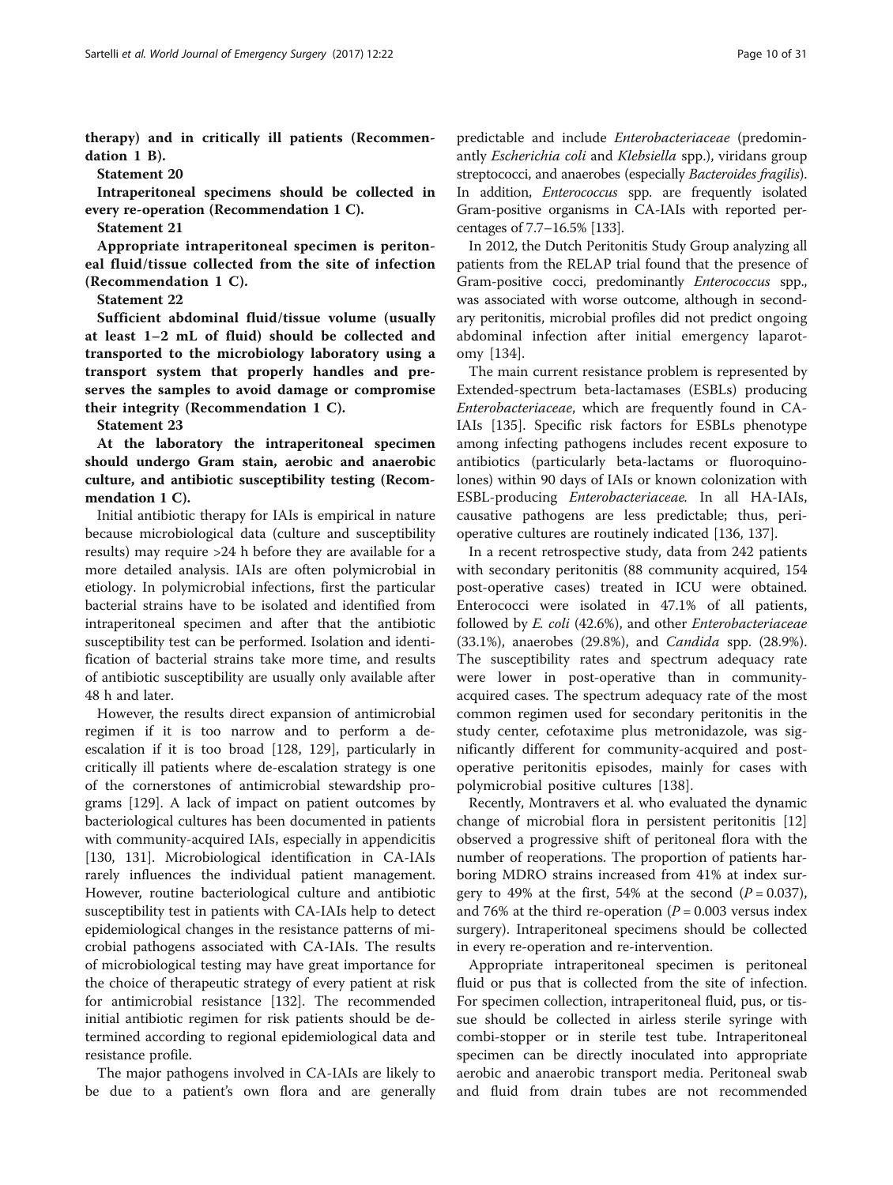**therapy) and in critically ill patients (Recommendation 1 B).**

**Statement 20**

**Intraperitoneal specimens should be collected in every re-operation (Recommendation 1 C).**

**Statement 21**

**Appropriate intraperitoneal specimen is peritoneal fluid/tissue collected from the site of infection (Recommendation 1 C).**

**Statement 22**

**Sufficient abdominal fluid/tissue volume (usually at least 1–2 mL of fluid) should be collected and transported to the microbiology laboratory using a transport system that properly handles and preserves the samples to avoid damage or compromise their integrity (Recommendation 1 C).**

**Statement 23**

**At the laboratory the intraperitoneal specimen should undergo Gram stain, aerobic and anaerobic culture, and antibiotic susceptibility testing (Recommendation 1 C).**

Initial antibiotic therapy for IAIs is empirical in nature because microbiological data (culture and susceptibility results) may require >24 h before they are available for a more detailed analysis. IAIs are often polymicrobial in etiology. In polymicrobial infections, first the particular bacterial strains have to be isolated and identified from intraperitoneal specimen and after that the antibiotic susceptibility test can be performed. Isolation and identification of bacterial strains take more time, and results of antibiotic susceptibility are usually only available after 48 h and later.

However, the results direct expansion of antimicrobial regimen if it is too narrow and to perform a de-escalation if it is too broad [128, 129], particularly in critically ill patients where de-escalation strategy is one of the cornerstones of antimicrobial stewardship programs [129]. A lack of impact on patient outcomes by bacteriological cultures has been documented in patients with community-acquired IAIs, especially in appendicitis [130, 131]. Microbiological identification in CA-IAIs rarely influences the individual patient management. However, routine bacteriological culture and antibiotic susceptibility test in patients with CA-IAIs help to detect epidemiological changes in the resistance patterns of microbial pathogens associated with CA-IAIs. The results of microbiological testing may have great importance for the choice of therapeutic strategy of every patient at risk for antimicrobial resistance [132]. The recommended initial antibiotic regimen for risk patients should be determined according to regional epidemiological data and resistance profile.

The major pathogens involved in CA-IAIs are likely to be due to a patient's own flora and are generally predictable and include *Enterobacteriaceae* (predominantly *Escherichia coli* and *Klebsiella* spp.), viridans group streptococci, and anaerobes (especially *Bacteroides fragilis*). In addition, *Enterococcus* spp. are frequently isolated Gram-positive organisms in CA-IAIs with reported percentages of 7.7–16.5% [133].

In 2012, the Dutch Peritonitis Study Group analyzing all patients from the RELAP trial found that the presence of Gram-positive cocci, predominantly *Enterococcus* spp., was associated with worse outcome, although in secondary peritonitis, microbial profiles did not predict ongoing abdominal infection after initial emergency laparotomy [134].

The main current resistance problem is represented by Extended-spectrum beta-lactamases (ESBLs) producing *Enterobacteriaceae*, which are frequently found in CA-IAIs [135]. Specific risk factors for ESBLs phenotype among infecting pathogens includes recent exposure to antibiotics (particularly beta-lactams or fluoroquinolones) within 90 days of IAIs or known colonization with ESBL-producing *Enterobacteriaceae.* In all HA-IAIs, causative pathogens are less predictable; thus, perioperative cultures are routinely indicated [136, 137].

In a recent retrospective study, data from 242 patients with secondary peritonitis (88 community acquired, 154 post-operative cases) treated in ICU were obtained. Enterococci were isolated in 47.1% of all patients, followed by *E. coli* (42.6%), and other *Enterobacteriaceae* (33.1%), anaerobes (29.8%), and *Candida* spp. (28.9%). The susceptibility rates and spectrum adequacy rate were lower in post-operative than in community-acquired cases. The spectrum adequacy rate of the most common regimen used for secondary peritonitis in the study center, cefotaxime plus metronidazole, was significantly different for community-acquired and post-operative peritonitis episodes, mainly for cases with polymicrobial positive cultures [138].

Recently, Montravers et al. who evaluated the dynamic change of microbial flora in persistent peritonitis [12] observed a progressive shift of peritoneal flora with the number of reoperations. The proportion of patients harboring MDRO strains increased from 41% at index surgery to 49% at the first, 54% at the second ($P = 0.037$), and 76% at the third re-operation ($P = 0.003$ versus index surgery). Intraperitoneal specimens should be collected in every re-operation and re-intervention.

Appropriate intraperitoneal specimen is peritoneal fluid or pus that is collected from the site of infection. For specimen collection, intraperitoneal fluid, pus, or tissue should be collected in airless sterile syringe with combi-stopper or in sterile test tube. Intraperitoneal specimen can be directly inoculated into appropriate aerobic and anaerobic transport media. Peritoneal swab and fluid from drain tubes are not recommended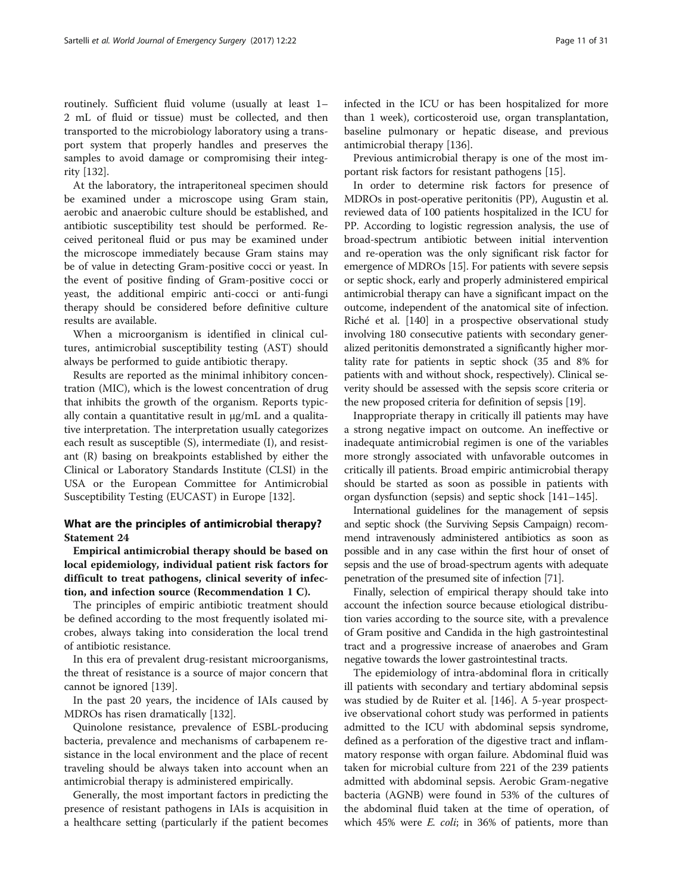routinely. Sufficient fluid volume (usually at least 1–2 mL of fluid or tissue) must be collected, and then transported to the microbiology laboratory using a transport system that properly handles and preserves the samples to avoid damage or compromising their integrity [132].

At the laboratory, the intraperitoneal specimen should be examined under a microscope using Gram stain, aerobic and anaerobic culture should be established, and antibiotic susceptibility test should be performed. Received peritoneal fluid or pus may be examined under the microscope immediately because Gram stains may be of value in detecting Gram-positive cocci or yeast. In the event of positive finding of Gram-positive cocci or yeast, the additional empiric anti-cocci or anti-fungi therapy should be considered before definitive culture results are available.

When a microorganism is identified in clinical cultures, antimicrobial susceptibility testing (AST) should always be performed to guide antibiotic therapy.

Results are reported as the minimal inhibitory concentration (MIC), which is the lowest concentration of drug that inhibits the growth of the organism. Reports typically contain a quantitative result in μg/mL and a qualitative interpretation. The interpretation usually categorizes each result as susceptible (S), intermediate (I), and resistant (R) basing on breakpoints established by either the Clinical or Laboratory Standards Institute (CLSI) in the USA or the European Committee for Antimicrobial Susceptibility Testing (EUCAST) in Europe [132].

## What are the principles of antimicrobial therapy?

### Statement 24

**Empirical antimicrobial therapy should be based on local epidemiology, individual patient risk factors for difficult to treat pathogens, clinical severity of infection, and infection source (Recommendation 1 C).**

The principles of empiric antibiotic treatment should be defined according to the most frequently isolated microbes, always taking into consideration the local trend of antibiotic resistance.

In this era of prevalent drug-resistant microorganisms, the threat of resistance is a source of major concern that cannot be ignored [139].

In the past 20 years, the incidence of IAIs caused by MDROs has risen dramatically [132].

Quinolone resistance, prevalence of ESBL-producing bacteria, prevalence and mechanisms of carbapenem resistance in the local environment and the place of recent traveling should be always taken into account when an antimicrobial therapy is administered empirically.

Generally, the most important factors in predicting the presence of resistant pathogens in IAIs is acquisition in a healthcare setting (particularly if the patient becomes infected in the ICU or has been hospitalized for more than 1 week), corticosteroid use, organ transplantation, baseline pulmonary or hepatic disease, and previous antimicrobial therapy [136].

Previous antimicrobial therapy is one of the most important risk factors for resistant pathogens [15].

In order to determine risk factors for presence of MDROs in post-operative peritonitis (PP), Augustin et al. reviewed data of 100 patients hospitalized in the ICU for PP. According to logistic regression analysis, the use of broad-spectrum antibiotic between initial intervention and re-operation was the only significant risk factor for emergence of MDROs [15]. For patients with severe sepsis or septic shock, early and properly administered empirical antimicrobial therapy can have a significant impact on the outcome, independent of the anatomical site of infection. Riché et al. [140] in a prospective observational study involving 180 consecutive patients with secondary generalized peritonitis demonstrated a significantly higher mortality rate for patients in septic shock (35 and 8% for patients with and without shock, respectively). Clinical severity should be assessed with the sepsis score criteria or the new proposed criteria for definition of sepsis [19].

Inappropriate therapy in critically ill patients may have a strong negative impact on outcome. An ineffective or inadequate antimicrobial regimen is one of the variables more strongly associated with unfavorable outcomes in critically ill patients. Broad empiric antimicrobial therapy should be started as soon as possible in patients with organ dysfunction (sepsis) and septic shock [141–145].

International guidelines for the management of sepsis and septic shock (the Surviving Sepsis Campaign) recommend intravenously administered antibiotics as soon as possible and in any case within the first hour of onset of sepsis and the use of broad-spectrum agents with adequate penetration of the presumed site of infection [71].

Finally, selection of empirical therapy should take into account the infection source because etiological distribution varies according to the source site, with a prevalence of Gram positive and Candida in the high gastrointestinal tract and a progressive increase of anaerobes and Gram negative towards the lower gastrointestinal tracts.

The epidemiology of intra-abdominal flora in critically ill patients with secondary and tertiary abdominal sepsis was studied by de Ruiter et al. [146]. A 5-year prospective observational cohort study was performed in patients admitted to the ICU with abdominal sepsis syndrome, defined as a perforation of the digestive tract and inflammatory response with organ failure. Abdominal fluid was taken for microbial culture from 221 of the 239 patients admitted with abdominal sepsis. Aerobic Gram-negative bacteria (AGNB) were found in 53% of the cultures of the abdominal fluid taken at the time of operation, of which 45% were *E. coli*; in 36% of patients, more than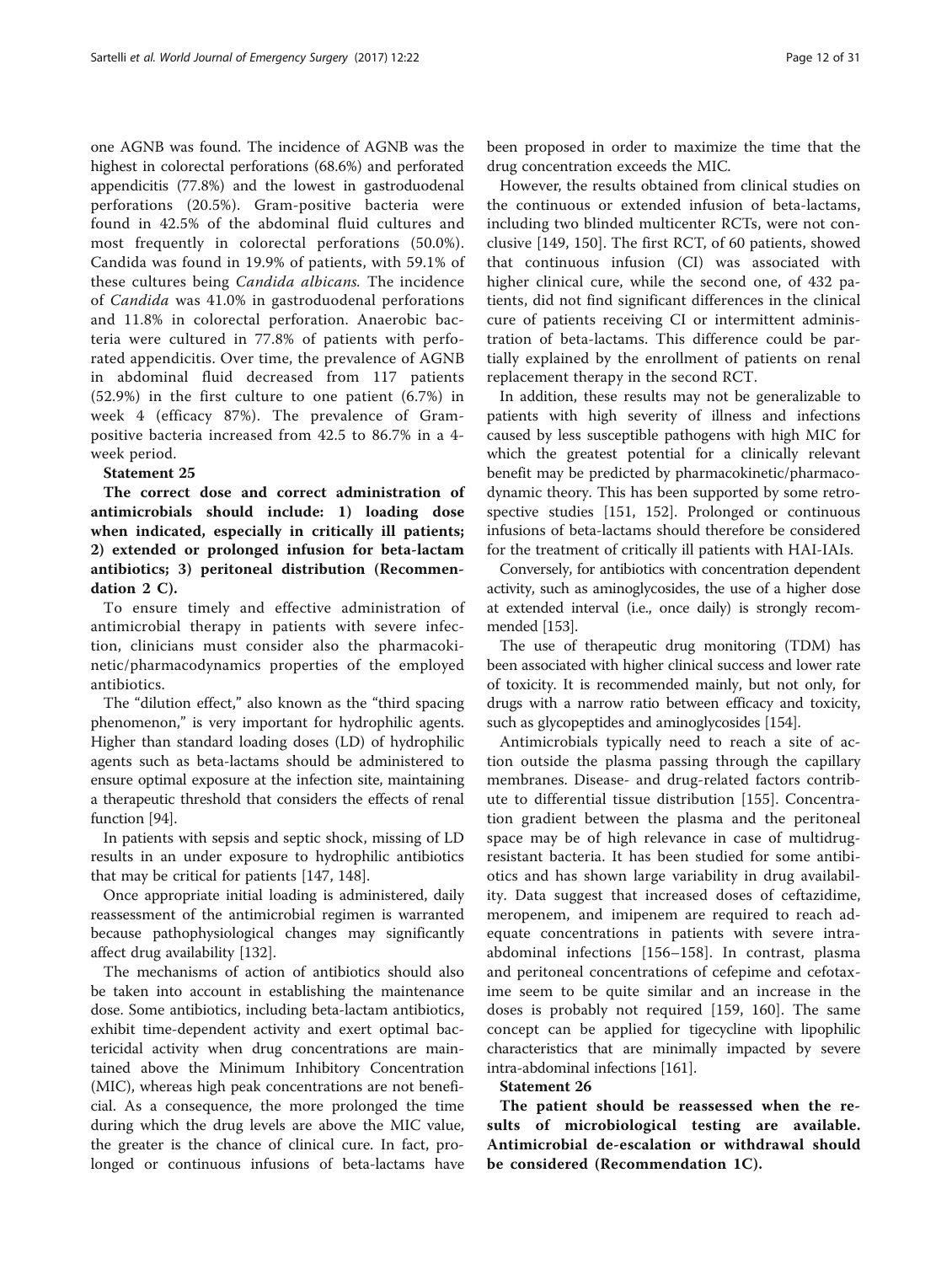one AGNB was found. The incidence of AGNB was the highest in colorectal perforations (68.6%) and perforated appendicitis (77.8%) and the lowest in gastroduodenal perforations (20.5%). Gram-positive bacteria were found in 42.5% of the abdominal fluid cultures and most frequently in colorectal perforations (50.0%). Candida was found in 19.9% of patients, with 59.1% of these cultures being *Candida albicans*. The incidence of *Candida* was 41.0% in gastroduodenal perforations and 11.8% in colorectal perforation. Anaerobic bacteria were cultured in 77.8% of patients with perforated appendicitis. Over time, the prevalence of AGNB in abdominal fluid decreased from 117 patients (52.9%) in the first culture to one patient (6.7%) in week 4 (efficacy 87%). The prevalence of Gram-positive bacteria increased from 42.5 to 86.7% in a 4-week period.

**Statement 25**

**The correct dose and correct administration of antimicrobials should include: 1) loading dose when indicated, especially in critically ill patients; 2) extended or prolonged infusion for beta-lactam antibiotics; 3) peritoneal distribution (Recommendation 2 C).**

To ensure timely and effective administration of antimicrobial therapy in patients with severe infection, clinicians must consider also the pharmacokinetic/pharmacodynamics properties of the employed antibiotics.

The "dilution effect," also known as the "third spacing phenomenon," is very important for hydrophilic agents. Higher than standard loading doses (LD) of hydrophilic agents such as beta-lactams should be administered to ensure optimal exposure at the infection site, maintaining a therapeutic threshold that considers the effects of renal function [94].

In patients with sepsis and septic shock, missing of LD results in an under exposure to hydrophilic antibiotics that may be critical for patients [147, 148].

Once appropriate initial loading is administered, daily reassessment of the antimicrobial regimen is warranted because pathophysiological changes may significantly affect drug availability [132].

The mechanisms of action of antibiotics should also be taken into account in establishing the maintenance dose. Some antibiotics, including beta-lactam antibiotics, exhibit time-dependent activity and exert optimal bactericidal activity when drug concentrations are maintained above the Minimum Inhibitory Concentration (MIC), whereas high peak concentrations are not beneficial. As a consequence, the more prolonged the time during which the drug levels are above the MIC value, the greater is the chance of clinical cure. In fact, prolonged or continuous infusions of beta-lactams have been proposed in order to maximize the time that the drug concentration exceeds the MIC.

However, the results obtained from clinical studies on the continuous or extended infusion of beta-lactams, including two blinded multicenter RCTs, were not conclusive [149, 150]. The first RCT, of 60 patients, showed that continuous infusion (CI) was associated with higher clinical cure, while the second one, of 432 patients, did not find significant differences in the clinical cure of patients receiving CI or intermittent administration of beta-lactams. This difference could be partially explained by the enrollment of patients on renal replacement therapy in the second RCT.

In addition, these results may not be generalizable to patients with high severity of illness and infections caused by less susceptible pathogens with high MIC for which the greatest potential for a clinically relevant benefit may be predicted by pharmacokinetic/pharmacodynamic theory. This has been supported by some retrospective studies [151, 152]. Prolonged or continuous infusions of beta-lactams should therefore be considered for the treatment of critically ill patients with HAI-IAIs.

Conversely, for antibiotics with concentration dependent activity, such as aminoglycosides, the use of a higher dose at extended interval (i.e., once daily) is strongly recommended [153].

The use of therapeutic drug monitoring (TDM) has been associated with higher clinical success and lower rate of toxicity. It is recommended mainly, but not only, for drugs with a narrow ratio between efficacy and toxicity, such as glycopeptides and aminoglycosides [154].

Antimicrobials typically need to reach a site of action outside the plasma passing through the capillary membranes. Disease- and drug-related factors contribute to differential tissue distribution [155]. Concentration gradient between the plasma and the peritoneal space may be of high relevance in case of multidrug-resistant bacteria. It has been studied for some antibiotics and has shown large variability in drug availability. Data suggest that increased doses of ceftazidime, meropenem, and imipenem are required to reach adequate concentrations in patients with severe intra-abdominal infections [156–158]. In contrast, plasma and peritoneal concentrations of cefepime and cefotaxime seem to be quite similar and an increase in the doses is probably not required [159, 160]. The same concept can be applied for tigecycline with lipophilic characteristics that are minimally impacted by severe intra-abdominal infections [161].

**Statement 26**

**The patient should be reassessed when the results of microbiological testing are available. Antimicrobial de-escalation or withdrawal should be considered (Recommendation 1C).**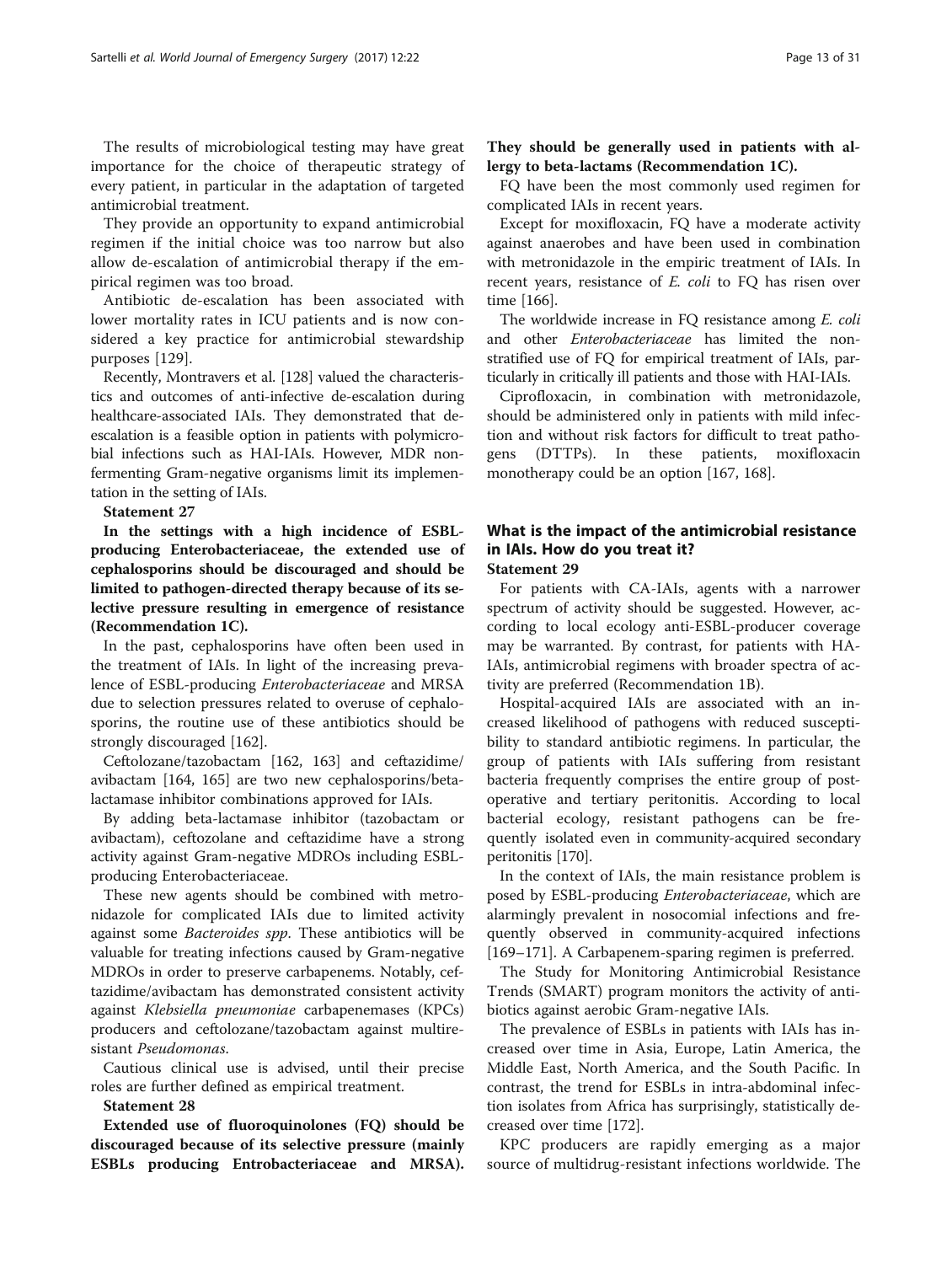The results of microbiological testing may have great importance for the choice of therapeutic strategy of every patient, in particular in the adaptation of targeted antimicrobial treatment.

They provide an opportunity to expand antimicrobial regimen if the initial choice was too narrow but also allow de-escalation of antimicrobial therapy if the empirical regimen was too broad.

Antibiotic de-escalation has been associated with lower mortality rates in ICU patients and is now considered a key practice for antimicrobial stewardship purposes [129].

Recently, Montravers et al. [128] valued the characteristics and outcomes of anti-infective de-escalation during healthcare-associated IAIs. They demonstrated that de-escalation is a feasible option in patients with polymicrobial infections such as HAI-IAIs. However, MDR nonfermenting Gram-negative organisms limit its implementation in the setting of IAIs.

**Statement 27**

**In the settings with a high incidence of ESBL-producing Enterobacteriaceae, the extended use of cephalosporins should be discouraged and should be limited to pathogen-directed therapy because of its selective pressure resulting in emergence of resistance (Recommendation 1C).**

In the past, cephalosporins have often been used in the treatment of IAIs. In light of the increasing prevalence of ESBL-producing *Enterobacteriaceae* and MRSA due to selection pressures related to overuse of cephalosporins, the routine use of these antibiotics should be strongly discouraged [162].

Ceftolozane/tazobactam [162, 163] and ceftazidime/avibactam [164, 165] are two new cephalosporins/beta-lactamase inhibitor combinations approved for IAIs.

By adding beta-lactamase inhibitor (tazobactam or avibactam), ceftozolane and ceftazidime have a strong activity against Gram-negative MDROs including ESBL-producing Enterobacteriaceae.

These new agents should be combined with metronidazole for complicated IAIs due to limited activity against some *Bacteroides spp*. These antibiotics will be valuable for treating infections caused by Gram-negative MDROs in order to preserve carbapenems. Notably, ceftazidime/avibactam has demonstrated consistent activity against *Klebsiella pneumoniae* carbapenemases (KPCs) producers and ceftolozane/tazobactam against multiresistant *Pseudomonas*.

Cautious clinical use is advised, until their precise roles are further defined as empirical treatment.

**Statement 28**

**Extended use of fluoroquinolones (FQ) should be discouraged because of its selective pressure (mainly ESBLs producing Entrobacteriaceae and MRSA). They should be generally used in patients with allergy to beta-lactams (Recommendation 1C).**

FQ have been the most commonly used regimen for complicated IAIs in recent years.

Except for moxifloxacin, FQ have a moderate activity against anaerobes and have been used in combination with metronidazole in the empiric treatment of IAIs. In recent years, resistance of *E. coli* to FQ has risen over time [166].

The worldwide increase in FQ resistance among *E. coli* and other *Enterobacteriaceae* has limited the non-stratified use of FQ for empirical treatment of IAIs, particularly in critically ill patients and those with HAI-IAIs.

Ciprofloxacin, in combination with metronidazole, should be administered only in patients with mild infection and without risk factors for difficult to treat pathogens (DTTPs). In these patients, moxifloxacin monotherapy could be an option [167, 168].

## What is the impact of the antimicrobial resistance in IAIs. How do you treat it?

**Statement 29**

For patients with CA-IAIs, agents with a narrower spectrum of activity should be suggested. However, according to local ecology anti-ESBL-producer coverage may be warranted. By contrast, for patients with HA-IAIs, antimicrobial regimens with broader spectra of activity are preferred (Recommendation 1B).

Hospital-acquired IAIs are associated with an increased likelihood of pathogens with reduced susceptibility to standard antibiotic regimens. In particular, the group of patients with IAIs suffering from resistant bacteria frequently comprises the entire group of post-operative and tertiary peritonitis. According to local bacterial ecology, resistant pathogens can be frequently isolated even in community-acquired secondary peritonitis [170].

In the context of IAIs, the main resistance problem is posed by ESBL-producing *Enterobacteriaceae*, which are alarmingly prevalent in nosocomial infections and frequently observed in community-acquired infections [169–171]. A Carbapenem-sparing regimen is preferred.

The Study for Monitoring Antimicrobial Resistance Trends (SMART) program monitors the activity of antibiotics against aerobic Gram-negative IAIs.

The prevalence of ESBLs in patients with IAIs has increased over time in Asia, Europe, Latin America, the Middle East, North America, and the South Pacific. In contrast, the trend for ESBLs in intra-abdominal infection isolates from Africa has surprisingly, statistically decreased over time [172].

KPC producers are rapidly emerging as a major source of multidrug-resistant infections worldwide. The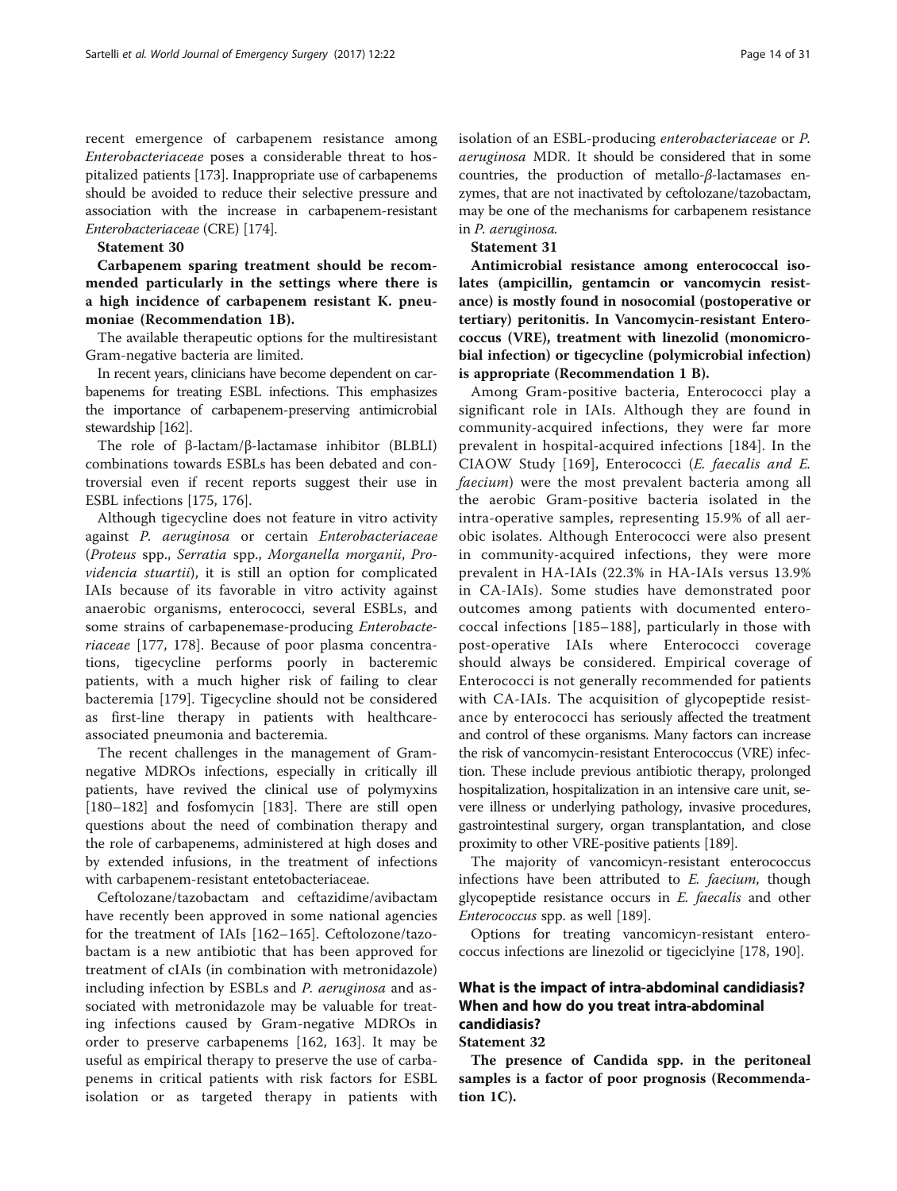recent emergence of carbapenem resistance among *Enterobacteriaceae* poses a considerable threat to hospitalized patients [173]. Inappropriate use of carbapenems should be avoided to reduce their selective pressure and association with the increase in carbapenem-resistant *Enterobacteriaceae* (CRE) [174].

**Statement 30**

**Carbapenem sparing treatment should be recommended particularly in the settings where there is a high incidence of carbapenem resistant K. pneumoniae (Recommendation 1B).**

The available therapeutic options for the multiresistant Gram-negative bacteria are limited.

In recent years, clinicians have become dependent on carbapenems for treating ESBL infections. This emphasizes the importance of carbapenem-preserving antimicrobial stewardship [162].

The role of β-lactam/β-lactamase inhibitor (BLBLI) combinations towards ESBLs has been debated and controversial even if recent reports suggest their use in ESBL infections [175, 176].

Although tigecycline does not feature in vitro activity against *P. aeruginosa* or certain *Enterobacteriaceae* (*Proteus* spp., *Serratia* spp., *Morganella morganii*, *Providencia stuartii*), it is still an option for complicated IAIs because of its favorable in vitro activity against anaerobic organisms, enterococci, several ESBLs, and some strains of carbapenemase-producing *Enterobacteriaceae* [177, 178]. Because of poor plasma concentrations, tigecycline performs poorly in bacteremic patients, with a much higher risk of failing to clear bacteremia [179]. Tigecycline should not be considered as first-line therapy in patients with healthcare-associated pneumonia and bacteremia.

The recent challenges in the management of Gram-negative MDROs infections, especially in critically ill patients, have revived the clinical use of polymyxins [180–182] and fosfomycin [183]. There are still open questions about the need of combination therapy and the role of carbapenems, administered at high doses and by extended infusions, in the treatment of infections with carbapenem-resistant entetobacteriaceae.

Ceftolozane/tazobactam and ceftazidime/avibactam have recently been approved in some national agencies for the treatment of IAIs [162–165]. Ceftolozone/tazobactam is a new antibiotic that has been approved for treatment of cIAIs (in combination with metronidazole) including infection by ESBLs and *P. aeruginosa* and associated with metronidazole may be valuable for treating infections caused by Gram-negative MDROs in order to preserve carbapenems [162, 163]. It may be useful as empirical therapy to preserve the use of carbapenems in critical patients with risk factors for ESBL isolation or as targeted therapy in patients with isolation of an ESBL-producing *enterobacteriaceae* or *P. aeruginosa* MDR. It should be considered that in some countries, the production of metallo-*β*-lactamase*s* enzymes, that are not inactivated by ceftolozane/tazobactam, may be one of the mechanisms for carbapenem resistance in *P. aeruginosa.*

**Statement 31**

**Antimicrobial resistance among enterococcal isolates (ampicillin, gentamcin or vancomycin resistance) is mostly found in nosocomial (postoperative or tertiary) peritonitis. In Vancomycin-resistant Enterococcus (VRE), treatment with linezolid (monomicrobial infection) or tigecycline (polymicrobial infection) is appropriate (Recommendation 1 B).**

Among Gram-positive bacteria, Enterococci play a significant role in IAIs. Although they are found in community-acquired infections, they were far more prevalent in hospital-acquired infections [184]. In the CIAOW Study [169], Enterococci (*E. faecalis and E. faecium*) were the most prevalent bacteria among all the aerobic Gram-positive bacteria isolated in the intra-operative samples, representing 15.9% of all aerobic isolates. Although Enterococci were also present in community-acquired infections, they were more prevalent in HA-IAIs (22.3% in HA-IAIs versus 13.9% in CA-IAIs). Some studies have demonstrated poor outcomes among patients with documented enterococcal infections [185–188], particularly in those with post-operative IAIs where Enterococci coverage should always be considered. Empirical coverage of Enterococci is not generally recommended for patients with CA-IAIs. The acquisition of glycopeptide resistance by enterococci has seriously affected the treatment and control of these organisms. Many factors can increase the risk of vancomycin-resistant Enterococcus (VRE) infection. These include previous antibiotic therapy, prolonged hospitalization, hospitalization in an intensive care unit, severe illness or underlying pathology, invasive procedures, gastrointestinal surgery, organ transplantation, and close proximity to other VRE-positive patients [189].

The majority of vancomicyn-resistant enterococcus infections have been attributed to *E. faecium*, though glycopeptide resistance occurs in *E. faecalis* and other *Enterococcus* spp. as well [189].

Options for treating vancomicyn-resistant enterococcus infections are linezolid or tigeciclyine [178, 190].

## What is the impact of intra-abdominal candidiasis? When and how do you treat intra-abdominal candidiasis?

**Statement 32**

**The presence of Candida spp. in the peritoneal samples is a factor of poor prognosis (Recommendation 1C).**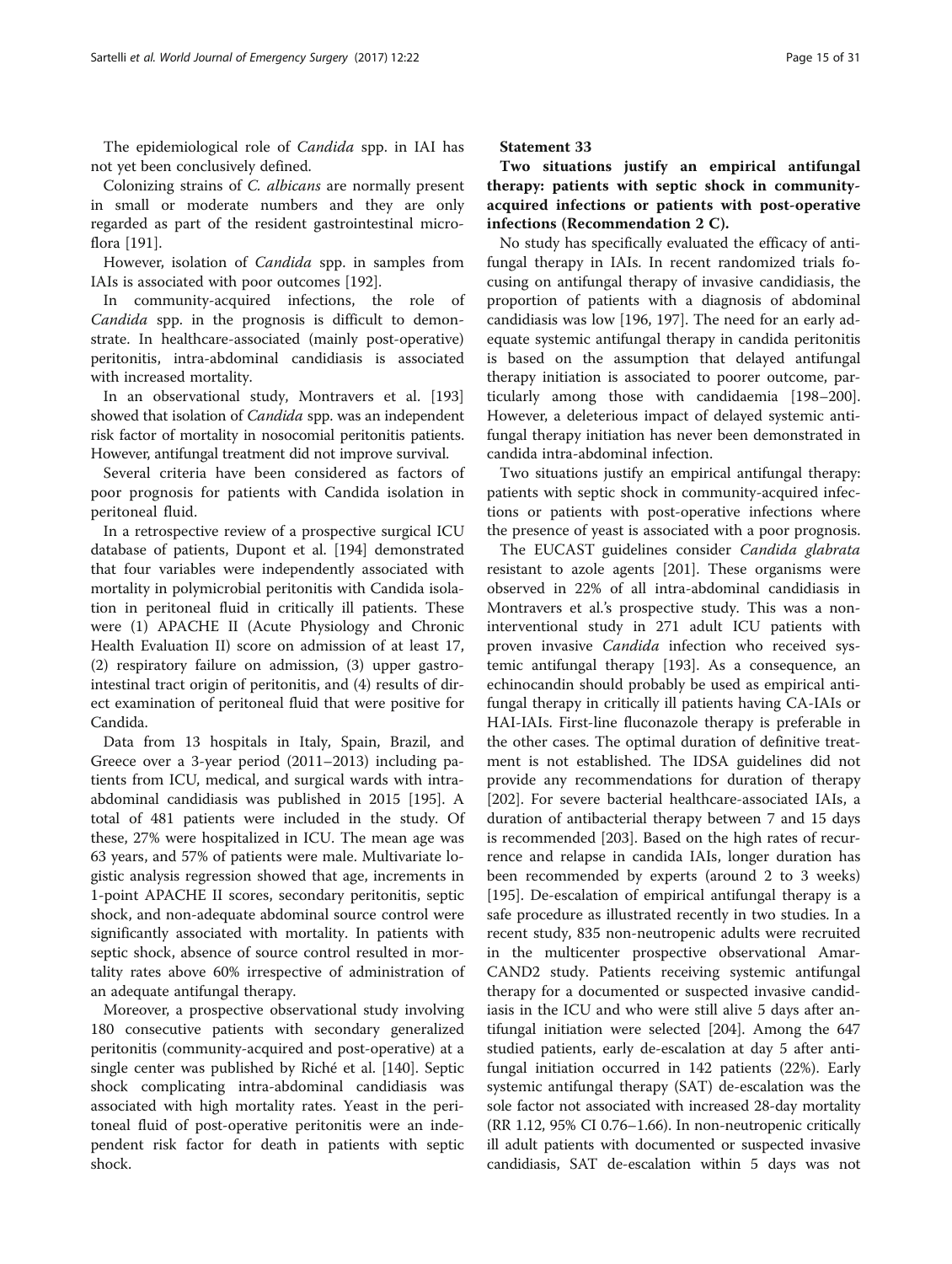The epidemiological role of *Candida* spp. in IAI has not yet been conclusively defined.

Colonizing strains of *C. albicans* are normally present in small or moderate numbers and they are only regarded as part of the resident gastrointestinal microflora [191].

However, isolation of *Candida* spp. in samples from IAIs is associated with poor outcomes [192].

In community-acquired infections, the role of *Candida* spp. in the prognosis is difficult to demonstrate. In healthcare-associated (mainly post-operative) peritonitis, intra-abdominal candidiasis is associated with increased mortality.

In an observational study, Montravers et al. [193] showed that isolation of *Candida* spp. was an independent risk factor of mortality in nosocomial peritonitis patients. However, antifungal treatment did not improve survival.

Several criteria have been considered as factors of poor prognosis for patients with Candida isolation in peritoneal fluid.

In a retrospective review of a prospective surgical ICU database of patients, Dupont et al. [194] demonstrated that four variables were independently associated with mortality in polymicrobial peritonitis with Candida isolation in peritoneal fluid in critically ill patients. These were (1) APACHE II (Acute Physiology and Chronic Health Evaluation II) score on admission of at least 17, (2) respiratory failure on admission, (3) upper gastrointestinal tract origin of peritonitis, and (4) results of direct examination of peritoneal fluid that were positive for Candida.

Data from 13 hospitals in Italy, Spain, Brazil, and Greece over a 3-year period (2011–2013) including patients from ICU, medical, and surgical wards with intra-abdominal candidiasis was published in 2015 [195]. A total of 481 patients were included in the study. Of these, 27% were hospitalized in ICU. The mean age was 63 years, and 57% of patients were male. Multivariate logistic analysis regression showed that age, increments in 1-point APACHE II scores, secondary peritonitis, septic shock, and non-adequate abdominal source control were significantly associated with mortality. In patients with septic shock, absence of source control resulted in mortality rates above 60% irrespective of administration of an adequate antifungal therapy.

Moreover, a prospective observational study involving 180 consecutive patients with secondary generalized peritonitis (community-acquired and post-operative) at a single center was published by Riché et al. [140]. Septic shock complicating intra-abdominal candidiasis was associated with high mortality rates. Yeast in the peritoneal fluid of post-operative peritonitis were an independent risk factor for death in patients with septic shock.

### Statement 33

**Two situations justify an empirical antifungal therapy: patients with septic shock in community-acquired infections or patients with post-operative infections (Recommendation 2 C).**

No study has specifically evaluated the efficacy of antifungal therapy in IAIs. In recent randomized trials focusing on antifungal therapy of invasive candidiasis, the proportion of patients with a diagnosis of abdominal candidiasis was low [196, 197]. The need for an early adequate systemic antifungal therapy in candida peritonitis is based on the assumption that delayed antifungal therapy initiation is associated to poorer outcome, particularly among those with candidaemia [198–200]. However, a deleterious impact of delayed systemic antifungal therapy initiation has never been demonstrated in candida intra-abdominal infection.

Two situations justify an empirical antifungal therapy: patients with septic shock in community-acquired infections or patients with post-operative infections where the presence of yeast is associated with a poor prognosis.

The EUCAST guidelines consider *Candida glabrata* resistant to azole agents [201]. These organisms were observed in 22% of all intra-abdominal candidiasis in Montravers et al.'s prospective study. This was a non-interventional study in 271 adult ICU patients with proven invasive *Candida* infection who received systemic antifungal therapy [193]. As a consequence, an echinocandin should probably be used as empirical antifungal therapy in critically ill patients having CA-IAIs or HAI-IAIs. First-line fluconazole therapy is preferable in the other cases. The optimal duration of definitive treatment is not established. The IDSA guidelines did not provide any recommendations for duration of therapy [202]. For severe bacterial healthcare-associated IAIs, a duration of antibacterial therapy between 7 and 15 days is recommended [203]. Based on the high rates of recurrence and relapse in candida IAIs, longer duration has been recommended by experts (around 2 to 3 weeks) [195]. De-escalation of empirical antifungal therapy is a safe procedure as illustrated recently in two studies. In a recent study, 835 non-neutropenic adults were recruited in the multicenter prospective observational AmarCAND2 study. Patients receiving systemic antifungal therapy for a documented or suspected invasive candidiasis in the ICU and who were still alive 5 days after antifungal initiation were selected [204]. Among the 647 studied patients, early de-escalation at day 5 after antifungal initiation occurred in 142 patients (22%). Early systemic antifungal therapy (SAT) de-escalation was the sole factor not associated with increased 28-day mortality (RR 1.12, 95% CI 0.76–1.66). In non-neutropenic critically ill adult patients with documented or suspected invasive candidiasis, SAT de-escalation within 5 days was not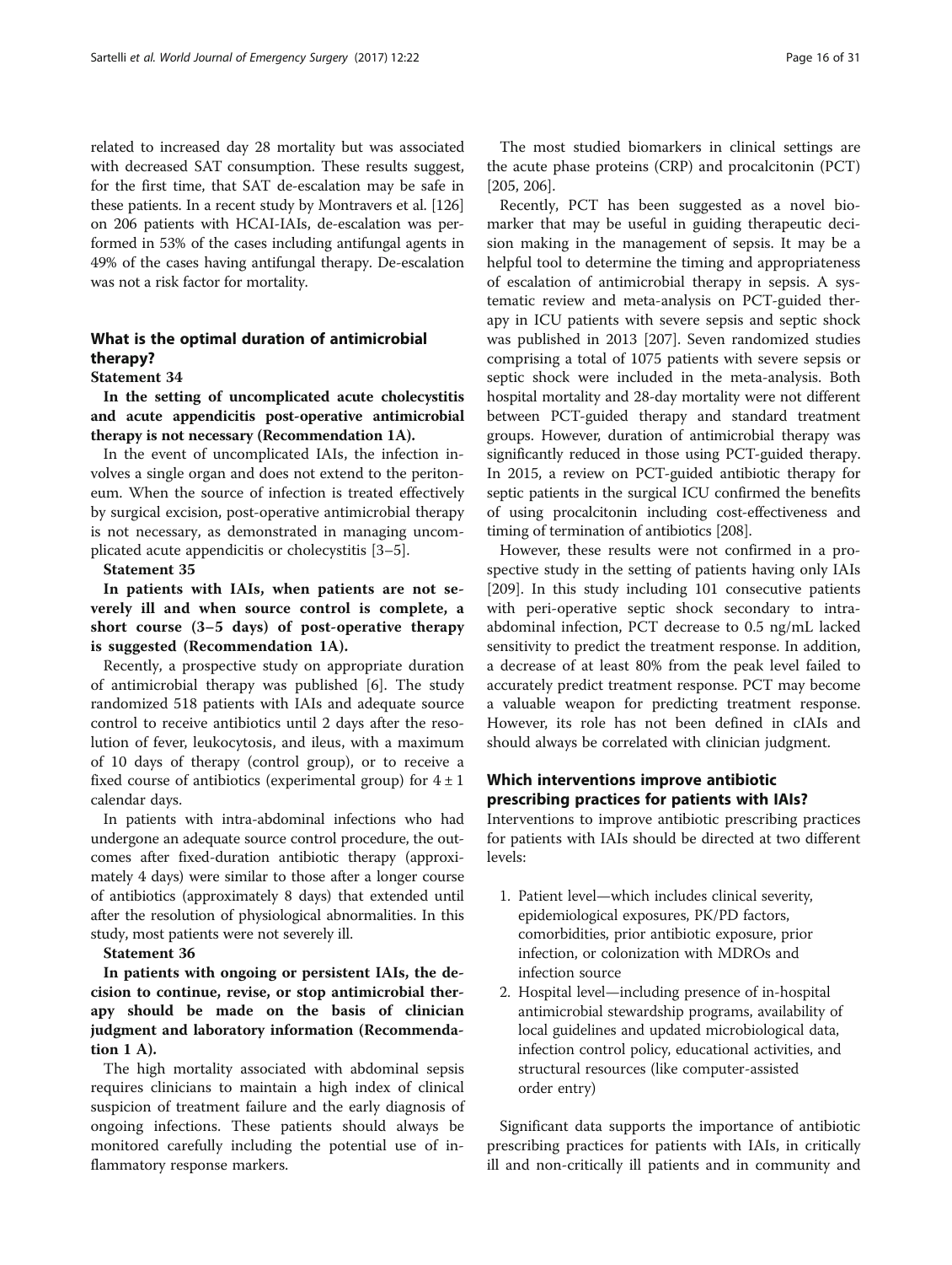related to increased day 28 mortality but was associated with decreased SAT consumption. These results suggest, for the first time, that SAT de-escalation may be safe in these patients. In a recent study by Montravers et al. [126] on 206 patients with HCAI-IAIs, de-escalation was performed in 53% of the cases including antifungal agents in 49% of the cases having antifungal therapy. De-escalation was not a risk factor for mortality.

## What is the optimal duration of antimicrobial therapy?

**Statement 34**

**In the setting of uncomplicated acute cholecystitis and acute appendicitis post-operative antimicrobial therapy is not necessary (Recommendation 1A).**

In the event of uncomplicated IAIs, the infection involves a single organ and does not extend to the peritoneum. When the source of infection is treated effectively by surgical excision, post-operative antimicrobial therapy is not necessary, as demonstrated in managing uncomplicated acute appendicitis or cholecystitis [3–5].

**Statement 35**

**In patients with IAIs, when patients are not severely ill and when source control is complete, a short course (3–5 days) of post-operative therapy is suggested (Recommendation 1A).**

Recently, a prospective study on appropriate duration of antimicrobial therapy was published [6]. The study randomized 518 patients with IAIs and adequate source control to receive antibiotics until 2 days after the resolution of fever, leukocytosis, and ileus, with a maximum of 10 days of therapy (control group), or to receive a fixed course of antibiotics (experimental group) for $4 \pm 1$ calendar days.

In patients with intra-abdominal infections who had undergone an adequate source control procedure, the outcomes after fixed-duration antibiotic therapy (approximately 4 days) were similar to those after a longer course of antibiotics (approximately 8 days) that extended until after the resolution of physiological abnormalities. In this study, most patients were not severely ill.

**Statement 36**

**In patients with ongoing or persistent IAIs, the decision to continue, revise, or stop antimicrobial therapy should be made on the basis of clinician judgment and laboratory information (Recommendation 1 A).**

The high mortality associated with abdominal sepsis requires clinicians to maintain a high index of clinical suspicion of treatment failure and the early diagnosis of ongoing infections. These patients should always be monitored carefully including the potential use of inflammatory response markers.

The most studied biomarkers in clinical settings are the acute phase proteins (CRP) and procalcitonin (PCT) [205, 206].

Recently, PCT has been suggested as a novel biomarker that may be useful in guiding therapeutic decision making in the management of sepsis. It may be a helpful tool to determine the timing and appropriateness of escalation of antimicrobial therapy in sepsis. A systematic review and meta-analysis on PCT-guided therapy in ICU patients with severe sepsis and septic shock was published in 2013 [207]. Seven randomized studies comprising a total of 1075 patients with severe sepsis or septic shock were included in the meta-analysis. Both hospital mortality and 28-day mortality were not different between PCT-guided therapy and standard treatment groups. However, duration of antimicrobial therapy was significantly reduced in those using PCT-guided therapy. In 2015, a review on PCT-guided antibiotic therapy for septic patients in the surgical ICU confirmed the benefits of using procalcitonin including cost-effectiveness and timing of termination of antibiotics [208].

However, these results were not confirmed in a prospective study in the setting of patients having only IAIs [209]. In this study including 101 consecutive patients with peri-operative septic shock secondary to intra-abdominal infection, PCT decrease to 0.5 ng/mL lacked sensitivity to predict the treatment response. In addition, a decrease of at least 80% from the peak level failed to accurately predict treatment response. PCT may become a valuable weapon for predicting treatment response. However, its role has not been defined in cIAIs and should always be correlated with clinician judgment.

## Which interventions improve antibiotic prescribing practices for patients with IAIs?

Interventions to improve antibiotic prescribing practices for patients with IAIs should be directed at two different levels:

1. Patient level—which includes clinical severity, epidemiological exposures, PK/PD factors, comorbidities, prior antibiotic exposure, prior infection, or colonization with MDROs and infection source
2. Hospital level—including presence of in-hospital antimicrobial stewardship programs, availability of local guidelines and updated microbiological data, infection control policy, educational activities, and structural resources (like computer-assisted order entry)

Significant data supports the importance of antibiotic prescribing practices for patients with IAIs, in critically ill and non-critically ill patients and in community and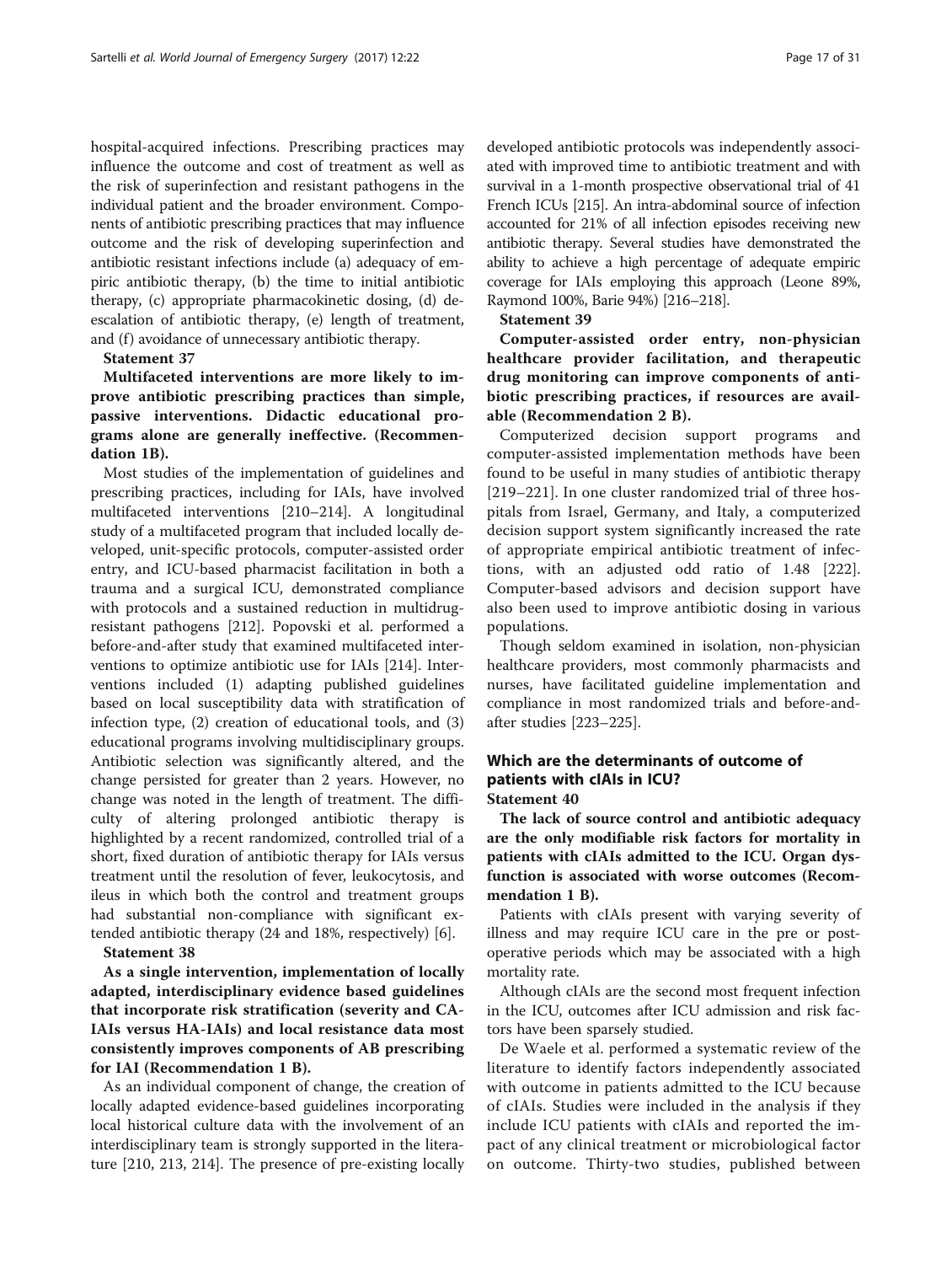hospital-acquired infections. Prescribing practices may influence the outcome and cost of treatment as well as the risk of superinfection and resistant pathogens in the individual patient and the broader environment. Components of antibiotic prescribing practices that may influence outcome and the risk of developing superinfection and antibiotic resistant infections include (a) adequacy of empiric antibiotic therapy, (b) the time to initial antibiotic therapy, (c) appropriate pharmacokinetic dosing, (d) de-escalation of antibiotic therapy, (e) length of treatment, and (f) avoidance of unnecessary antibiotic therapy.

**Statement 37**

**Multifaceted interventions are more likely to improve antibiotic prescribing practices than simple, passive interventions. Didactic educational programs alone are generally ineffective. (Recommendation 1B).**

Most studies of the implementation of guidelines and prescribing practices, including for IAIs, have involved multifaceted interventions [210–214]. A longitudinal study of a multifaceted program that included locally developed, unit-specific protocols, computer-assisted order entry, and ICU-based pharmacist facilitation in both a trauma and a surgical ICU, demonstrated compliance with protocols and a sustained reduction in multidrug-resistant pathogens [212]. Popovski et al. performed a before-and-after study that examined multifaceted interventions to optimize antibiotic use for IAIs [214]. Interventions included (1) adapting published guidelines based on local susceptibility data with stratification of infection type, (2) creation of educational tools, and (3) educational programs involving multidisciplinary groups. Antibiotic selection was significantly altered, and the change persisted for greater than 2 years. However, no change was noted in the length of treatment. The difficulty of altering prolonged antibiotic therapy is highlighted by a recent randomized, controlled trial of a short, fixed duration of antibiotic therapy for IAIs versus treatment until the resolution of fever, leukocytosis, and ileus in which both the control and treatment groups had substantial non-compliance with significant extended antibiotic therapy (24 and 18%, respectively) [6].

**Statement 38**

**As a single intervention, implementation of locally adapted, interdisciplinary evidence based guidelines that incorporate risk stratification (severity and CA-IAIs versus HA-IAIs) and local resistance data most consistently improves components of AB prescribing for IAI (Recommendation 1 B).**

As an individual component of change, the creation of locally adapted evidence-based guidelines incorporating local historical culture data with the involvement of an interdisciplinary team is strongly supported in the literature [210, 213, 214]. The presence of pre-existing locally developed antibiotic protocols was independently associated with improved time to antibiotic treatment and with survival in a 1-month prospective observational trial of 41 French ICUs [215]. An intra-abdominal source of infection accounted for 21% of all infection episodes receiving new antibiotic therapy. Several studies have demonstrated the ability to achieve a high percentage of adequate empiric coverage for IAIs employing this approach (Leone 89%, Raymond 100%, Barie 94%) [216–218].

**Statement 39**

**Computer-assisted order entry, non-physician healthcare provider facilitation, and therapeutic drug monitoring can improve components of antibiotic prescribing practices, if resources are available (Recommendation 2 B).**

Computerized decision support programs and computer-assisted implementation methods have been found to be useful in many studies of antibiotic therapy [219–221]. In one cluster randomized trial of three hospitals from Israel, Germany, and Italy, a computerized decision support system significantly increased the rate of appropriate empirical antibiotic treatment of infections, with an adjusted odd ratio of 1.48 [222]. Computer-based advisors and decision support have also been used to improve antibiotic dosing in various populations.

Though seldom examined in isolation, non-physician healthcare providers, most commonly pharmacists and nurses, have facilitated guideline implementation and compliance in most randomized trials and before-and-after studies [223–225].

## Which are the determinants of outcome of patients with cIAIs in ICU?

**Statement 40**

**The lack of source control and antibiotic adequacy are the only modifiable risk factors for mortality in patients with cIAIs admitted to the ICU. Organ dysfunction is associated with worse outcomes (Recommendation 1 B).**

Patients with cIAIs present with varying severity of illness and may require ICU care in the pre or post-operative periods which may be associated with a high mortality rate.

Although cIAIs are the second most frequent infection in the ICU, outcomes after ICU admission and risk factors have been sparsely studied.

De Waele et al. performed a systematic review of the literature to identify factors independently associated with outcome in patients admitted to the ICU because of cIAIs. Studies were included in the analysis if they include ICU patients with cIAIs and reported the impact of any clinical treatment or microbiological factor on outcome. Thirty-two studies, published between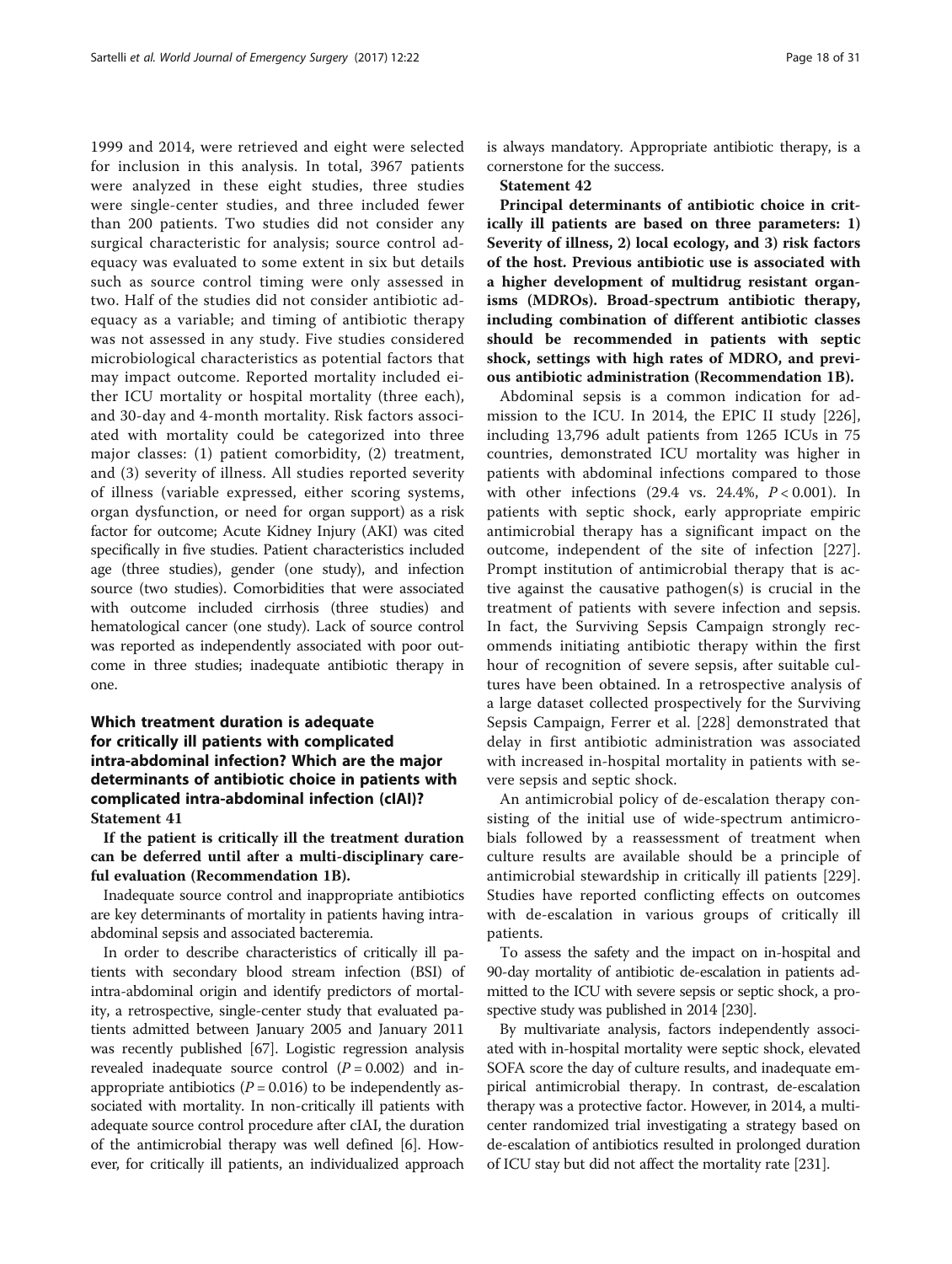1999 and 2014, were retrieved and eight were selected for inclusion in this analysis. In total, 3967 patients were analyzed in these eight studies, three studies were single-center studies, and three included fewer than 200 patients. Two studies did not consider any surgical characteristic for analysis; source control adequacy was evaluated to some extent in six but details such as source control timing were only assessed in two. Half of the studies did not consider antibiotic adequacy as a variable; and timing of antibiotic therapy was not assessed in any study. Five studies considered microbiological characteristics as potential factors that may impact outcome. Reported mortality included either ICU mortality or hospital mortality (three each), and 30-day and 4-month mortality. Risk factors associated with mortality could be categorized into three major classes: (1) patient comorbidity, (2) treatment, and (3) severity of illness. All studies reported severity of illness (variable expressed, either scoring systems, organ dysfunction, or need for organ support) as a risk factor for outcome; Acute Kidney Injury (AKI) was cited specifically in five studies. Patient characteristics included age (three studies), gender (one study), and infection source (two studies). Comorbidities that were associated with outcome included cirrhosis (three studies) and hematological cancer (one study). Lack of source control was reported as independently associated with poor outcome in three studies; inadequate antibiotic therapy in one.

## Which treatment duration is adequate for critically ill patients with complicated intra-abdominal infection? Which are the major determinants of antibiotic choice in patients with complicated intra-abdominal infection (cIAI)?

**Statement 41**

**If the patient is critically ill the treatment duration can be deferred until after a multi-disciplinary careful evaluation (Recommendation 1B).**

Inadequate source control and inappropriate antibiotics are key determinants of mortality in patients having intra-abdominal sepsis and associated bacteremia.

In order to describe characteristics of critically ill patients with secondary blood stream infection (BSI) of intra-abdominal origin and identify predictors of mortality, a retrospective, single-center study that evaluated patients admitted between January 2005 and January 2011 was recently published [67]. Logistic regression analysis revealed inadequate source control ($P = 0.002$) and inappropriate antibiotics ($P = 0.016$) to be independently associated with mortality. In non-critically ill patients with adequate source control procedure after cIAI, the duration of the antimicrobial therapy was well defined [6]. However, for critically ill patients, an individualized approach is always mandatory. Appropriate antibiotic therapy, is a cornerstone for the success.

**Statement 42**

**Principal determinants of antibiotic choice in critically ill patients are based on three parameters: 1) Severity of illness, 2) local ecology, and 3) risk factors of the host. Previous antibiotic use is associated with a higher development of multidrug resistant organisms (MDROs). Broad-spectrum antibiotic therapy, including combination of different antibiotic classes should be recommended in patients with septic shock, settings with high rates of MDRO, and previous antibiotic administration (Recommendation 1B).**

Abdominal sepsis is a common indication for admission to the ICU. In 2014, the EPIC II study [226], including 13,796 adult patients from 1265 ICUs in 75 countries, demonstrated that ICU mortality was higher in patients with abdominal infections compared to those with other infections (29.4 vs. 24.4%, $P < 0.001$). In patients with septic shock, early appropriate empiric antimicrobial therapy has a significant impact on the outcome, independent of the site of infection [227]. Prompt institution of antimicrobial therapy that is active against the causative pathogen(s) is crucial in the treatment of patients with severe infection and sepsis. In fact, the Surviving Sepsis Campaign strongly recommends initiating antibiotic therapy within the first hour of recognition of severe sepsis, after suitable cultures have been obtained. In a retrospective analysis of a large dataset collected prospectively for the Surviving Sepsis Campaign, Ferrer et al. [228] demonstrated that delay in first antibiotic administration was associated with increased in-hospital mortality in patients with severe sepsis and septic shock.

An antimicrobial policy of de-escalation therapy consisting of the initial use of wide-spectrum antimicrobials followed by a reassessment of treatment when culture results are available should be a principle of antimicrobial stewardship in critically ill patients [229]. Studies have reported conflicting effects on outcomes with de-escalation in various groups of critically ill patients.

To assess the safety and the impact on in-hospital and 90-day mortality of antibiotic de-escalation in patients admitted to the ICU with severe sepsis or septic shock, a prospective study was published in 2014 [230].

By multivariate analysis, factors independently associated with in-hospital mortality were septic shock, elevated SOFA score the day of culture results, and inadequate empirical antimicrobial therapy. In contrast, de-escalation therapy was a protective factor. However, in 2014, a multicenter randomized trial investigating a strategy based on de-escalation of antibiotics resulted in prolonged duration of ICU stay but did not affect the mortality rate [231].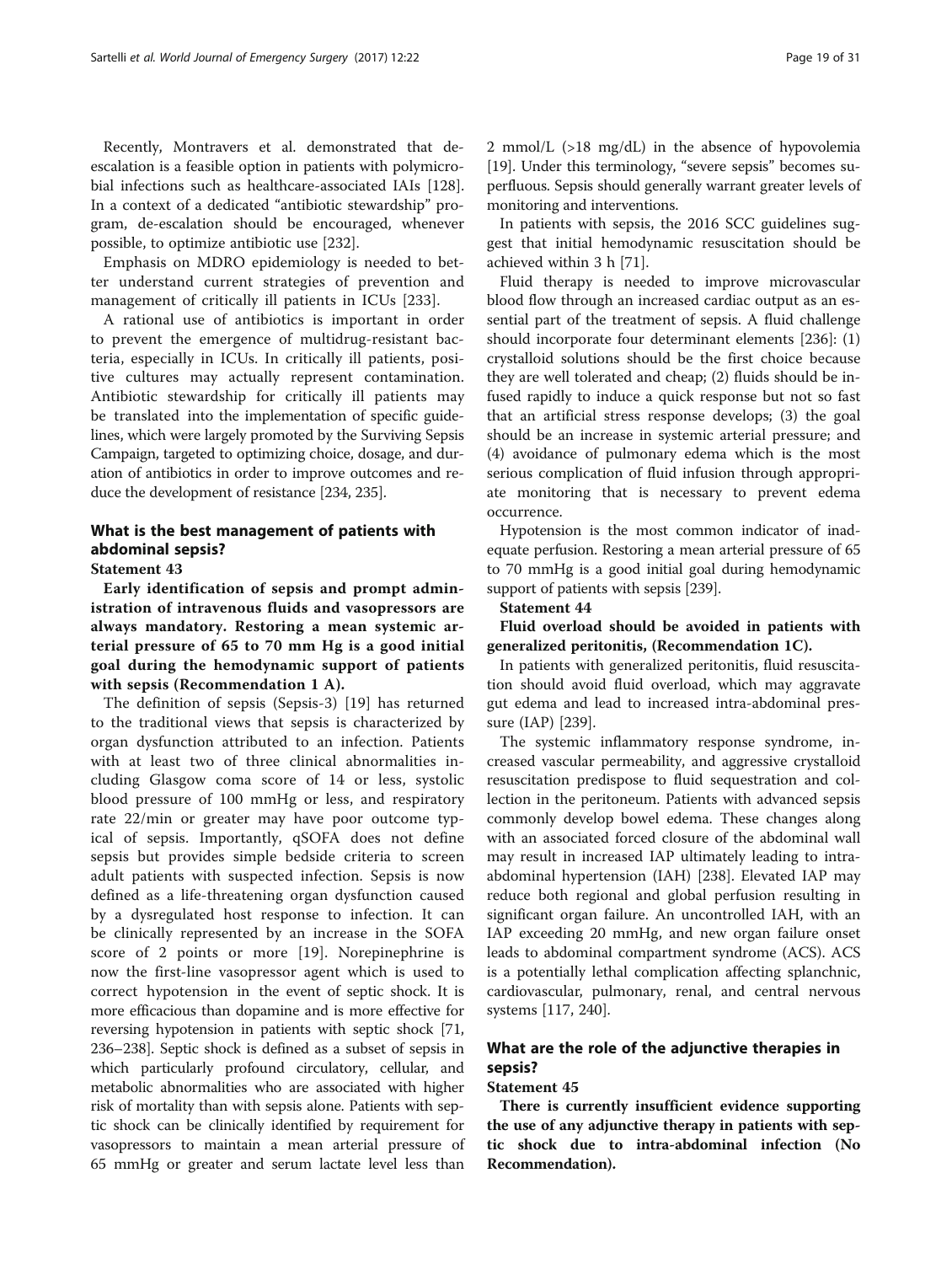Recently, Montravers et al. demonstrated that de-escalation is a feasible option in patients with polymicrobial infections such as healthcare-associated IAIs [128]. In a context of a dedicated "antibiotic stewardship" program, de-escalation should be encouraged, whenever possible, to optimize antibiotic use [232].

Emphasis on MDRO epidemiology is needed to better understand current strategies of prevention and management of critically ill patients in ICUs [233].

A rational use of antibiotics is important in order to prevent the emergence of multidrug-resistant bacteria, especially in ICUs. In critically ill patients, positive cultures may actually represent contamination. Antibiotic stewardship for critically ill patients may be translated into the implementation of specific guidelines, which were largely promoted by the Surviving Sepsis Campaign, targeted to optimizing choice, dosage, and duration of antibiotics in order to improve outcomes and reduce the development of resistance [234, 235].

## What is the best management of patients with abdominal sepsis?

### Statement 43

**Early identification of sepsis and prompt administration of intravenous fluids and vasopressors are always mandatory. Restoring a mean systemic arterial pressure of 65 to 70 mm Hg is a good initial goal during the hemodynamic support of patients with sepsis (Recommendation 1 A).**

The definition of sepsis (Sepsis-3) [19] has returned to the traditional views that sepsis is characterized by organ dysfunction attributed to an infection. Patients with at least two of three clinical abnormalities including Glasgow coma score of 14 or less, systolic blood pressure of 100 mmHg or less, and respiratory rate 22/min or greater may have poor outcome typical of sepsis. Importantly, qSOFA does not define sepsis but provides simple bedside criteria to screen adult patients with suspected infection. Sepsis is now defined as a life-threatening organ dysfunction caused by a dysregulated host response to infection. It can be clinically represented by an increase in the SOFA score of 2 points or more [19]. Norepinephrine is now the first-line vasopressor agent which is used to correct hypotension in the event of septic shock. It is more efficacious than dopamine and is more effective for reversing hypotension in patients with septic shock [71, 236–238]. Septic shock is defined as a subset of sepsis in which particularly profound circulatory, cellular, and metabolic abnormalities who are associated with higher risk of mortality than with sepsis alone. Patients with septic shock can be clinically identified by requirement for vasopressors to maintain a mean arterial pressure of 65 mmHg or greater and serum lactate level less than 2 mmol/L (>18 mg/dL) in the absence of hypovolemia [19]. Under this terminology, "severe sepsis" becomes superfluous. Sepsis should generally warrant greater levels of monitoring and interventions.

In patients with sepsis, the 2016 SCC guidelines suggest that initial hemodynamic resuscitation should be achieved within 3 h [71].

Fluid therapy is needed to improve microvascular blood flow through an increased cardiac output as an essential part of the treatment of sepsis. A fluid challenge should incorporate four determinant elements [236]: (1) crystalloid solutions should be the first choice because they are well tolerated and cheap; (2) fluids should be infused rapidly to induce a quick response but not so fast that an artificial stress response develops; (3) the goal should be an increase in systemic arterial pressure; and (4) avoidance of pulmonary edema which is the most serious complication of fluid infusion through appropriate monitoring that is necessary to prevent edema occurrence.

Hypotension is the most common indicator of inadequate perfusion. Restoring a mean arterial pressure of 65 to 70 mmHg is a good initial goal during hemodynamic support of patients with sepsis [239].

### Statement 44

**Fluid overload should be avoided in patients with generalized peritonitis, (Recommendation 1C).**

In patients with generalized peritonitis, fluid resuscitation should avoid fluid overload, which may aggravate gut edema and lead to increased intra-abdominal pressure (IAP) [239].

The systemic inflammatory response syndrome, increased vascular permeability, and aggressive crystalloid resuscitation predispose to fluid sequestration and collection in the peritoneum. Patients with advanced sepsis commonly develop bowel edema. These changes along with an associated forced closure of the abdominal wall may result in increased IAP ultimately leading to intra-abdominal hypertension (IAH) [238]. Elevated IAP may reduce both regional and global perfusion resulting in significant organ failure. An uncontrolled IAH, with an IAP exceeding 20 mmHg, and new organ failure onset leads to abdominal compartment syndrome (ACS). ACS is a potentially lethal complication affecting splanchnic, cardiovascular, pulmonary, renal, and central nervous systems [117, 240].

## What are the role of the adjunctive therapies in sepsis?

### Statement 45

**There is currently insufficient evidence supporting the use of any adjunctive therapy in patients with septic shock due to intra-abdominal infection (No Recommendation).**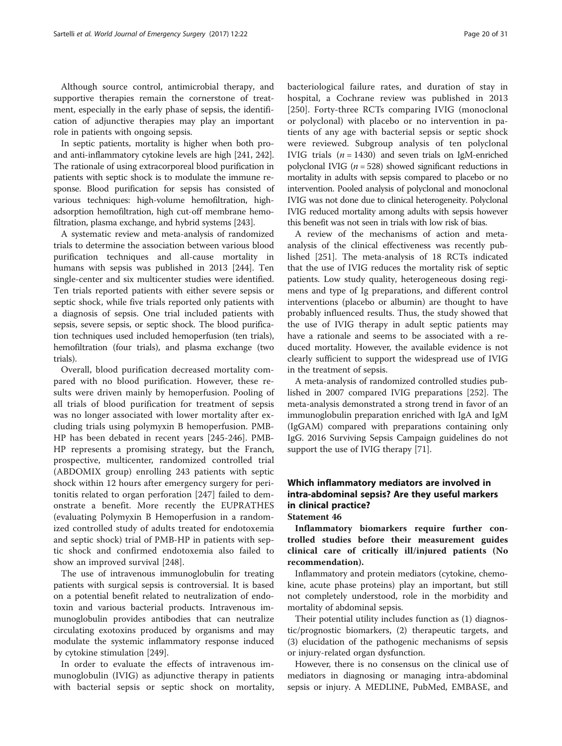Although source control, antimicrobial therapy, and supportive therapies remain the cornerstone of treatment, especially in the early phase of sepsis, the identification of adjunctive therapies may play an important role in patients with ongoing sepsis.

In septic patients, mortality is higher when both pro- and anti-inflammatory cytokine levels are high [241, 242]. The rationale of using extracorporeal blood purification in patients with septic shock is to modulate the immune response. Blood purification for sepsis has consisted of various techniques: high-volume hemofiltration, high-adsorption hemofiltration, high cut-off membrane hemofiltration, plasma exchange, and hybrid systems [243].

A systematic review and meta-analysis of randomized trials to determine the association between various blood purification techniques and all-cause mortality in humans with sepsis was published in 2013 [244]. Ten single-center and six multicenter studies were identified. Ten trials reported patients with either severe sepsis or septic shock, while five trials reported only patients with a diagnosis of sepsis. One trial included patients with sepsis, severe sepsis, or septic shock. The blood purification techniques used included hemoperfusion (ten trials), hemofiltration (four trials), and plasma exchange (two trials).

Overall, blood purification decreased mortality compared with no blood purification. However, these results were driven mainly by hemoperfusion. Pooling of all trials of blood purification for treatment of sepsis was no longer associated with lower mortality after excluding trials using polymyxin B hemoperfusion. PMB-HP has been debated in recent years [245-246]. PMB-HP represents a promising strategy, but the Franch, prospective, multicenter, randomized controlled trial (ABDOMIX group) enrolling 243 patients with septic shock within 12 hours after emergency surgery for peritonitis related to organ perforation [247] failed to demonstrate a benefit. More recently the EUPHRATES (evaluating Polymyxin B Hemoperfusion in a randomized controlled study of adults treated for endotoxemia and septic shock) trial of PMB-HP in patients with septic shock and confirmed endotoxemia also failed to show an improved survival [248].

The use of intravenous immunoglobulin for treating patients with surgical sepsis is controversial. It is based on a potential benefit related to neutralization of endotoxin and various bacterial products. Intravenous immunoglobulin provides antibodies that can neutralize circulating exotoxins produced by organisms and may modulate the systemic inflammatory response induced by cytokine stimulation [249].

In order to evaluate the effects of intravenous immunoglobulin (IVIG) as adjunctive therapy in patients with bacterial sepsis or septic shock on mortality, bacteriological failure rates, and duration of stay in hospital, a Cochrane review was published in 2013 [250]. Forty-three RCTs comparing IVIG (monoclonal or polyclonal) with placebo or no intervention in patients of any age with bacterial sepsis or septic shock were reviewed. Subgroup analysis of ten polyclonal IVIG trials ($n = 1430$) and seven trials on IgM-enriched polyclonal IVIG ($n = 528$) showed significant reductions in mortality in adults with sepsis compared to placebo or no intervention. Pooled analysis of polyclonal and monoclonal IVIG was not done due to clinical heterogeneity. Polyclonal IVIG reduced mortality among adults with sepsis however this benefit was not seen in trials with low risk of bias.

A review of the mechanisms of action and meta-analysis of the clinical effectiveness was recently published [251]. The meta-analysis of 18 RCTs indicated that the use of IVIG reduces the mortality risk of septic patients. Low study quality, heterogeneous dosing regimens and type of Ig preparations, and different control interventions (placebo or albumin) are thought to have probably influenced results. Thus, the study showed that the use of IVIG therapy in adult septic patients may have a rationale and seems to be associated with a reduced mortality. However, the available evidence is not clearly sufficient to support the widespread use of IVIG in the treatment of sepsis.

A meta-analysis of randomized controlled studies published in 2007 compared IVIG preparations [252]. The meta-analysis demonstrated a strong trend in favor of an immunoglobulin preparation enriched with IgA and IgM (IgGAM) compared with preparations containing only IgG. 2016 Surviving Sepsis Campaign guidelines do not support the use of IVIG therapy [71].

## Which inflammatory mediators are involved in intra-abdominal sepsis? Are they useful markers in clinical practice?

### Statement 46

**Inflammatory biomarkers require further controlled studies before their measurement guides clinical care of critically ill/injured patients (No recommendation).**

Inflammatory and protein mediators (cytokine, chemokine, acute phase proteins) play an important, but still not completely understood, role in the morbidity and mortality of abdominal sepsis.

Their potential utility includes function as (1) diagnostic/prognostic biomarkers, (2) therapeutic targets, and (3) elucidation of the pathogenic mechanisms of sepsis or injury-related organ dysfunction.

However, there is no consensus on the clinical use of mediators in diagnosing or managing intra-abdominal sepsis or injury. A MEDLINE, PubMed, EMBASE, and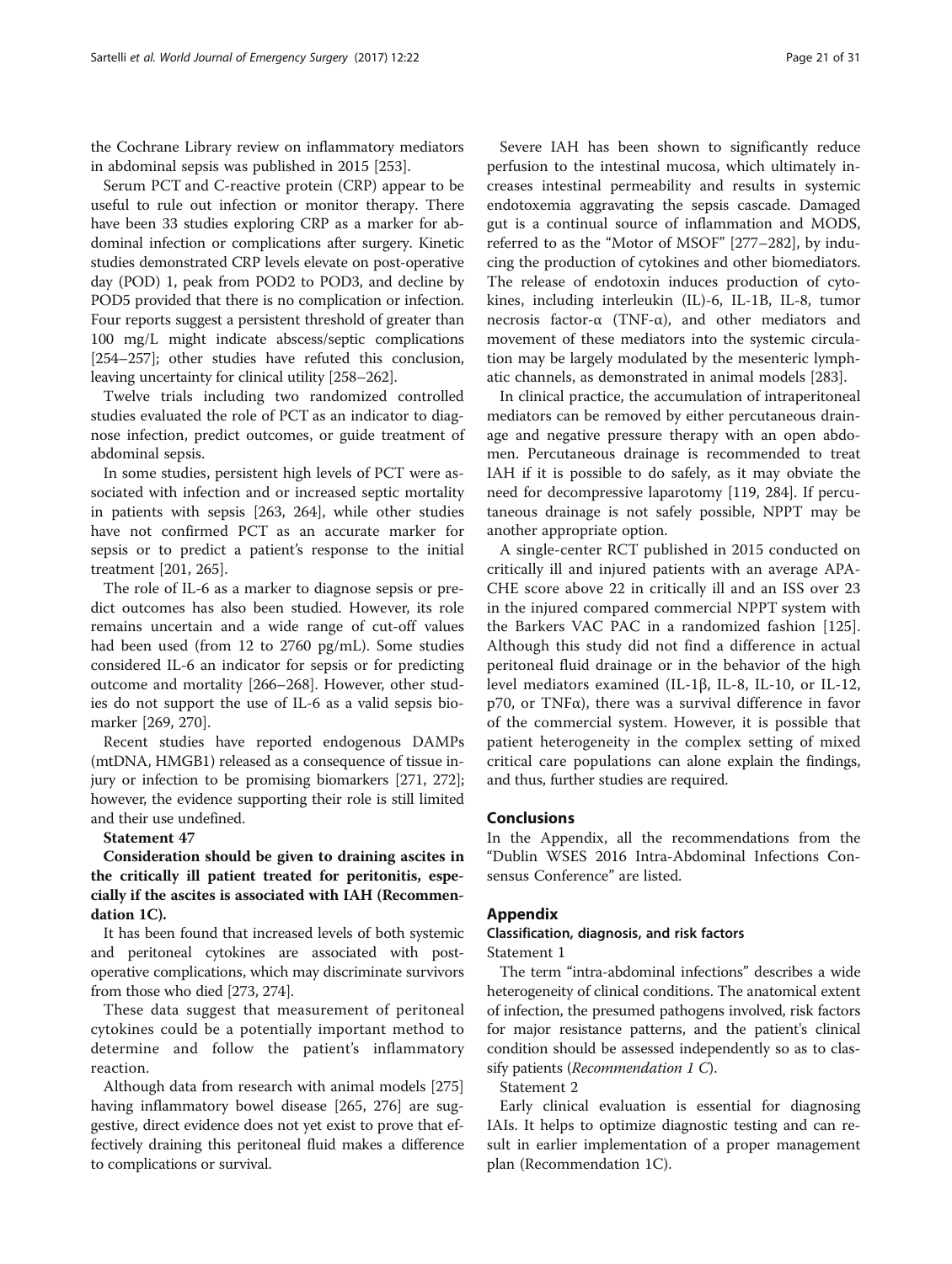the Cochrane Library review on inflammatory mediators in abdominal sepsis was published in 2015 [253].

Serum PCT and C-reactive protein (CRP) appear to be useful to rule out infection or monitor therapy. There have been 33 studies exploring CRP as a marker for abdominal infection or complications after surgery. Kinetic studies demonstrated CRP levels elevate on post-operative day (POD) 1, peak from POD2 to POD3, and decline by POD5 provided that there is no complication or infection. Four reports suggest a persistent threshold of greater than 100 mg/L might indicate abscess/septic complications [254–257]; other studies have refuted this conclusion, leaving uncertainty for clinical utility [258–262].

Twelve trials including two randomized controlled studies evaluated the role of PCT as an indicator to diagnose infection, predict outcomes, or guide treatment of abdominal sepsis.

In some studies, persistent high levels of PCT were associated with infection and or increased septic mortality in patients with sepsis [263, 264], while other studies have not confirmed PCT as an accurate marker for sepsis or to predict a patient's response to the initial treatment [201, 265].

The role of IL-6 as a marker to diagnose sepsis or predict outcomes has also been studied. However, its role remains uncertain and a wide range of cut-off values had been used (from 12 to 2760 pg/mL). Some studies considered IL-6 an indicator for sepsis or for predicting outcome and mortality [266–268]. However, other studies do not support the use of IL-6 as a valid sepsis biomarker [269, 270].

Recent studies have reported endogenous DAMPs (mtDNA, HMGB1) released as a consequence of tissue injury or infection to be promising biomarkers [271, 272]; however, the evidence supporting their role is still limited and their use undefined.

**Statement 47**

**Consideration should be given to draining ascites in the critically ill patient treated for peritonitis, especially if the ascites is associated with IAH (Recommendation 1C).**

It has been found that increased levels of both systemic and peritoneal cytokines are associated with postoperative complications, which may discriminate survivors from those who died [273, 274].

These data suggest that measurement of peritoneal cytokines could be a potentially important method to determine and follow the patient's inflammatory reaction.

Although data from research with animal models [275] having inflammatory bowel disease [265, 276] are suggestive, direct evidence does not yet exist to prove that effectively draining this peritoneal fluid makes a difference to complications or survival.

Severe IAH has been shown to significantly reduce perfusion to the intestinal mucosa, which ultimately increases intestinal permeability and results in systemic endotoxemia aggravating the sepsis cascade. Damaged gut is a continual source of inflammation and MODS, referred to as the "Motor of MSOF" [277–282], by inducing the production of cytokines and other biomediators. The release of endotoxin induces production of cytokines, including interleukin (IL)-6, IL-1B, IL-8, tumor necrosis factor-α (TNF-α), and other mediators and movement of these mediators into the systemic circulation may be largely modulated by the mesenteric lymphatic channels, as demonstrated in animal models [283].

In clinical practice, the accumulation of intraperitoneal mediators can be removed by either percutaneous drainage and negative pressure therapy with an open abdomen. Percutaneous drainage is recommended to treat IAH if it is possible to do safely, as it may obviate the need for decompressive laparotomy [119, 284]. If percutaneous drainage is not safely possible, NPPT may be another appropriate option.

A single-center RCT published in 2015 conducted on critically ill and injured patients with an average APACHE score above 22 in critically ill and an ISS over 23 in the injured compared commercial NPPT system with the Barkers VAC PAC in a randomized fashion [125]. Although this study did not find a difference in actual peritoneal fluid drainage or in the behavior of the high level mediators examined (IL-1β, IL-8, IL-10, or IL-12, p70, or TNFα), there was a survival difference in favor of the commercial system. However, it is possible that patient heterogeneity in the complex setting of mixed critical care populations can alone explain the findings, and thus, further studies are required.

## Conclusions

In the Appendix, all the recommendations from the "Dublin WSES 2016 Intra-Abdominal Infections Consensus Conference" are listed.

## Appendix

### Classification, diagnosis, and risk factors

Statement 1

The term "intra-abdominal infections" describes a wide heterogeneity of clinical conditions. The anatomical extent of infection, the presumed pathogens involved, risk factors for major resistance patterns, and the patient's clinical condition should be assessed independently so as to classify patients (*Recommendation 1 C*).

Statement 2

Early clinical evaluation is essential for diagnosing IAIs. It helps to optimize diagnostic testing and can result in earlier implementation of a proper management plan (Recommendation 1C).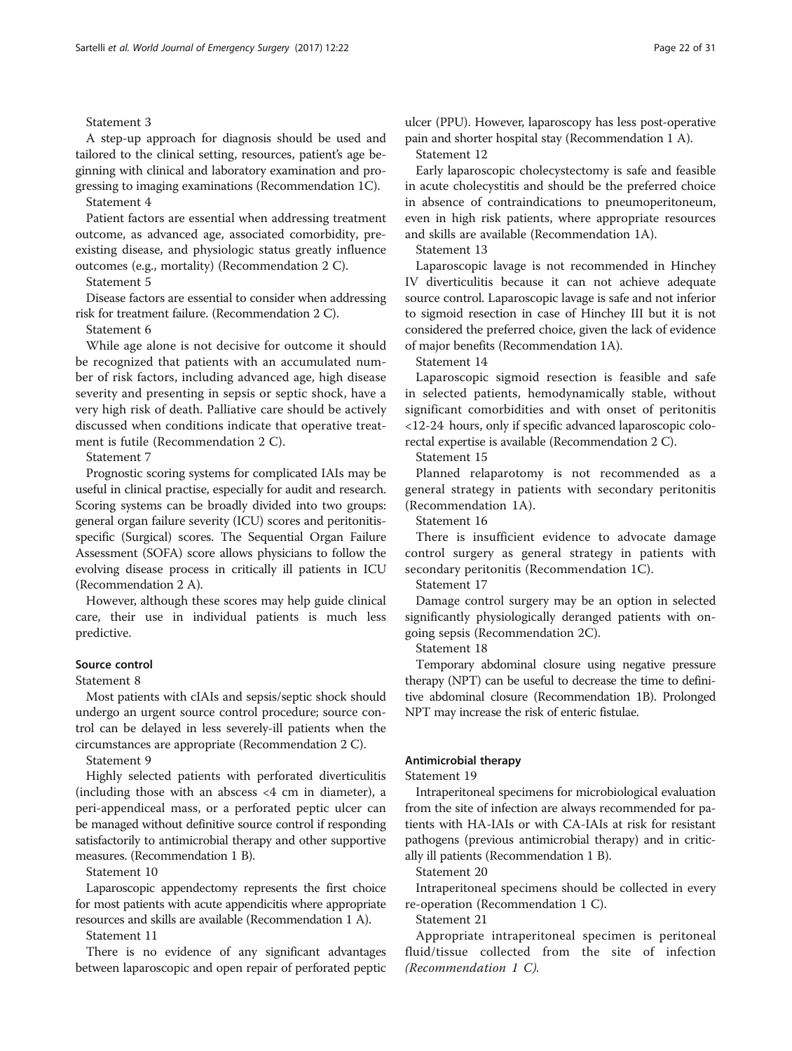Statement 3

A step-up approach for diagnosis should be used and tailored to the clinical setting, resources, patient's age beginning with clinical and laboratory examination and progressing to imaging examinations (Recommendation 1C).

Statement 4

Patient factors are essential when addressing treatment outcome, as advanced age, associated comorbidity, preexisting disease, and physiologic status greatly influence outcomes (e.g., mortality) (Recommendation 2 C).

Statement 5

Disease factors are essential to consider when addressing risk for treatment failure. (Recommendation 2 C).

Statement 6

While age alone is not decisive for outcome it should be recognized that patients with an accumulated number of risk factors, including advanced age, high disease severity and presenting in sepsis or septic shock, have a very high risk of death. Palliative care should be actively discussed when conditions indicate that operative treatment is futile (Recommendation 2 C).

Statement 7

Prognostic scoring systems for complicated IAIs may be useful in clinical practise, especially for audit and research. Scoring systems can be broadly divided into two groups: general organ failure severity (ICU) scores and peritonitis-specific (Surgical) scores. The Sequential Organ Failure Assessment (SOFA) score allows physicians to follow the evolving disease process in critically ill patients in ICU (Recommendation 2 A).

However, although these scores may help guide clinical care, their use in individual patients is much less predictive.

#### Source control

Statement 8

Most patients with cIAIs and sepsis/septic shock should undergo an urgent source control procedure; source control can be delayed in less severely-ill patients when the circumstances are appropriate (Recommendation 2 C).

Statement 9

Highly selected patients with perforated diverticulitis (including those with an abscess <4 cm in diameter), a peri-appendiceal mass, or a perforated peptic ulcer can be managed without definitive source control if responding satisfactorily to antimicrobial therapy and other supportive measures. (Recommendation 1 B).

Statement 10

Laparoscopic appendectomy represents the first choice for most patients with acute appendicitis where appropriate resources and skills are available (Recommendation 1 A).

Statement 11

There is no evidence of any significant advantages between laparoscopic and open repair of perforated peptic ulcer (PPU). However, laparoscopy has less post-operative pain and shorter hospital stay (Recommendation 1 A).

Statement 12

Early laparoscopic cholecystectomy is safe and feasible in acute cholecystitis and should be the preferred choice in absence of contraindications to pneumoperitoneum, even in high risk patients, where appropriate resources and skills are available (Recommendation 1A).

Statement 13

Laparoscopic lavage is not recommended in Hinchey IV diverticulitis because it can not achieve adequate source control. Laparoscopic lavage is safe and not inferior to sigmoid resection in case of Hinchey III but it is not considered the preferred choice, given the lack of evidence of major benefits (Recommendation 1A).

Statement 14

Laparoscopic sigmoid resection is feasible and safe in selected patients, hemodynamically stable, without significant comorbidities and with onset of peritonitis <12-24 hours, only if specific advanced laparoscopic colorectal expertise is available (Recommendation 2 C).

Statement 15

Planned relaparotomy is not recommended as a general strategy in patients with secondary peritonitis (Recommendation 1A).

Statement 16

There is insufficient evidence to advocate damage control surgery as general strategy in patients with secondary peritonitis (Recommendation 1C).

Statement 17

Damage control surgery may be an option in selected significantly physiologically deranged patients with ongoing sepsis (Recommendation 2C).

Statement 18

Temporary abdominal closure using negative pressure therapy (NPT) can be useful to decrease the time to definitive abdominal closure (Recommendation 1B). Prolonged NPT may increase the risk of enteric fistulae.

#### Antimicrobial therapy

Statement 19

Intraperitoneal specimens for microbiological evaluation from the site of infection are always recommended for patients with HA-IAIs or with CA-IAIs at risk for resistant pathogens (previous antimicrobial therapy) and in critically ill patients (Recommendation 1 B).

Statement 20

Intraperitoneal specimens should be collected in every re-operation (Recommendation 1 C).

Statement 21

Appropriate intraperitoneal specimen is peritoneal fluid/tissue collected from the site of infection *(Recommendation 1 C).*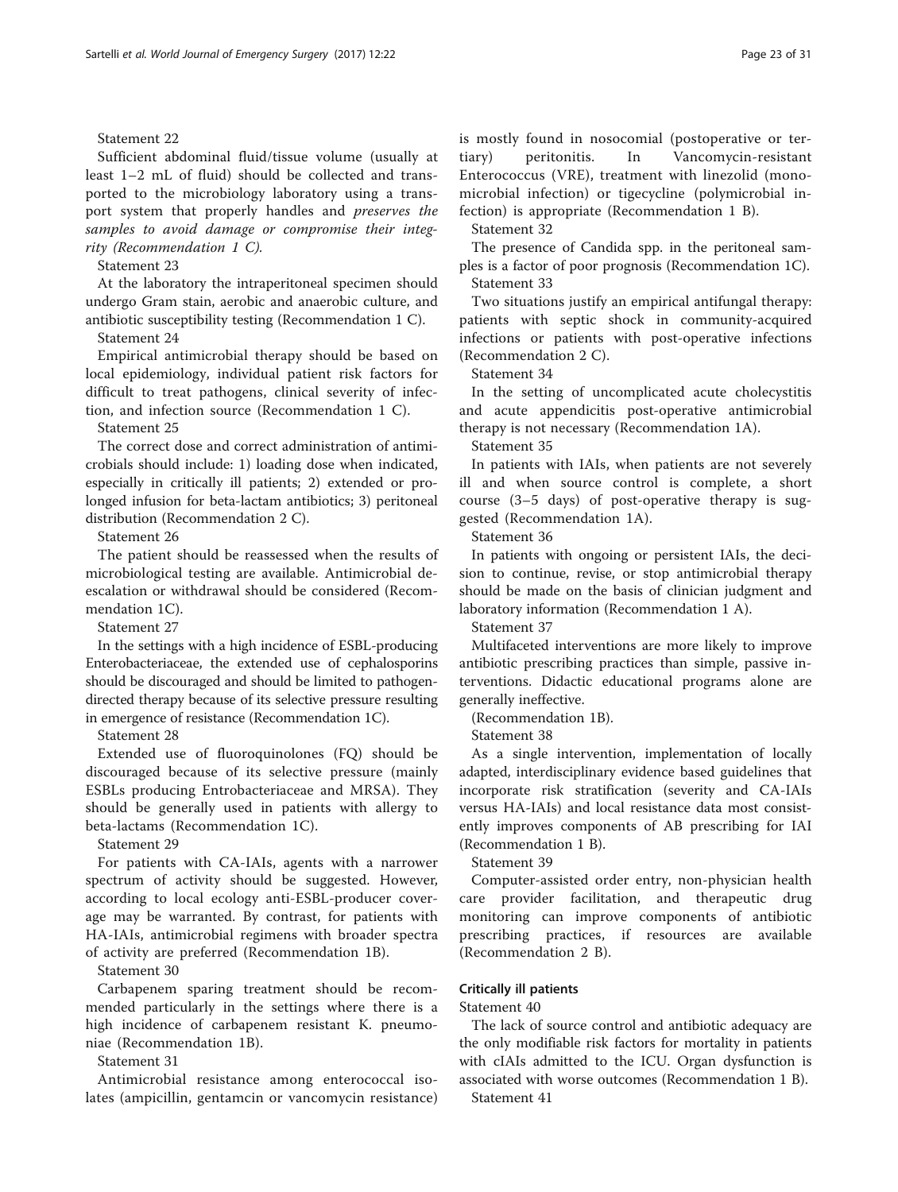Statement 22

Sufficient abdominal fluid/tissue volume (usually at least 1–2 mL of fluid) should be collected and transported to the microbiology laboratory using a transport system that properly handles and *preserves the samples to avoid damage or compromise their integrity (Recommendation 1 C).*

Statement 23

At the laboratory the intraperitoneal specimen should undergo Gram stain, aerobic and anaerobic culture, and antibiotic susceptibility testing (Recommendation 1 C).

Statement 24

Empirical antimicrobial therapy should be based on local epidemiology, individual patient risk factors for difficult to treat pathogens, clinical severity of infection, and infection source (Recommendation 1 C).

Statement 25

The correct dose and correct administration of antimicrobials should include: 1) loading dose when indicated, especially in critically ill patients; 2) extended or prolonged infusion for beta-lactam antibiotics; 3) peritoneal distribution (Recommendation 2 C).

Statement 26

The patient should be reassessed when the results of microbiological testing are available. Antimicrobial de-escalation or withdrawal should be considered (Recommendation 1C).

Statement 27

In the settings with a high incidence of ESBL-producing Enterobacteriaceae, the extended use of cephalosporins should be discouraged and should be limited to pathogen-directed therapy because of its selective pressure resulting in emergence of resistance (Recommendation 1C).

Statement 28

Extended use of fluoroquinolones (FQ) should be discouraged because of its selective pressure (mainly ESBLs producing Entrobacteriaceae and MRSA). They should be generally used in patients with allergy to beta-lactams (Recommendation 1C).

Statement 29

For patients with CA-IAIs, agents with a narrower spectrum of activity should be suggested. However, according to local ecology anti-ESBL-producer coverage may be warranted. By contrast, for patients with HA-IAIs, antimicrobial regimens with broader spectra of activity are preferred (Recommendation 1B).

Statement 30

Carbapenem sparing treatment should be recommended particularly in the settings where there is a high incidence of carbapenem resistant K. pneumoniae (Recommendation 1B).

Statement 31

Antimicrobial resistance among enterococcal isolates (ampicillin, gentamcin or vancomycin resistance) is mostly found in nosocomial (postoperative or tertiary) peritonitis. In Vancomycin-resistant Enterococcus (VRE), treatment with linezolid (monomicrobial infection) or tigecycline (polymicrobial infection) is appropriate (Recommendation 1 B).

Statement 32

The presence of Candida spp. in the peritoneal samples is a factor of poor prognosis (Recommendation 1C).

Statement 33

Two situations justify an empirical antifungal therapy: patients with septic shock in community-acquired infections or patients with post-operative infections (Recommendation 2 C).

Statement 34

In the setting of uncomplicated acute cholecystitis and acute appendicitis post-operative antimicrobial therapy is not necessary (Recommendation 1A).

Statement 35

In patients with IAIs, when patients are not severely ill and when source control is complete, a short course (3–5 days) of post-operative therapy is suggested (Recommendation 1A).

Statement 36

In patients with ongoing or persistent IAIs, the decision to continue, revise, or stop antimicrobial therapy should be made on the basis of clinician judgment and laboratory information (Recommendation 1 A).

Statement 37

Multifaceted interventions are more likely to improve antibiotic prescribing practices than simple, passive interventions. Didactic educational programs alone are generally ineffective.

(Recommendation 1B).

Statement 38

As a single intervention, implementation of locally adapted, interdisciplinary evidence based guidelines that incorporate risk stratification (severity and CA-IAIs versus HA-IAIs) and local resistance data most consistently improves components of AB prescribing for IAI (Recommendation 1 B).

Statement 39

Computer-assisted order entry, non-physician health care provider facilitation, and therapeutic drug monitoring can improve components of antibiotic prescribing practices, if resources are available (Recommendation 2 B).

#### Critically ill patients

Statement 40

The lack of source control and antibiotic adequacy are the only modifiable risk factors for mortality in patients with cIAIs admitted to the ICU. Organ dysfunction is associated with worse outcomes (Recommendation 1 B).

Statement 41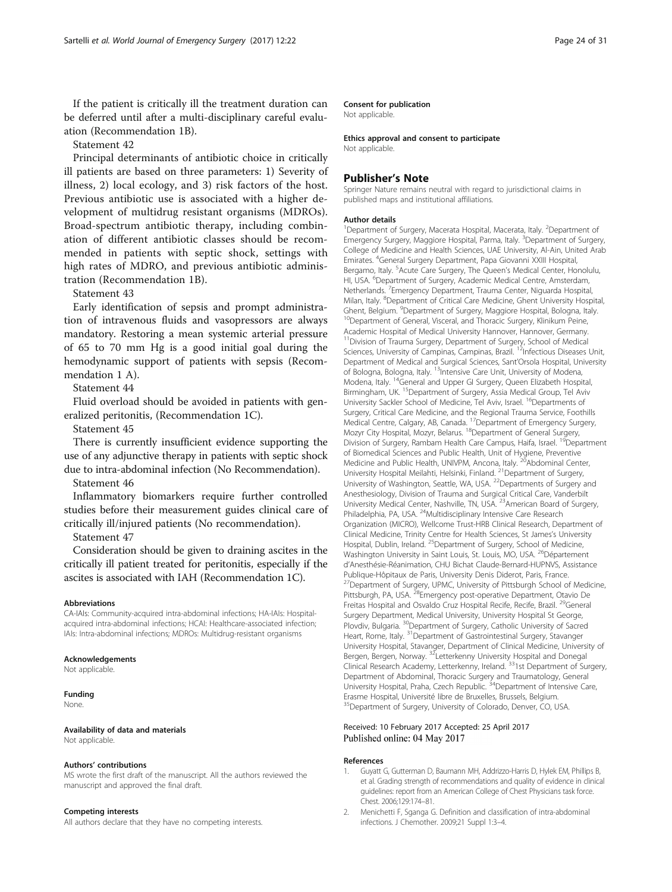If the patient is critically ill the treatment duration can be deferred until after a multi-disciplinary careful evaluation (Recommendation 1B).

Statement 42

Principal determinants of antibiotic choice in critically ill patients are based on three parameters: 1) Severity of illness, 2) local ecology, and 3) risk factors of the host. Previous antibiotic use is associated with a higher development of multidrug resistant organisms (MDROs). Broad-spectrum antibiotic therapy, including combination of different antibiotic classes should be recommended in patients with septic shock, settings with high rates of MDRO, and previous antibiotic administration (Recommendation 1B).

Statement 43

Early identification of sepsis and prompt administration of intravenous fluids and vasopressors are always mandatory. Restoring a mean systemic arterial pressure of 65 to 70 mm Hg is a good initial goal during the hemodynamic support of patients with sepsis (Recommendation 1 A).

Statement 44

Fluid overload should be avoided in patients with generalized peritonitis, (Recommendation 1C).

Statement 45

There is currently insufficient evidence supporting the use of any adjunctive therapy in patients with septic shock due to intra-abdominal infection (No Recommendation).

Statement 46

Inflammatory biomarkers require further controlled studies before their measurement guides clinical care of critically ill/injured patients (No recommendation).

Statement 47

Consideration should be given to draining ascites in the critically ill patient treated for peritonitis, especially if the ascites is associated with IAH (Recommendation 1C).

#### Abbreviations

CA-IAIs: Community-acquired intra-abdominal infections; HA-IAIs: Hospital-acquired intra-abdominal infections; HCAI: Healthcare-associated infection; IAIs: Intra-abdominal infections; MDROs: Multidrug-resistant organisms

#### Acknowledgements

Not applicable.

#### Funding

None.

#### Availability of data and materials

Not applicable.

#### Authors' contributions

MS wrote the first draft of the manuscript. All the authors reviewed the manuscript and approved the final draft.

#### Competing interests

All authors declare that they have no competing interests.

#### Consent for publication

Not applicable.

#### Ethics approval and consent to participate

Not applicable.

## Publisher's Note

Springer Nature remains neutral with regard to jurisdictional claims in published maps and institutional affiliations.

#### Author details

[1]Department of Surgery, Macerata Hospital, Macerata, Italy. [2]Department of Emergency Surgery, Maggiore Hospital, Parma, Italy. [3]Department of Surgery, College of Medicine and Health Sciences, UAE University, Al-Ain, United Arab Emirates. [4]General Surgery Department, Papa Giovanni XXIII Hospital, Bergamo, Italy. [5]Acute Care Surgery, The Queen's Medical Center, Honolulu, HI, USA. [6]Department of Surgery, Academic Medical Centre, Amsterdam, Netherlands. [7]Emergency Department, Trauma Center, Niguarda Hospital, Milan, Italy. [8]Department of Critical Care Medicine, Ghent University Hospital, Ghent, Belgium. [9]Department of Surgery, Maggiore Hospital, Bologna, Italy. [10]Department of General, Visceral, and Thoracic Surgery, Klinikum Peine, Academic Hospital of Medical University Hannover, Hannover, Germany. [11]Division of Trauma Surgery, Department of Surgery, School of Medical Sciences, University of Campinas, Campinas, Brazil. [12]Infectious Diseases Unit, Department of Medical and Surgical Sciences, Sant'Orsola Hospital, University of Bologna, Bologna, Italy. [13]Intensive Care Unit, University of Modena, Modena, Italy. [14]General and Upper GI Surgery, Queen Elizabeth Hospital, Birmingham, UK. [15]Department of Surgery, Assia Medical Group, Tel Aviv University Sackler School of Medicine, Tel Aviv, Israel. [16]Departments of Surgery, Critical Care Medicine, and the Regional Trauma Service, Foothills Medical Centre, Calgary, AB, Canada. [17]Department of Emergency Surgery, Mozyr City Hospital, Mozyr, Belarus. [18]Department of General Surgery, Division of Surgery, Rambam Health Care Campus, Haifa, Israel. [19]Department of Biomedical Sciences and Public Health, Unit of Hygiene, Preventive Medicine and Public Health, UNIVPM, Ancona, Italy. [20]Abdominal Center, University Hospital Meilahti, Helsinki, Finland. [21]Department of Surgery, University of Washington, Seattle, WA, USA. [22]Departments of Surgery and Anesthesiology, Division of Trauma and Surgical Critical Care, Vanderbilt University Medical Center, Nashville, TN, USA. [23]American Board of Surgery, Philadelphia, PA, USA. [24]Multidisciplinary Intensive Care Research Organization (MICRO), Wellcome Trust-HRB Clinical Research, Department of Clinical Medicine, Trinity Centre for Health Sciences, St James's University Hospital, Dublin, Ireland. [25]Department of Surgery, School of Medicine, Washington University in Saint Louis, St. Louis, MO, USA. [26]Département d'Anesthésie-Réanimation, CHU Bichat Claude-Bernard-HUPNVS, Assistance Publique-Hôpitaux de Paris, University Denis Diderot, Paris, France. [27]Department of Surgery, UPMC, University of Pittsburgh School of Medicine, Pittsburgh, PA, USA. [28]Emergency post-operative Department, Otavio De Freitas Hospital and Osvaldo Cruz Hospital Recife, Recife, Brazil. [29]General Surgery Department, Medical University, University Hospital St George, Plovdiv, Bulgaria. [30]Department of Surgery, Catholic University of Sacred Heart, Rome, Italy. [31]Department of Gastrointestinal Surgery, Stavanger University Hospital, Stavanger, Department of Clinical Medicine, University of Bergen, Bergen, Norway. [32]Letterkenny University Hospital and Donegal Clinical Research Academy, Letterkenny, Ireland. [33]1st Department of Surgery, Department of Abdominal, Thoracic Surgery and Traumatology, General University Hospital, Praha, Czech Republic. [34]Department of Intensive Care, Erasme Hospital, Université libre de Bruxelles, Brussels, Belgium. [35]Department of Surgery, University of Colorado, Denver, CO, USA.

Received: 10 February 2017 Accepted: 25 April 2017
Published online: 04 May 2017

#### References

1. Guyatt G, Gutterman D, Baumann MH, Addrizzo-Harris D, Hylek EM, Phillips B, et al. Grading strength of recommendations and quality of evidence in clinical guidelines: report from an American College of Chest Physicians task force. Chest. 2006;129:174–81.
2. Menichetti F, Sganga G. Definition and classification of intra-abdominal infections. J Chemother. 2009;21 Suppl 1:3–4.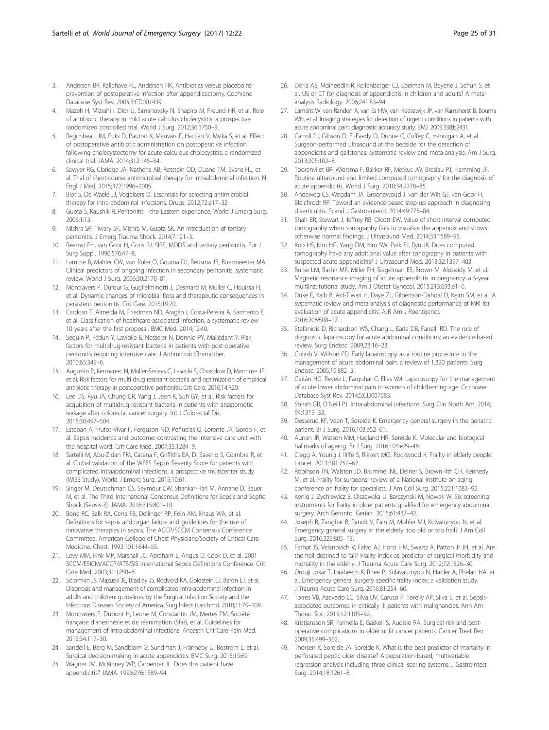3. Andersen BR, Kallehave FL, Andersen HK. Antibiotics versus placebo for prevention of postoperative infection after appendicectomy. Cochrane Database Syst Rev. 2005;3:CD001439.
4. Mazeh H, Mizrahi I, Dior U, Simanovsky N, Shapiro M, Freund HR, et al. Role of antibiotic therapy in mild acute calculus cholecystitis: a prospective randomized controlled trial. World J Surg. 2012;36:1750–9.
5. Regimbeau JM, Fuks D, Pautrat K, Mauvais F, Haccart V, Msika S, et al. Effect of postoperative antibiotic administration on postoperative infection following cholecystectomy for acute calculous cholecystitis: a randomized clinical trial. JAMA. 2014;312:145–54.
6. Sawyer RG, Claridge JA, Nathens AB, Rotstein OD, Duane TM, Evans HL, et al. Trial of short-course antimicrobial therapy for intraabdominal infection. N Engl J Med. 2015;372:1996–2005.
7. Blot S, De Waele JJ, Vogelaers D. Essentials for selecting antimicrobial therapy for intra-abdominal infections. Drugs. 2012;72:e17–32.
8. Gupta S, Kaushik R. Peritonitis—the Eastern experience. World J Emerg Surg. 2006;1:13.
9. Mishra SP, Tiwary SK, Mishra M, Gupta SK. An introduction of tertiary peritonitis. J Emerg Trauma Shock. 2014;7:121–3.
10. Reemst PH, van Goor H, Goris RJ. SIRS, MODS and tertiary peritonitis. Eur J Surg Suppl. 1996;576:47–8.
11. Lamme B, Mahler CW, van Ruler O, Gouma DJ, Reitsma JB, Boermeester MA. Clinical predictors of ongoing infection in secondary peritonitis: systematic review. World J Surg. 2006;30:2170–81.
12. Montravers P, Dufour G, Guglielminotti J, Desmard M, Muller C, Houissa H, et al. Dynamic changes of microbial flora and therapeutic consequences in persistent peritonitis. Crit Care. 2015;19:70.
13. Cardoso T, Almeida M, Friedman ND, Aragão I, Costa-Pereira A, Sarmento E, et al. Classification of healthcare-associated infection: a systematic review 10 years after the first proposal. BMC Med. 2014;12:40.
14. Seguin P, Fédun Y, Laviolle B, Nesseler N, Donnio PY, Mallédant Y. Risk factors for multidrug-resistant bacteria in patients with post-operative peritonitis requiring intensive care. J Antimicrob Chemother. 2010;65:342–6.
15. Augustin P, Kermarrec N, Muller-Serieys C, Lasocki S, Chosidow D, Marmuse JP, et al. Risk factors for multi drug resistant bacteria and optimization of empirical antibiotic therapy in postoperative peritonitis. Crit Care. 2010;14:R20.
16. Lee DS, Ryu JA, Chung CR, Yang J, Jeon K, Suh GY, et al. Risk factors for acquisition of multidrug-resistant bacteria in patients with anastomotic leakage after colorectal cancer surgery. Int J Colorectal Dis. 2015;30:497–504.
17. Esteban A, Frutos-Vivar F, Ferguson ND, Peñuelas O, Lorente JA, Gordo F, et al. Sepsis incidence and outcome: contrasting the intensive care unit with the hospital ward. Crit Care Med. 2007;35:1284–9.
18. Sartelli M, Abu-Zidan FM, Catena F, Griffiths EA, Di Saverio S, Coimbra R, et al. Global validation of the WSES Sepsis Severity Score for patients with complicated intraabdominal infections: a prospective multicenter study (WISS Study). World J Emerg Surg. 2015;10:61.
19. Singer M, Deutschman CS, Seymour CW, Shankar-Hari M, Annane D, Bauer M, et al. The Third International Consensus Definitions for Sepsis and Septic Shock (Sepsis-3). JAMA. 2016;315:801–10.
20. Bone RC, Balk RA, Cerra FB, Dellinger RP, Fein AM, Knaus WA, et al. Definitions for sepsis and organ failure and guidelines for the use of innovative therapies in sepsis. The ACCP/SCCM Consensus Conference Committee. American College of Chest Physicians/Society of Critical Care Medicine. Chest. 1992;101:1644–55.
21. Levy MM, Fink MP, Marshall JC, Abraham E, Angus D, Cook D, et al. 2001 SCCM/ESICM/ACCP/ATS/SIS International Sepsis Definitions Conference. Crit Care Med. 2003;31:1250–6.
22. Solomkin JS, Mazuski JE, Bradley JS, Rodvold KA, Goldstein EJ, Baron EJ, et al. Diagnosis and management of complicated intra-abdominal infection in adults and children: guidelines by the Surgical Infection Society and the Infectious Diseases Society of America. Surg Infect (Larchmt). 2010;11:79–109.
23. Montravers P, Dupont H, Leone M, Constantin JM, Mertes PM, Société française d'anesthésie et de réanimation (Sfar), et al. Guidelines for management of intra-abdominal infections. Anaesth Crit Care Pain Med. 2015;34:117–30.
24. Sandell E, Berg M, Sandblom G, Sundman J, Fränneby U, Boström L, et al. Surgical decision-making in acute appendicitis. BMC Surg. 2015;15:69.
25. Wagner JM, McKinney WP, Carpenter JL. Does this patient have appendicitis? JAMA. 1996;276:1589–94.
26. Doria AS, Moineddin R, Kellenberger CJ, Epelman M, Beyene J, Schuh S, et al. US or CT for diagnosis of appendicitis in children and adults? A meta-analysis Radiology. 2006;241:83–94.
27. Laméris W, van Randen A, van Es HW, van Heesewijk JP, van Ramshorst B, Bouma WH, et al. Imaging strategies for detection of urgent conditions in patients with acute abdominal pain: diagnostic accuracy study. BMJ. 2009;338:b2431.
28. Carroll PJ, Gibson D, El-Faedy O, Dunne C, Coffey C, Hannigan A, et al. Surgeon-performed ultrasound at the bedside for the detection of appendicitis and gallstones: systematic review and meta-analysis. Am J Surg. 2013;205:102–8.
29. Toorenvliet BR, Wiersma F, Bakker RF, Merkus JW, Breslau PJ, Hamming JF. Routine ultrasound and limited computed tomography for the diagnosis of acute appendicitis. World J Surg. 2010;34:2278–85.
30. Andeweg CS, Wegdam JA, Groenewoud J, van der Wilt GJ, van Goor H, Bleichrodt RP. Toward an evidence-based step-up approach in diagnosing diverticulitis. Scand J Gastroenterol. 2014;49:775–84.
31. Shah BR, Stewart J, Jeffrey RB, Olcott EW. Value of short-interval computed tomography when sonography fails to visualize the appendix and shows otherwise normal findings. J Ultrasound Med. 2014;33:1589–95.
32. Koo HS, Kim HC, Yang DM, Kim SW, Park SJ, Ryu JK. Does computed tomography have any additional value after sonography in patients with suspected acute appendicitis? J Ultrasound Med. 2013;32:1397–403.
33. Burke LM, Bashir MR, Miller FH, Siegelman ES, Brown M, Alobaidy M, et al. Magnetic resonance imaging of acute appendicitis in pregnancy: a 5-year multiinstitutional study. Am J Obstet Gynecol. 2015;213:693.e1–6.
34. Duke E, Kalb B, Arif-Tiwari H, Daye ZJ, Gilbertson-Dahdal D, Keim SM, et al. A systematic review and meta-analysis of diagnostic performance of MRI for evaluation of acute appendicitis. AJR Am J Roentgenol. 2016;206:508–17.
35. Stefanidis D, Richardson WS, Chang L, Earle DB, Fanelli RD. The role of diagnostic laparoscopy for acute abdominal conditions: an evidence-based review. Surg Endosc. 2009;23:16–23.
36. Golash V, Willson PD. Early laparoscopy as a routine procedure in the management of acute abdominal pain: a review of 1,320 patients. Surg Endosc. 2005;19:882–5.
37. Gaitán HG, Reveiz L, Farquhar C, Elias VM. Laparoscopy for the management of acute lower abdominal pain in women of childbearing age. Cochrane Database Syst Rev. 2014;5:CD007683.
38. Shirah GR, O'Neill PJ. Intra-abdominal infections. Surg Clin North Am. 2014;94:1319–33.
39. Desserud KF, Veen T, Soreide K. Emergency general surgery in the geriatric patient. Br J Surg. 2016;103:e52–61.
40. Aunan JR, Watson MM, Hagland HR, Søreide K. Molecular and biological hallmarks of ageing. Br J Surg. 2016;103:e29–46.
41. Clegg A, Young J, Iliffe S, Rikkert MO, Rockwood K. Frailty in elderly people. Lancet. 2013;381:752–62.
42. Robinson TN, Walston JD, Brummel NE, Deiner S, Brown 4th CH, Kennedy M, et al. Frailty for surgeons: review of a National Institute on aging conference on frailty for specialists. J Am Coll Surg. 2015;221:1083–92.
43. Kenig J, Zychiewicz B, Olszewska U, Barczynski M, Nowak W. Six screening instruments for frailty in older patients qualified for emergency abdominal surgery. Arch Gerontol Geriatr. 2015;61:437–42.
44. Joseph B, Zangbar B, Pandit V, Fain M, Mohler MJ, Kulvatunyou N, et al. Emergency general surgery in the elderly: too old or too frail? J Am Coll Surg. 2016;222:805–13.
45. Farhat JS, Velanovich V, Falvo AJ, Horst HM, Swartz A, Patton Jr JH, et al. Are the frail destined to fail? Frailty index as predictor of surgical morbidity and mortality in the elderly. J Trauma Acute Care Surg. 2012;72:1526–30.
46. Orouji Jokar T, Ibraheem K, Rhee P, Kulavatunyou N, Haider A, Phelan HA, et al. Emergency general surgery specific frailty index: a validation study. J Trauma Acute Care Surg. 2016;81:254–60.
47. Torres VB, Azevedo LC, Silva UV, Caruso P, Torelly AP, Silva E, et al. Sepsis-associated outcomes in critically ill patients with malignancies. Ann Am Thorac Soc. 2015;12:1185–92.
48. Kristjansson SR, Farinella E, Gaskell S, Audisio RA. Surgical risk and post-operative complications in older unfit cancer patients. Cancer Treat Rev. 2009;35:499–502.
49. Thorsen K, Soreide JA, Soreide K. What is the best predictor of mortality in perforated peptic ulcer disease? A population-based, multivariable regression analysis including three clinical scoring systems. J Gastrointest Surg. 2014;18:1261–8.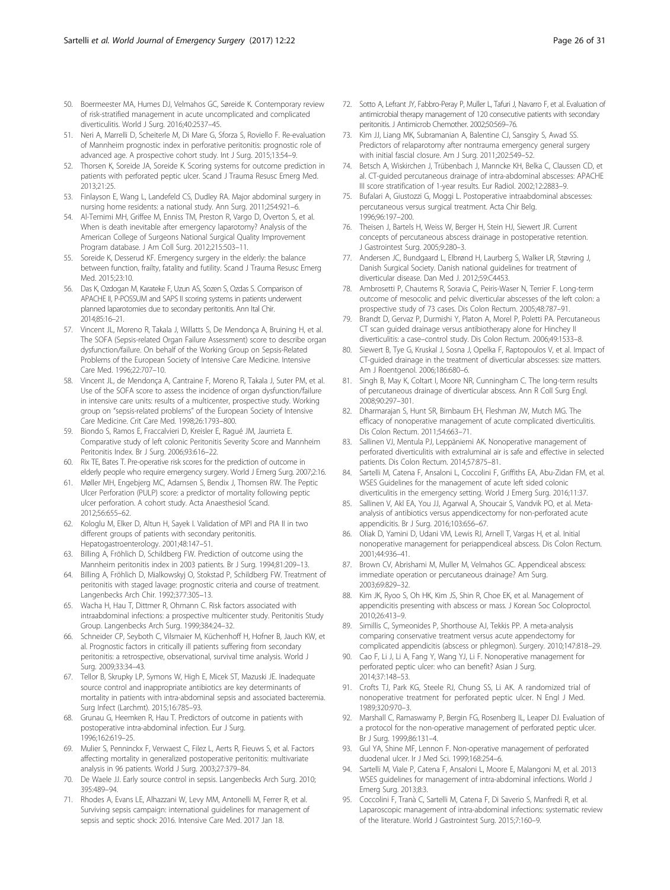50. Boermeester MA, Humes DJ, Velmahos GC, Søreide K. Contemporary review of risk-stratified management in acute uncomplicated and complicated diverticulitis. World J Surg. 2016;40:2537–45.
51. Neri A, Marrelli D, Scheiterle M, Di Mare G, Sforza S, Roviello F. Re-evaluation of Mannheim prognostic index in perforative peritonitis: prognostic role of advanced age. A prospective cohort study. Int J Surg. 2015;13:54–9.
52. Thorsen K, Soreide JA, Soreide K. Scoring systems for outcome prediction in patients with perforated peptic ulcer. Scand J Trauma Resusc Emerg Med. 2013;21:25.
53. Finlayson E, Wang L, Landefeld CS, Dudley RA. Major abdominal surgery in nursing home residents: a national study. Ann Surg. 2011;254:921–6.
54. Al-Temimi MH, Griffee M, Enniss TM, Preston R, Vargo D, Overton S, et al. When is death inevitable after emergency laparotomy? Analysis of the American College of Surgeons National Surgical Quality Improvement Program database. J Am Coll Surg. 2012;215:503–11.
55. Soreide K, Desserud KF. Emergency surgery in the elderly: the balance between function, frailty, fatality and futility. Scand J Trauma Resusc Emerg Med. 2015;23:10.
56. Das K, Ozdogan M, Karateke F, Uzun AS, Sozen S, Ozdas S. Comparison of APACHE II, P-POSSUM and SAPS II scoring systems in patients underwent planned laparotomies due to secondary peritonitis. Ann Ital Chir. 2014;85:16–21.
57. Vincent JL, Moreno R, Takala J, Willatts S, De Mendonça A, Bruining H, et al. The SOFA (Sepsis-related Organ Failure Assessment) score to describe organ dysfunction/failure. On behalf of the Working Group on Sepsis-Related Problems of the European Society of Intensive Care Medicine. Intensive Care Med. 1996;22:707–10.
58. Vincent JL, de Mendonça A, Cantraine F, Moreno R, Takala J, Suter PM, et al. Use of the SOFA score to assess the incidence of organ dysfunction/failure in intensive care units: results of a multicenter, prospective study. Working group on "sepsis-related problems" of the European Society of Intensive Care Medicine. Crit Care Med. 1998;26:1793–800.
59. Biondo S, Ramos E, Fraccalvieri D, Kreisler E, Ragué JM, Jaurrieta E. Comparative study of left colonic Peritonitis Severity Score and Mannheim Peritonitis Index. Br J Surg. 2006;93:616–22.
60. Rix TE, Bates T. Pre-operative risk scores for the prediction of outcome in elderly people who require emergency surgery. World J Emerg Surg. 2007;2:16.
61. Møller MH, Engebjerg MC, Adamsen S, Bendix J, Thomsen RW. The Peptic Ulcer Perforation (PULP) score: a predictor of mortality following peptic ulcer perforation. A cohort study. Acta Anaesthesiol Scand. 2012;56:655–62.
62. Kologlu M, Elker D, Altun H, Sayek I. Validation of MPI and PIA II in two different groups of patients with secondary peritonitis. Hepatogastroenterology. 2001;48:147–51.
63. Billing A, Fröhlich D, Schildberg FW. Prediction of outcome using the Mannheim peritonitis index in 2003 patients. Br J Surg. 1994;81:209–13.
64. Billing A, Fröhlich D, Mialkowskyj O, Stokstad P, Schildberg FW. Treatment of peritonitis with staged lavage: prognostic criteria and course of treatment. Langenbecks Arch Chir. 1992;377:305–13.
65. Wacha H, Hau T, Dittmer R, Ohmann C. Risk factors associated with intraabdominal infections: a prospective multicenter study. Peritonitis Study Group. Langenbecks Arch Surg. 1999;384:24–32.
66. Schneider CP, Seyboth C, Vilsmaier M, Küchenhoff H, Hofner B, Jauch KW, et al. Prognostic factors in critically ill patients suffering from secondary peritonitis: a retrospective, observational, survival time analysis. World J Surg. 2009;33:34–43.
67. Tellor B, Skrupky LP, Symons W, High E, Micek ST, Mazuski JE. Inadequate source control and inappropriate antibiotics are key determinants of mortality in patients with intra-abdominal sepsis and associated bacteremia. Surg Infect (Larchmt). 2015;16:785–93.
68. Grunau G, Heemken R, Hau T. Predictors of outcome in patients with postoperative intra-abdominal infection. Eur J Surg. 1996;162:619–25.
69. Mulier S, Penninckx F, Verwaest C, Filez L, Aerts R, Fieuws S, et al. Factors affecting mortality in generalized postoperative peritonitis: multivariate analysis in 96 patients. World J Surg. 2003;27:379–84.
70. De Waele JJ. Early source control in sepsis. Langenbecks Arch Surg. 2010; 395:489–94.
71. Rhodes A, Evans LE, Alhazzani W, Levy MM, Antonelli M, Ferrer R, et al. Surviving sepsis campaign: international guidelines for management of sepsis and septic shock: 2016. Intensive Care Med. 2017 Jan 18.
72. Sotto A, Lefrant JY, Fabbro-Peray P, Muller L, Tafuri J, Navarro F, et al. Evaluation of antimicrobial therapy management of 120 consecutive patients with secondary peritonitis. J Antimicrob Chemother. 2002;50:569–76.
73. Kim JJ, Liang MK, Subramanian A, Balentine CJ, Sansgiry S, Awad SS. Predictors of relaparotomy after nontrauma emergency general surgery with initial fascial closure. Am J Surg. 2011;202:549–52.
74. Betsch A, Wiskirchen J, Trübenbach J, Manncke KH, Belka C, Claussen CD, et al. CT-guided percutaneous drainage of intra-abdominal abscesses: APACHE III score stratification of 1-year results. Eur Radiol. 2002;12:2883–9.
75. Bufalari A, Giustozzi G, Moggi L. Postoperative intraabdominal abscesses: percutaneous versus surgical treatment. Acta Chir Belg. 1996;96:197–200.
76. Theisen J, Bartels H, Weiss W, Berger H, Stein HJ, Siewert JR. Current concepts of percutaneous abscess drainage in postoperative retention. J Gastrointest Surg. 2005;9:280–3.
77. Andersen JC, Bundgaard L, Elbrønd H, Laurberg S, Walker LR, Støvring J, Danish Surgical Society. Danish national guidelines for treatment of diverticular disease. Dan Med J. 2012;59:C4453.
78. Ambrosetti P, Chautems R, Soravia C, Peiris-Waser N, Terrier F. Long-term outcome of mesocolic and pelvic diverticular abscesses of the left colon: a prospective study of 73 cases. Dis Colon Rectum. 2005;48:787–91.
79. Brandt D, Gervaz P, Durmishi Y, Platon A, Morel P, Poletti PA. Percutaneous CT scan guided drainage versus antibiotherapy alone for Hinchey II diverticulitis: a case–control study. Dis Colon Rectum. 2006;49:1533–8.
80. Siewert B, Tye G, Kruskal J, Sosna J, Opelka F, Raptopoulos V, et al. Impact of CT-guided drainage in the treatment of diverticular abscesses: size matters. Am J Roentgenol. 2006;186:680–6.
81. Singh B, May K, Coltart I, Moore NR, Cunningham C. The long-term results of percutaneous drainage of diverticular abscess. Ann R Coll Surg Engl. 2008;90:297–301.
82. Dharmarajan S, Hunt SR, Birnbaum EH, Fleshman JW, Mutch MG. The efficacy of nonoperative management of acute complicated diverticulitis. Dis Colon Rectum. 2011;54:663–71.
83. Sallinen VJ, Mentula PJ, Leppäniemi AK. Nonoperative management of perforated diverticulitis with extraluminal air is safe and effective in selected patients. Dis Colon Rectum. 2014;57:875–81.
84. Sartelli M, Catena F, Ansaloni L, Coccolini F, Griffiths EA, Abu-Zidan FM, et al. WSES Guidelines for the management of acute left sided colonic diverticulitis in the emergency setting. World J Emerg Surg. 2016;11:37.
85. Sallinen V, Akl EA, You JJ, Agarwal A, Shoucair S, Vandvik PO, et al. Meta-analysis of antibiotics versus appendicectomy for non-perforated acute appendicitis. Br J Surg. 2016;103:656–67.
86. Oliak D, Yamini D, Udani VM, Lewis RJ, Arnell T, Vargas H, et al. Initial nonoperative management for periappendiceal abscess. Dis Colon Rectum. 2001;44:936–41.
87. Brown CV, Abrishami M, Muller M, Velmahos GC. Appendiceal abscess: immediate operation or percutaneous drainage? Am Surg. 2003;69:829–32.
88. Kim JK, Ryoo S, Oh HK, Kim JS, Shin R, Choe EK, et al. Management of appendicitis presenting with abscess or mass. J Korean Soc Coloproctol. 2010;26:413–9.
89. Simillis C, Symeonides P, Shorthouse AJ, Tekkis PP. A meta-analysis comparing conservative treatment versus acute appendectomy for complicated appendicitis (abscess or phlegmon). Surgery. 2010;147:818–29.
90. Cao F, Li J, Li A, Fang Y, Wang YJ, Li F. Nonoperative management for perforated peptic ulcer: who can benefit? Asian J Surg. 2014;37:148–53.
91. Crofts TJ, Park KG, Steele RJ, Chung SS, Li AK. A randomized trial of nonoperative treatment for perforated peptic ulcer. N Engl J Med. 1989;320:970–3.
92. Marshall C, Ramaswamy P, Bergin FG, Rosenberg IL, Leaper DJ. Evaluation of a protocol for the non-operative management of perforated peptic ulcer. Br J Surg. 1999;86:131–4.
93. Gul YA, Shine MF, Lennon F. Non-operative management of perforated duodenal ulcer. Ir J Med Sci. 1999;168:254–6.
94. Sartelli M, Viale P, Catena F, Ansaloni L, Moore E, Malangoni M, et al. 2013 WSES guidelines for management of intra-abdominal infections. World J Emerg Surg. 2013;8:3.
95. Coccolini F, Tranà C, Sartelli M, Catena F, Di Saverio S, Manfredi R, et al. Laparoscopic management of intra-abdominal infections: systematic review of the literature. World J Gastrointest Surg. 2015;7:160–9.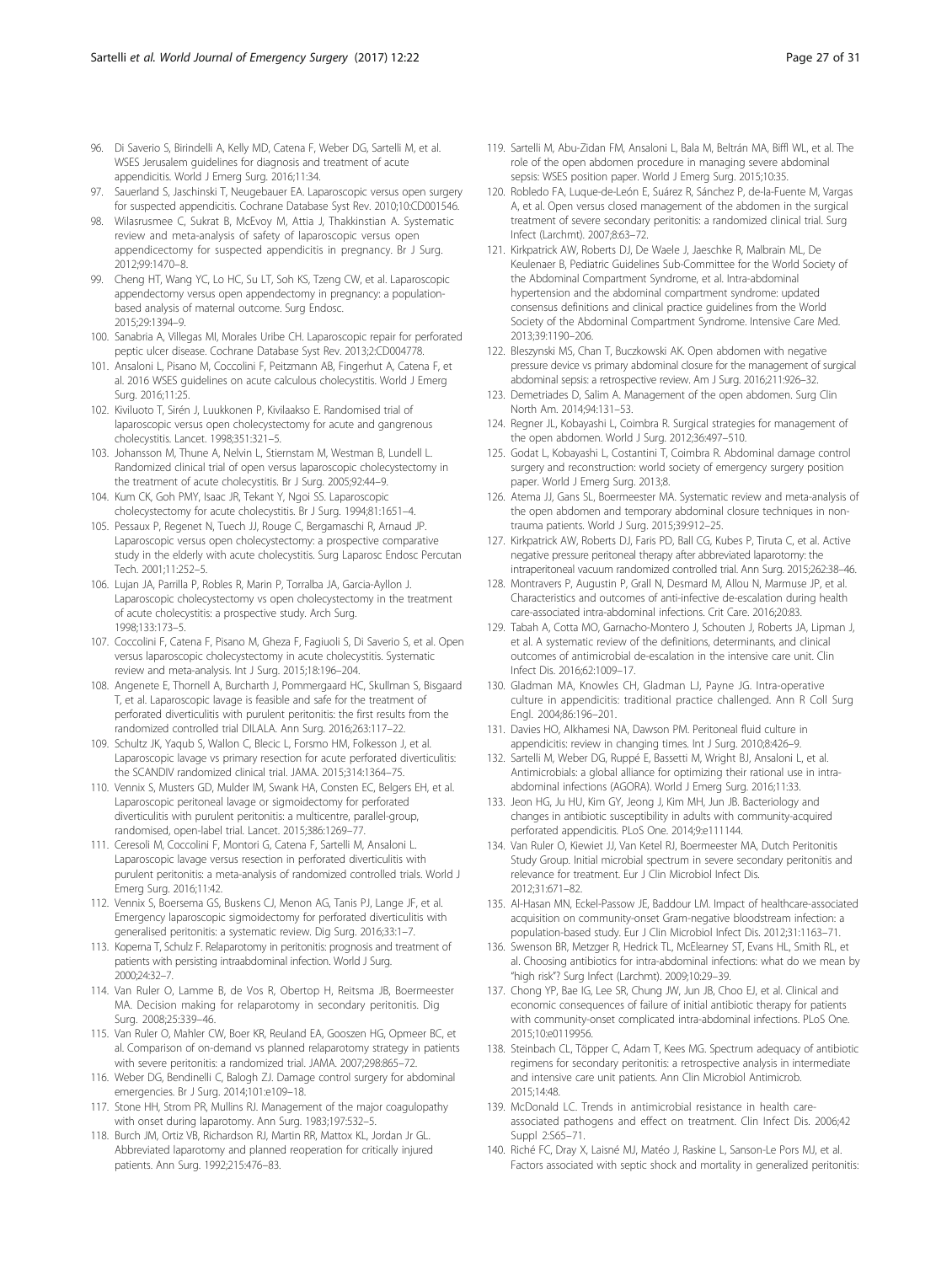96. Di Saverio S, Birindelli A, Kelly MD, Catena F, Weber DG, Sartelli M, et al. WSES Jerusalem guidelines for diagnosis and treatment of acute appendicitis. World J Emerg Surg. 2016;11:34.
97. Sauerland S, Jaschinski T, Neugebauer EA. Laparoscopic versus open surgery for suspected appendicitis. Cochrane Database Syst Rev. 2010;10:CD001546.
98. Wilasrusmee C, Sukrat B, McEvoy M, Attia J, Thakkinstian A. Systematic review and meta-analysis of safety of laparoscopic versus open appendicectomy for suspected appendicitis in pregnancy. Br J Surg. 2012;99:1470–8.
99. Cheng HT, Wang YC, Lo HC, Su LT, Soh KS, Tzeng CW, et al. Laparoscopic appendectomy versus open appendectomy in pregnancy: a population-based analysis of maternal outcome. Surg Endosc. 2015;29:1394–9.
100. Sanabria A, Villegas MI, Morales Uribe CH. Laparoscopic repair for perforated peptic ulcer disease. Cochrane Database Syst Rev. 2013;2:CD004778.
101. Ansaloni L, Pisano M, Coccolini F, Peitzmann AB, Fingerhut A, Catena F, et al. 2016 WSES guidelines on acute calculous cholecystitis. World J Emerg Surg. 2016;11:25.
102. Kiviluoto T, Sirén J, Luukkonen P, Kivilaakso E. Randomised trial of laparoscopic versus open cholecystectomy for acute and gangrenous cholecystitis. Lancet. 1998;351:321–5.
103. Johansson M, Thune A, Nelvin L, Stiernstam M, Westman B, Lundell L. Randomized clinical trial of open versus laparoscopic cholecystectomy in the treatment of acute cholecystitis. Br J Surg. 2005;92:44–9.
104. Kum CK, Goh PMY, Isaac JR, Tekant Y, Ngoi SS. Laparoscopic cholecystectomy for acute cholecystitis. Br J Surg. 1994;81:1651–4.
105. Pessaux P, Regenet N, Tuech JJ, Rouge C, Bergamaschi R, Arnaud JP. Laparoscopic versus open cholecystectomy: a prospective comparative study in the elderly with acute cholecystitis. Surg Laparosc Endosc Percutan Tech. 2001;11:252–5.
106. Lujan JA, Parrilla P, Robles R, Marin P, Torralba JA, Garcia-Ayllon J. Laparoscopic cholecystectomy vs open cholecystectomy in the treatment of acute cholecystitis: a prospective study. Arch Surg. 1998;133:173–5.
107. Coccolini F, Catena F, Pisano M, Gheza F, Fagiuoli S, Di Saverio S, et al. Open versus laparoscopic cholecystectomy in acute cholecystitis. Systematic review and meta-analysis. Int J Surg. 2015;18:196–204.
108. Angenete E, Thornell A, Burcharth J, Pommergaard HC, Skullman S, Bisgaard T, et al. Laparoscopic lavage is feasible and safe for the treatment of perforated diverticulitis with purulent peritonitis: the first results from the randomized controlled trial DILALA. Ann Surg. 2016;263:117–22.
109. Schultz JK, Yaqub S, Wallon C, Blecic L, Forsmo HM, Folkesson J, et al. Laparoscopic lavage vs primary resection for acute perforated diverticulitis: the SCANDIV randomized clinical trial. JAMA. 2015;314:1364–75.
110. Vennix S, Musters GD, Mulder IM, Swank HA, Consten EC, Belgers EH, et al. Laparoscopic peritoneal lavage or sigmoidectomy for perforated diverticulitis with purulent peritonitis: a multicentre, parallel-group, randomised, open-label trial. Lancet. 2015;386:1269–77.
111. Ceresoli M, Coccolini F, Montori G, Catena F, Sartelli M, Ansaloni L. Laparoscopic lavage versus resection in perforated diverticulitis with purulent peritonitis: a meta-analysis of randomized controlled trials. World J Emerg Surg. 2016;11:42.
112. Vennix S, Boersema GS, Buskens CJ, Menon AG, Tanis PJ, Lange JF, et al. Emergency laparoscopic sigmoidectomy for perforated diverticulitis with generalised peritonitis: a systematic review. Dig Surg. 2016;33:1–7.
113. Koperna T, Schulz F. Relaparotomy in peritonitis: prognosis and treatment of patients with persisting intraabdominal infection. World J Surg. 2000;24:32–7.
114. Van Ruler O, Lamme B, de Vos R, Obertop H, Reitsma JB, Boermeester MA. Decision making for relaparotomy in secondary peritonitis. Dig Surg. 2008;25:339–46.
115. Van Ruler O, Mahler CW, Boer KR, Reuland EA, Gooszen HG, Opmeer BC, et al. Comparison of on-demand vs planned relaparotomy strategy in patients with severe peritonitis: a randomized trial. JAMA. 2007;298:865–72.
116. Weber DG, Bendinelli C, Balogh ZJ. Damage control surgery for abdominal emergencies. Br J Surg. 2014;101:e109–18.
117. Stone HH, Strom PR, Mullins RJ. Management of the major coagulopathy with onset during laparotomy. Ann Surg. 1983;197:532–5.
118. Burch JM, Ortiz VB, Richardson RJ, Martin RR, Mattox KL, Jordan Jr GL. Abbreviated laparotomy and planned reoperation for critically injured patients. Ann Surg. 1992;215:476–83.
119. Sartelli M, Abu-Zidan FM, Ansaloni L, Bala M, Beltrán MA, Biffl WL, et al. The role of the open abdomen procedure in managing severe abdominal sepsis: WSES position paper. World J Emerg Surg. 2015;10:35.
120. Robledo FA, Luque-de-León E, Suárez R, Sánchez P, de-la-Fuente M, Vargas A, et al. Open versus closed management of the abdomen in the surgical treatment of severe secondary peritonitis: a randomized clinical trial. Surg Infect (Larchmt). 2007;8:63–72.
121. Kirkpatrick AW, Roberts DJ, De Waele J, Jaeschke R, Malbrain ML, De Keulenaer B, Pediatric Guidelines Sub-Committee for the World Society of the Abdominal Compartment Syndrome, et al. Intra-abdominal hypertension and the abdominal compartment syndrome: updated consensus definitions and clinical practice guidelines from the World Society of the Abdominal Compartment Syndrome. Intensive Care Med. 2013;39:1190–206.
122. Bleszynski MS, Chan T, Buczkowski AK. Open abdomen with negative pressure device vs primary abdominal closure for the management of surgical abdominal sepsis: a retrospective review. Am J Surg. 2016;211:926–32.
123. Demetriades D, Salim A. Management of the open abdomen. Surg Clin North Am. 2014;94:131–53.
124. Regner JL, Kobayashi L, Coimbra R. Surgical strategies for management of the open abdomen. World J Surg. 2012;36:497–510.
125. Godat L, Kobayashi L, Costantini T, Coimbra R. Abdominal damage control surgery and reconstruction: world society of emergency surgery position paper. World J Emerg Surg. 2013;8.
126. Atema JJ, Gans SL, Boermeester MA. Systematic review and meta-analysis of the open abdomen and temporary abdominal closure techniques in non-trauma patients. World J Surg. 2015;39:912–25.
127. Kirkpatrick AW, Roberts DJ, Faris PD, Ball CG, Kubes P, Tiruta C, et al. Active negative pressure peritoneal therapy after abbreviated laparotomy: the intraperitoneal vacuum randomized controlled trial. Ann Surg. 2015;262:38–46.
128. Montravers P, Augustin P, Grall N, Desmard M, Allou N, Marmuse JP, et al. Characteristics and outcomes of anti-infective de-escalation during health care-associated intra-abdominal infections. Crit Care. 2016;20:83.
129. Tabah A, Cotta MO, Garnacho-Montero J, Schouten J, Roberts JA, Lipman J, et al. A systematic review of the definitions, determinants, and clinical outcomes of antimicrobial de-escalation in the intensive care unit. Clin Infect Dis. 2016;62:1009–17.
130. Gladman MA, Knowles CH, Gladman LJ, Payne JG. Intra-operative culture in appendicitis: traditional practice challenged. Ann R Coll Surg Engl. 2004;86:196–201.
131. Davies HO, Alkhamesi NA, Dawson PM. Peritoneal fluid culture in appendicitis: review in changing times. Int J Surg. 2010;8:426–9.
132. Sartelli M, Weber DG, Ruppé E, Bassetti M, Wright BJ, Ansaloni L, et al. Antimicrobials: a global alliance for optimizing their rational use in intra-abdominal infections (AGORA). World J Emerg Surg. 2016;11:33.
133. Jeon HG, Ju HU, Kim GY, Jeong J, Kim MH, Jun JB. Bacteriology and changes in antibiotic susceptibility in adults with community-acquired perforated appendicitis. PLoS One. 2014;9:e111144.
134. Van Ruler O, Kiewiet JJ, Van Ketel RJ, Boermeester MA, Dutch Peritonitis Study Group. Initial microbial spectrum in severe secondary peritonitis and relevance for treatment. Eur J Clin Microbiol Infect Dis. 2012;31:671–82.
135. Al-Hasan MN, Eckel-Passow JE, Baddour LM. Impact of healthcare-associated acquisition on community-onset Gram-negative bloodstream infection: a population-based study. Eur J Clin Microbiol Infect Dis. 2012;31:1163–71.
136. Swenson BR, Metzger R, Hedrick TL, McElearney ST, Evans HL, Smith RL, et al. Choosing antibiotics for intra-abdominal infections: what do we mean by "high risk"? Surg Infect (Larchmt). 2009;10:29–39.
137. Chong YP, Bae IG, Lee SR, Chung JW, Jun JB, Choo EJ, et al. Clinical and economic consequences of failure of initial antibiotic therapy for patients with community-onset complicated intra-abdominal infections. PLoS One. 2015;10:e0119956.
138. Steinbach CL, Töpper C, Adam T, Kees MG. Spectrum adequacy of antibiotic regimens for secondary peritonitis: a retrospective analysis in intermediate and intensive care unit patients. Ann Clin Microbiol Antimicrob. 2015;14:48.
139. McDonald LC. Trends in antimicrobial resistance in health care-associated pathogens and effect on treatment. Clin Infect Dis. 2006;42 Suppl 2:S65–71.
140. Riché FC, Dray X, Laisné MJ, Matéo J, Raskine L, Sanson-Le Pors MJ, et al. Factors associated with septic shock and mortality in generalized peritonitis: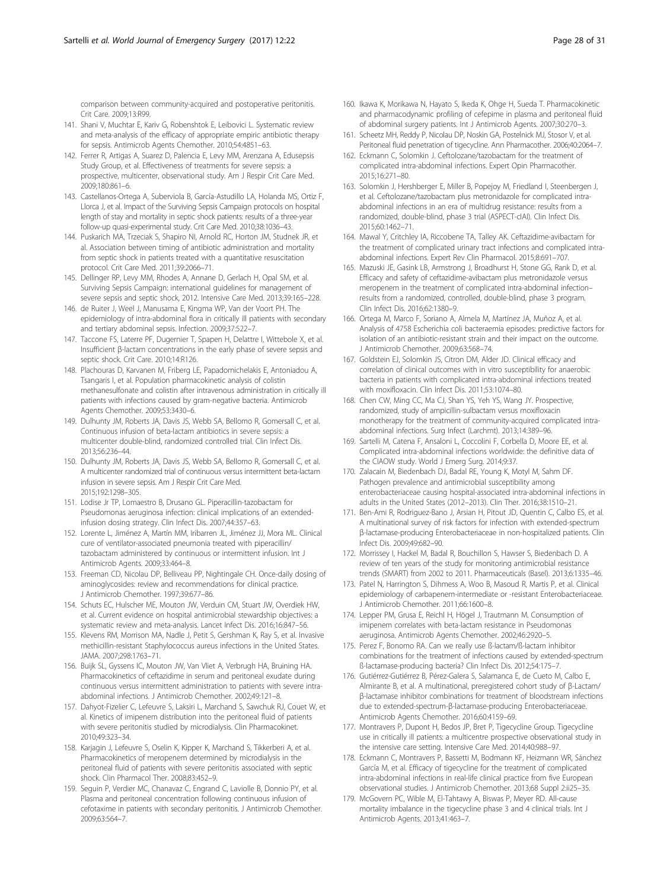comparison between community-acquired and postoperative peritonitis. Crit Care. 2009;13:R99.

141. Shani V, Muchtar E, Kariv G, Robenshtok E, Leibovici L. Systematic review and meta-analysis of the efficacy of appropriate empiric antibiotic therapy for sepsis. Antimicrob Agents Chemother. 2010;54:4851–63.
142. Ferrer R, Artigas A, Suarez D, Palencia E, Levy MM, Arenzana A, Edusepsis Study Group, et al. Effectiveness of treatments for severe sepsis: a prospective, multicenter, observational study. Am J Respir Crit Care Med. 2009;180:861–6.
143. Castellanos-Ortega A, Suberviola B, García-Astudillo LA, Holanda MS, Ortiz F, Llorca J, et al. Impact of the Surviving Sepsis Campaign protocols on hospital length of stay and mortality in septic shock patients: results of a three-year follow-up quasi-experimental study. Crit Care Med. 2010;38:1036–43.
144. Puskarich MA, Trzeciak S, Shapiro NI, Arnold RC, Horton JM, Studnek JR, et al. Association between timing of antibiotic administration and mortality from septic shock in patients treated with a quantitative resuscitation protocol. Crit Care Med. 2011;39:2066–71.
145. Dellinger RP, Levy MM, Rhodes A, Annane D, Gerlach H, Opal SM, et al. Surviving Sepsis Campaign: international guidelines for management of severe sepsis and septic shock, 2012. Intensive Care Med. 2013;39:165–228.
146. de Ruiter J, Weel J, Manusama E, Kingma WP, Van der Voort PH. The epidemiology of intra-abdominal flora in critically ill patients with secondary and tertiary abdominal sepsis. Infection. 2009;37:522–7.
147. Taccone FS, Laterre PF, Dugernier T, Spapen H, Delattre I, Wittebole X, et al. Insufficient β-lactam concentrations in the early phase of severe sepsis and septic shock. Crit Care. 2010;14:R126.
148. Plachouras D, Karvanen M, Friberg LE, Papadomichelakis E, Antoniadou A, Tsangaris I, et al. Population pharmacokinetic analysis of colistin methanesulfonate and colistin after intravenous administration in critically ill patients with infections caused by gram-negative bacteria. Antimicrob Agents Chemother. 2009;53:3430–6.
149. Dulhunty JM, Roberts JA, Davis JS, Webb SA, Bellomo R, Gomersall C, et al. Continuous infusion of beta-lactam antibiotics in severe sepsis: a multicenter double-blind, randomized controlled trial. Clin Infect Dis. 2013;56:236–44.
150. Dulhunty JM, Roberts JA, Davis JS, Webb SA, Bellomo R, Gomersall C, et al. A multicenter randomized trial of continuous versus intermittent beta-lactam infusion in severe sepsis. Am J Respir Crit Care Med. 2015;192:1298–305.
151. Lodise Jr TP, Lomaestro B, Drusano GL. Piperacillin-tazobactam for Pseudomonas aeruginosa infection: clinical implications of an extended-infusion dosing strategy. Clin Infect Dis. 2007;44:357–63.
152. Lorente L, Jiménez A, Martín MM, Iribarren JL, Jiménez JJ, Mora ML. Clinical cure of ventilator-associated pneumonia treated with piperacillin/tazobactam administered by continuous or intermittent infusion. Int J Antimicrob Agents. 2009;33:464–8.
153. Freeman CD, Nicolau DP, Belliveau PP, Nightingale CH. Once-daily dosing of aminoglycosides: review and recommendations for clinical practice. J Antimicrob Chemother. 1997;39:677–86.
154. Schuts EC, Hulscher ME, Mouton JW, Verduin CM, Stuart JW, Overdiek HW, et al. Current evidence on hospital antimicrobial stewardship objectives: a systematic review and meta-analysis. Lancet Infect Dis. 2016;16:847–56.
155. Klevens RM, Morrison MA, Nadle J, Petit S, Gershman K, Ray S, et al. Invasive methicillin-resistant Staphylococcus aureus infections in the United States. JAMA. 2007;298:1763–71.
156. Buijk SL, Gyssens IC, Mouton JW, Van Vliet A, Verbrugh HA, Bruining HA. Pharmacokinetics of ceftazidime in serum and peritoneal exudate during continuous versus intermittent administration to patients with severe intra-abdominal infections. J Antimicrob Chemother. 2002;49:121–8.
157. Dahyot-Fizelier C, Lefeuvre S, Laksiri L, Marchand S, Sawchuk RJ, Couet W, et al. Kinetics of imipenem distribution into the peritoneal fluid of patients with severe peritonitis studied by microdialysis. Clin Pharmacokinet. 2010;49:323–34.
158. Karjagin J, Lefeuvre S, Oselin K, Kipper K, Marchand S, Tikkerberi A, et al. Pharmacokinetics of meropenem determined by microdialysis in the peritoneal fluid of patients with severe peritonitis associated with septic shock. Clin Pharmacol Ther. 2008;83:452–9.
159. Seguin P, Verdier MC, Chanavaz C, Engrand C, Laviolle B, Donnio PY, et al. Plasma and peritoneal concentration following continuous infusion of cefotaxime in patients with secondary peritonitis. J Antimicrob Chemother. 2009;63:564–7.
160. Ikawa K, Morikawa N, Hayato S, Ikeda K, Ohge H, Sueda T. Pharmacokinetic and pharmacodynamic profiling of cefepime in plasma and peritoneal fluid of abdominal surgery patients. Int J Antimicrob Agents. 2007;30:270–3.
161. Scheetz MH, Reddy P, Nicolau DP, Noskin GA, Postelnick MJ, Stosor V, et al. Peritoneal fluid penetration of tigecycline. Ann Pharmacother. 2006;40:2064–7.
162. Eckmann C, Solomkin J. Ceftolozane/tazobactam for the treatment of complicated intra-abdominal infections. Expert Opin Pharmacother. 2015;16:271–80.
163. Solomkin J, Hershberger E, Miller B, Popejoy M, Friedland I, Steenbergen J, et al. Ceftolozane/tazobactam plus metronidazole for complicated intra-abdominal infections in an era of multidrug resistance: results from a randomized, double-blind, phase 3 trial (ASPECT-cIAI). Clin Infect Dis. 2015;60:1462–71.
164. Mawal Y, Critchley IA, Riccobene TA, Talley AK. Ceftazidime-avibactam for the treatment of complicated urinary tract infections and complicated intra-abdominal infections. Expert Rev Clin Pharmacol. 2015;8:691–707.
165. Mazuski JE, Gasink LB, Armstrong J, Broadhurst H, Stone GG, Rank D, et al. Efficacy and safety of ceftazidime-avibactam plus metronidazole versus meropenem in the treatment of complicated intra-abdominal infection–results from a randomized, controlled, double-blind, phase 3 program. Clin Infect Dis. 2016;62:1380–9.
166. Ortega M, Marco F, Soriano A, Almela M, Martínez JA, Muñoz A, et al. Analysis of 4758 Escherichia coli bacteraemia episodes: predictive factors for isolation of an antibiotic-resistant strain and their impact on the outcome. J Antimicrob Chemother. 2009;63:568–74.
167. Goldstein EJ, Solomkin JS, Citron DM, Alder JD. Clinical efficacy and correlation of clinical outcomes with in vitro susceptibility for anaerobic bacteria in patients with complicated intra-abdominal infections treated with moxifloxacin. Clin Infect Dis. 2011;53:1074–80.
168. Chen CW, Ming CC, Ma CJ, Shan YS, Yeh YS, Wang JY. Prospective, randomized, study of ampicillin-sulbactam versus moxifloxacin monotherapy for the treatment of community-acquired complicated intra-abdominal infections. Surg Infect (Larchmt). 2013;14:389–96.
169. Sartelli M, Catena F, Ansaloni L, Coccolini F, Corbella D, Moore EE, et al. Complicated intra-abdominal infections worldwide: the definitive data of the CIAOW study. World J Emerg Surg. 2014;9:37.
170. Zalacain M, Biedenbach DJ, Badal RE, Young K, Motyl M, Sahm DF. Pathogen prevalence and antimicrobial susceptibility among enterobacteriaceae causing hospital-associated intra-abdominal infections in adults in the United States (2012–2013). Clin Ther. 2016;38:1510–21.
171. Ben-Ami R, Rodriguez-Bano J, Arsian H, Pitout JD, Quentin C, Calbo ES, et al. A multinational survey of risk factors for infection with extended-spectrum β-lactamase-producing Enterobacteriaceae in non-hospitalized patients. Clin Infect Dis. 2009;49:682–90.
172. Morrissey I, Hackel M, Badal R, Bouchillon S, Hawser S, Biedenbach D. A review of ten years of the study for monitoring antimicrobial resistance trends (SMART) from 2002 to 2011. Pharmaceuticals (Basel). 2013;6:1335–46.
173. Patel N, Harrington S, Dihmess A, Woo B, Masoud R, Martis P, et al. Clinical epidemiology of carbapenem-intermediate or -resistant Enterobacteriaceae. J Antimicrob Chemother. 2011;66:1600–8.
174. Lepper PM, Grusa E, Reichl H, Högel J, Trautmann M. Consumption of imipenem correlates with beta-lactam resistance in Pseudomonas aeruginosa. Antimicrob Agents Chemother. 2002;46:2920–5.
175. Perez F, Bonomo RA. Can we really use ß-lactam/ß-lactam inhibitor combinations for the treatment of infections caused by extended-spectrum ß-lactamase-producing bacteria? Clin Infect Dis. 2012;54:175–7.
176. Gutiérrez-Gutiérrez B, Pérez-Galera S, Salamanca E, de Cueto M, Calbo E, Almirante B, et al. A multinational, preregistered cohort study of β-Lactam/β-lactamase inhibitor combinations for treatment of bloodstream infections due to extended-spectrum-β-lactamase-producing Enterobacteriaceae. Antimicrob Agents Chemother. 2016;60:4159–69.
177. Montravers P, Dupont H, Bedos JP, Bret P, Tigecycline Group. Tigecycline use in critically ill patients: a multicentre prospective observational study in the intensive care setting. Intensive Care Med. 2014;40:988–97.
178. Eckmann C, Montravers P, Bassetti M, Bodmann KF, Heizmann WR, Sánchez García M, et al. Efficacy of tigecycline for the treatment of complicated intra-abdominal infections in real-life clinical practice from five European observational studies. J Antimicrob Chemother. 2013;68 Suppl 2:ii25–35.
179. McGovern PC, Wible M, El-Tahtawy A, Biswas P, Meyer RD. All-cause mortality imbalance in the tigecycline phase 3 and 4 clinical trials. Int J Antimicrob Agents. 2013;41:463–7.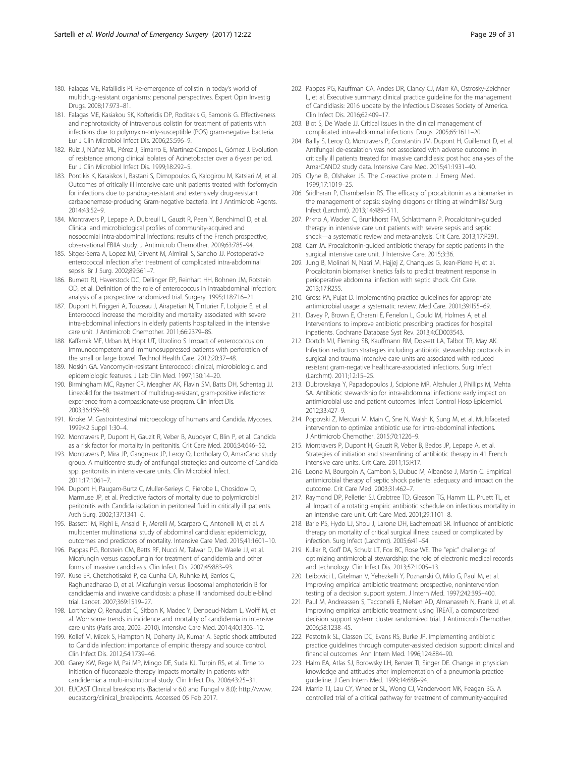180. Falagas ME, Rafailidis PI. Re-emergence of colistin in today's world of multidrug-resistant organisms: personal perspectives. Expert Opin Investig Drugs. 2008;17:973–81.
181. Falagas ME, Kasiakou SK, Kofteridis DP, Roditakis G, Samonis G. Effectiveness and nephrotoxicity of intravenous colistin for treatment of patients with infections due to polymyxin-only-susceptible (POS) gram-negative bacteria. Eur J Clin Microbiol Infect Dis. 2006;25:596–9.
182. Ruiz J, Núñez ML, Pérez J, Simarro E, Martínez-Campos L, Gómez J. Evolution of resistance among clinical isolates of Acinetobacter over a 6-year period. Eur J Clin Microbiol Infect Dis. 1999;18:292–5.
183. Pontikis K, Karaiskos I, Bastani S, Dimopoulos G, Kalogirou M, Katsiari M, et al. Outcomes of critically ill intensive care unit patients treated with fosfomycin for infections due to pandrug-resistant and extensively drug-resistant carbapenemase-producing Gram-negative bacteria. Int J Antimicrob Agents. 2014;43:52–9.
184. Montravers P, Lepape A, Dubreuil L, Gauzit R, Pean Y, Benchimol D, et al. Clinical and microbiological profiles of community-acquired and nosocomial intra-abdominal infections: results of the French prospective, observational EBIIA study. J Antimicrob Chemother. 2009;63:785–94.
185. Sitges-Serra A, Lopez MJ, Girvent M, Almirall S, Sancho JJ. Postoperative enterococcal infection after treatment of complicated intra-abdominal sepsis. Br J Surg. 2002;89:361–7.
186. Burnett RJ, Haverstock DC, Dellinger EP, Reinhart HH, Bohnen JM, Rotstein OD, et al. Definition of the role of enterococcus in intraabdominal infection: analysis of a prospective randomized trial. Surgery. 1995;118:716–21.
187. Dupont H, Friggeri A, Touzeau J, Airapetian N, Tinturier F, Lobjoie E, et al. Enterococci increase the morbidity and mortality associated with severe intra-abdominal infections in elderly patients hospitalized in the intensive care unit. J Antimicrob Chemother. 2011;66:2379–85.
188. Kaffarnik MF, Urban M, Hopt UT, Utzolino S. Impact of enterococcus on immunocompetent and immunosuppressed patients with perforation of the small or large bowel. Technol Health Care. 2012;20:37–48.
189. Noskin GA. Vancomycin-resistant Enterococci: clinical, microbiologic, and epidemiologic features. J Lab Clin Med. 1997;130:14–20.
190. Birmingham MC, Rayner CR, Meagher AK, Flavin SM, Batts DH, Schentag JJ. Linezolid for the treatment of multidrug-resistant, gram-positive infections: experience from a compassionate-use program. Clin Infect Dis. 2003;36:159–68.
191. Knoke M. Gastrointestinal microecology of humans and Candida. Mycoses. 1999;42 Suppl 1:30–4.
192. Montravers P, Dupont H, Gauzit R, Veber B, Auboyer C, Blin P, et al. Candida as a risk factor for mortality in peritonitis. Crit Care Med. 2006;34:646–52.
193. Montravers P, Mira JP, Gangneux JP, Leroy O, Lortholary O, AmarCand study group. A multicentre study of antifungal strategies and outcome of Candida spp. peritonitis in intensive-care units. Clin Microbiol Infect. 2011;17:1061–7.
194. Dupont H, Paugam-Burtz C, Muller-Serieys C, Fierobe L, Chosidow D, Marmuse JP, et al. Predictive factors of mortality due to polymicrobial peritonitis with Candida isolation in peritoneal fluid in critically ill patients. Arch Surg. 2002;137:1341–6.
195. Bassetti M, Righi E, Ansaldi F, Merelli M, Scarparo C, Antonelli M, et al. A multicenter multinational study of abdominal candidiasis: epidemiology, outcomes and predictors of mortality. Intensive Care Med. 2015;41:1601–10.
196. Pappas PG, Rotstein CM, Betts RF, Nucci M, Talwar D, De Waele JJ, et al. Micafungin versus caspofungin for treatment of candidemia and other forms of invasive candidiasis. Clin Infect Dis. 2007;45:883–93.
197. Kuse ER, Chetchotisakd P, da Cunha CA, Ruhnke M, Barrios C, Raghunadharao D, et al. Micafungin versus liposomal amphotericin B for candidaemia and invasive candidosis: a phase III randomised double-blind trial. Lancet. 2007;369:1519–27.
198. Lortholary O, Renaudat C, Sitbon K, Madec Y, Denoeud-Ndam L, Wolff M, et al. Worrisome trends in incidence and mortality of candidemia in intensive care units (Paris area, 2002–2010). Intensive Care Med. 2014;40:1303–12.
199. Kollef M, Micek S, Hampton N, Doherty JA, Kumar A. Septic shock attributed to Candida infection: importance of empiric therapy and source control. Clin Infect Dis. 2012;54:1739–46.
200. Garey KW, Rege M, Pai MP, Mingo DE, Suda KJ, Turpin RS, et al. Time to initiation of fluconazole therapy impacts mortality in patients with candidemia: a multi-institutional study. Clin Infect Dis. 2006;43:25–31.
201. EUCAST Clinical breakpoints (Bacterial v 6.0 and Fungal v 8.0): http://www.eucast.org/clinical_breakpoints. Accessed 05 Feb 2017.
202. Pappas PG, Kauffman CA, Andes DR, Clancy CJ, Marr KA, Ostrosky-Zeichner L, et al. Executive summary: clinical practice guideline for the management of Candidiasis: 2016 update by the Infectious Diseases Society of America. Clin Infect Dis. 2016;62:409–17.
203. Blot S, De Waele JJ. Critical issues in the clinical management of complicated intra-abdominal infections. Drugs. 2005;65:1611–20.
204. Bailly S, Leroy O, Montravers P, Constantin JM, Dupont H, Guillemot D, et al. Antifungal de-escalation was not associated with adverse outcome in critically ill patients treated for invasive candidiasis: post hoc analyses of the AmarCAND2 study data. Intensive Care Med. 2015;41:1931–40.
205. Clyne B, Olshaker JS. The C-reactive protein. J Emerg Med. 1999;17:1019–25.
206. Sridharan P, Chamberlain RS. The efficacy of procalcitonin as a biomarker in the management of sepsis: slaying dragons or tilting at windmills? Surg Infect (Larchmt). 2013;14:489–511.
207. Prkno A, Wacker C, Brunkhorst FM, Schlattmann P. Procalcitonin-guided therapy in intensive care unit patients with severe sepsis and septic shock—a systematic review and meta-analysis. Crit Care. 2013;17:R291.
208. Carr JA. Procalcitonin-guided antibiotic therapy for septic patients in the surgical intensive care unit. J Intensive Care. 2015;3:36.
209. Jung B, Molinari N, Nasri M, Hajjej Z, Chanques G, Jean-Pierre H, et al. Procalcitonin biomarker kinetics fails to predict treatment response in perioperative abdominal infection with septic shock. Crit Care. 2013;17:R255.
210. Gross PA, Pujat D. Implementing practice guidelines for appropriate antimicrobial usage: a systematic review. Med Care. 2001;39:II55–69.
211. Davey P, Brown E, Charani E, Fenelon L, Gould IM, Holmes A, et al. Interventions to improve antibiotic prescribing practices for hospital inpatients. Cochrane Database Syst Rev. 2013;4:CD003543.
212. Dortch MJ, Fleming SB, Kauffmann RM, Dossett LA, Talbot TR, May AK. Infection reduction strategies including antibiotic stewardship protocols in surgical and trauma intensive care units are associated with reduced resistant gram-negative healthcare-associated infections. Surg Infect (Larchmt). 2011;12:15–25.
213. Dubrovskaya Y, Papadopoulos J, Scipione MR, Altshuler J, Phillips M, Mehta SA. Antibiotic stewardship for intra-abdominal infections: early impact on antimicrobial use and patient outcomes. Infect Control Hosp Epidemiol. 2012;33:427–9.
214. Popovski Z, Mercuri M, Main C, Sne N, Walsh K, Sung M, et al. Multifaceted intervention to optimize antibiotic use for intra-abdominal infections. J Antimicrob Chemother. 2015;70:1226–9.
215. Montravers P, Dupont H, Gauzit R, Veber B, Bedos JP, Lepape A, et al. Strategies of initiation and streamlining of antibiotic therapy in 41 French intensive care units. Crit Care. 2011;15:R17.
216. Leone M, Bourgoin A, Cambon S, Dubuc M, Albanèse J, Martin C. Empirical antimicrobial therapy of septic shock patients: adequacy and impact on the outcome. Crit Care Med. 2003;31:462–7.
217. Raymond DP, Pelletier SJ, Crabtree TD, Gleason TG, Hamm LL, Pruett TL, et al. Impact of a rotating empiric antibiotic schedule on infectious mortality in an intensive care unit. Crit Care Med. 2001;29:1101–8.
218. Barie PS, Hydo LJ, Shou J, Larone DH, Eachempati SR. Influence of antibiotic therapy on mortality of critical surgical illness caused or complicated by infection. Surg Infect (Larchmt). 2005;6:41–54.
219. Kullar R, Goff DA, Schulz LT, Fox BC, Rose WE. The "epic" challenge of optimizing antimicrobial stewardship: the role of electronic medical records and technology. Clin Infect Dis. 2013;57:1005–13.
220. Leibovici L, Gitelman V, Yehezkelli Y, Poznanski O, Milo G, Paul M, et al. Improving empirical antibiotic treatment: prospective, nonintervention testing of a decision support system. J Intern Med. 1997;242:395–400.
221. Paul M, Andreassen S, Tacconelli E, Nielsen AD, Almanasreh N, Frank U, et al. Improving empirical antibiotic treatment using TREAT, a computerized decision support system: cluster randomized trial. J Antimicrob Chemother. 2006;58:1238–45.
222. Pestotnik SL, Classen DC, Evans RS, Burke JP. Implementing antibiotic practice guidelines through computer-assisted decision support: clinical and financial outcomes. Ann Intern Med. 1996;124:884–90.
223. Halm EA, Atlas SJ, Borowsky LH, Benzer TI, Singer DE. Change in physician knowledge and attitudes after implementation of a pneumonia practice guideline. J Gen Intern Med. 1999;14:688–94.
224. Marrie TJ, Lau CY, Wheeler SL, Wong CJ, Vandervoort MK, Feagan BG. A controlled trial of a critical pathway for treatment of community-acquired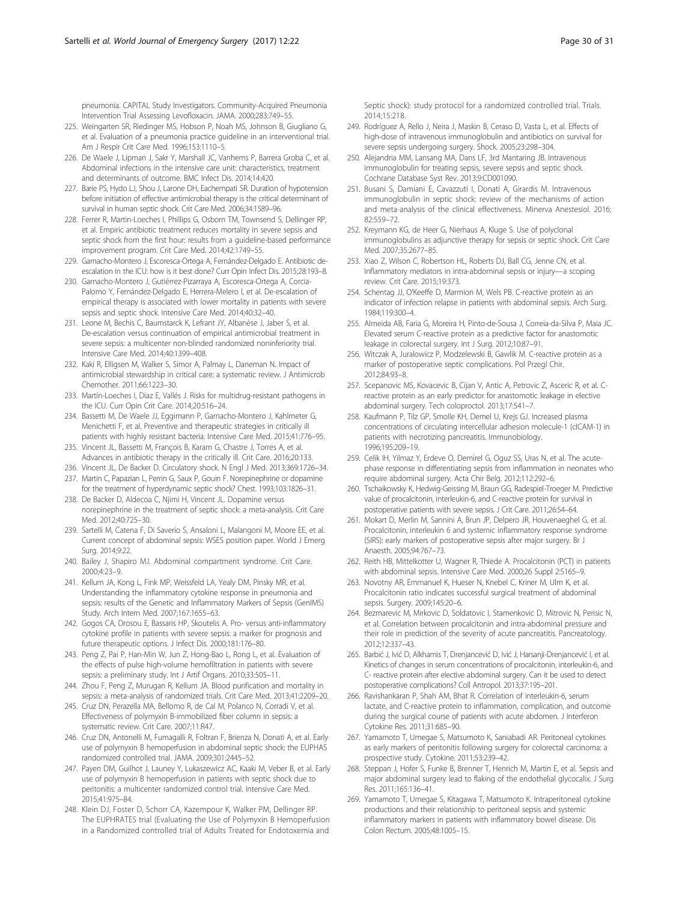pneumonia. CAPITAL Study Investigators. Community-Acquired Pneumonia Intervention Trial Assessing Levofloxacin. JAMA. 2000;283:749–55.

225. Weingarten SR, Riedinger MS, Hobson P, Noah MS, Johnson B, Giugliano G, et al. Evaluation of a pneumonia practice guideline in an interventional trial. Am J Respir Crit Care Med. 1996;153:1110–5.
226. De Waele J, Lipman J, Sakr Y, Marshall JC, Vanhems P, Barrera Groba C, et al. Abdominal infections in the intensive care unit: characteristics, treatment and determinants of outcome. BMC Infect Dis. 2014;14:420.
227. Barie PS, Hydo LJ, Shou J, Larone DH, Eachempati SR. Duration of hypotension before initiation of effective antimicrobial therapy is the critical determinant of survival in human septic shock. Crit Care Med. 2006;34:1589–96.
228. Ferrer R, Martin-Loeches I, Phillips G, Osborn TM, Townsend S, Dellinger RP, et al. Empiric antibiotic treatment reduces mortality in severe sepsis and septic shock from the first hour: results from a guideline-based performance improvement program. Crit Care Med. 2014;42:1749–55.
229. Garnacho-Montero J, Escoresca-Ortega A, Fernández-Delgado E. Antibiotic de-escalation in the ICU: how is it best done? Curr Opin Infect Dis. 2015;28:193–8.
230. Garnacho-Montero J, Gutiérrez-Pizarraya A, Escoresca-Ortega A, Corcia-Palomo Y, Fernández-Delgado E, Herrera-Melero I, et al. De-escalation of empirical therapy is associated with lower mortality in patients with severe sepsis and septic shock. Intensive Care Med. 2014;40:32–40.
231. Leone M, Bechis C, Baumstarck K, Lefrant JY, Albanèse J, Jaber S, et al. De-escalation versus continuation of empirical antimicrobial treatment in severe sepsis: a multicenter non-blinded randomized noninferiority trial. Intensive Care Med. 2014;40:1399–408.
232. Kaki R, Elligsen M, Walker S, Simor A, Palmay L, Daneman N. Impact of antimicrobial stewardship in critical care: a systematic review. J Antimicrob Chemother. 2011;66:1223–30.
233. Martín-Loeches I, Diaz E, Vallés J. Risks for multidrug-resistant pathogens in the ICU. Curr Opin Crit Care. 2014;20:516–24.
234. Bassetti M, De Waele JJ, Eggimann P, Garnacho-Montero J, Kahlmeter G, Menichetti F, et al. Preventive and therapeutic strategies in critically ill patients with highly resistant bacteria. Intensive Care Med. 2015;41:776–95.
235. Vincent JL, Bassetti M, François B, Karam G, Chastre J, Torres A, et al. Advances in antibiotic therapy in the critically ill. Crit Care. 2016;20:133.
236. Vincent JL, De Backer D. Circulatory shock. N Engl J Med. 2013;369:1726–34.
237. Martin C, Papazian L, Perrin G, Saux P, Gouin F. Norepinephrine or dopamine for the treatment of hyperdynamic septic shock? Chest. 1993;103:1826–31.
238. De Backer D, Aldecoa C, Njimi H, Vincent JL. Dopamine versus norepinephrine in the treatment of septic shock: a meta-analysis. Crit Care Med. 2012;40:725–30.
239. Sartelli M, Catena F, Di Saverio S, Ansaloni L, Malangoni M, Moore EE, et al. Current concept of abdominal sepsis: WSES position paper. World J Emerg Surg. 2014;9:22.
240. Bailey J, Shapiro MJ. Abdominal compartment syndrome. Crit Care. 2000;4:23–9.
241. Kellum JA, Kong L, Fink MP, Weissfeld LA, Yealy DM, Pinsky MR, et al. Understanding the inflammatory cytokine response in pneumonia and sepsis: results of the Genetic and Inflammatory Markers of Sepsis (GenIMS) Study. Arch Intern Med. 2007;167:1655–63.
242. Gogos CA, Drosou E, Bassaris HP, Skoutelis A. Pro- versus anti-inflammatory cytokine profile in patients with severe sepsis: a marker for prognosis and future therapeutic options. J Infect Dis. 2000;181:176–80.
243. Peng Z, Pai P, Han-Min W, Jun Z, Hong-Bao L, Rong L, et al. Evaluation of the effects of pulse high-volume hemofiltration in patients with severe sepsis: a preliminary study. Int J Artif Organs. 2010;33:505–11.
244. Zhou F, Peng Z, Murugan R, Kellum JA. Blood purification and mortality in sepsis: a meta-analysis of randomized trials. Crit Care Med. 2013;41:2209–20.
245. Cruz DN, Perazella MA, Bellomo R, de Cal M, Polanco N, Corradi V, et al. Effectiveness of polymyxin B-immobilized fiber column in sepsis: a systematic review. Crit Care. 2007;11:R47.
246. Cruz DN, Antonelli M, Fumagalli R, Foltran F, Brienza N, Donati A, et al. Early use of polymyxin B hemoperfusion in abdominal septic shock: the EUPHAS randomized controlled trial. JAMA. 2009;301:2445–52.
247. Payen DM, Guilhot J, Launey Y, Lukaszewicz AC, Kaaki M, Veber B, et al. Early use of polymyxin B hemoperfusion in patients with septic shock due to peritonitis: a multicenter randomized control trial. Intensive Care Med. 2015;41:975–84.
248. Klein DJ, Foster D, Schorr CA, Kazempour K, Walker PM, Dellinger RP. The EUPHRATES trial (Evaluating the Use of Polymyxin B Hemoperfusion in a Randomized controlled trial of Adults Treated for Endotoxemia and Septic shock): study protocol for a randomized controlled trial. Trials. 2014;15:218.
249. Rodríguez A, Rello J, Neira J, Maskin B, Ceraso D, Vasta L, et al. Effects of high-dose of intravenous immunoglobulin and antibiotics on survival for severe sepsis undergoing surgery. Shock. 2005;23:298–304.
250. Alejandria MM, Lansang MA, Dans LF, 3rd Mantaring JB. Intravenous immunoglobulin for treating sepsis, severe sepsis and septic shock. Cochrane Database Syst Rev. 2013;9:CD001090.
251. Busani S, Damiani E, Cavazzuti I, Donati A, Girardis M. Intravenous immunoglobulin in septic shock: review of the mechanisms of action and meta-analysis of the clinical effectiveness. Minerva Anestesiol. 2016;82:559–72.
252. Kreymann KG, de Heer G, Nierhaus A, Kluge S. Use of polyclonal immunoglobulins as adjunctive therapy for sepsis or septic shock. Crit Care Med. 2007;35:2677–85.
253. Xiao Z, Wilson C, Robertson HL, Roberts DJ, Ball CG, Jenne CN, et al. Inflammatory mediators in intra-abdominal sepsis or injury—a scoping review. Crit Care. 2015;19:373.
254. Schentag JJ, O'Keeffe D, Marmion M, Wels PB. C-reactive protein as an indicator of infection relapse in patients with abdominal sepsis. Arch Surg. 1984;119:300–4.
255. Almeida AB, Faria G, Moreira H, Pinto-de-Sousa J, Correia-da-Silva P, Maia JC. Elevated serum C-reactive protein as a predictive factor for anastomotic leakage in colorectal surgery. Int J Surg. 2012;10:87–91.
256. Witczak A, Juralowicz P, Modzelewski B, Gawlik M. C-reactive protein as a marker of postoperative septic complications. Pol Przegl Chir. 2012;84:93–8.
257. Scepanovic MS, Kovacevic B, Cijan V, Antic A, Petrovic Z, Asceric R, et al. C-reactive protein as an early predictor for anastomotic leakage in elective abdominal surgery. Tech coloproctol. 2013;17:541–7.
258. Kaufmann P, Tilz GP, Smolle KH, Demel U, Krejs GJ. Increased plasma concentrations of circulating intercellular adhesion molecule-1 (cICAM-1) in patients with necrotizing pancreatitis. Immunobiology. 1996;195:209–19.
259. Celik IH, Yilmaz Y, Erdeve O, Demirel G, Oguz SS, Uras N, et al. The acute-phase response in differentiating sepsis from inflammation in neonates who require abdominal surgery. Acta Chir Belg. 2012;112:292–6.
260. Tschaikowsky K, Hedwig-Geissing M, Braun GG, Radespiel-Troeger M. Predictive value of procalcitonin, interleukin-6, and C-reactive protein for survival in postoperative patients with severe sepsis. J Crit Care. 2011;26:54–64.
261. Mokart D, Merlin M, Sannini A, Brun JP, Delpero JR, Houvenaeghel G, et al. Procalcitonin, interleukin 6 and systemic inflammatory response syndrome (SIRS): early markers of postoperative sepsis after major surgery. Br J Anaesth. 2005;94:767–73.
262. Reith HB, Mittelkotter U, Wagner R, Thiede A. Procalcitonin (PCT) in patients with abdominal sepsis. Intensive Care Med. 2000;26 Suppl 2:S165–9.
263. Novotny AR, Emmanuel K, Hueser N, Knebel C, Kriner M, Ulm K, et al. Procalcitonin ratio indicates successful surgical treatment of abdominal sepsis. Surgery. 2009;145:20–6.
264. Bezmarevic M, Mirkovic D, Soldatovic I, Stamenkovic D, Mitrovic N, Perisic N, et al. Correlation between procalcitonin and intra-abdominal pressure and their role in prediction of the severity of acute pancreatitis. Pancreatology. 2012;12:337–43.
265. Barbić J, Ivić D, Alkhamis T, Drenjancević D, Ivić J, Harsanji-Drenjancević I, et al. Kinetics of changes in serum concentrations of procalcitonin, interleukin-6, and C- reactive protein after elective abdominal surgery. Can it be used to detect postoperative complications? Coll Antropol. 2013;37:195–201.
266. Ravishankaran P, Shah AM, Bhat R. Correlation of interleukin-6, serum lactate, and C-reactive protein to inflammation, complication, and outcome during the surgical course of patients with acute abdomen. J Interferon Cytokine Res. 2011;31:685–90.
267. Yamamoto T, Umegae S, Matsumoto K, Saniabadi AR. Peritoneal cytokines as early markers of peritonitis following surgery for colorectal carcinoma: a prospective study. Cytokine. 2011;53:239–42.
268. Steppan J, Hofer S, Funke B, Brenner T, Henrich M, Martin E, et al. Sepsis and major abdominal surgery lead to flaking of the endothelial glycocalix. J Surg Res. 2011;165:136–41.
269. Yamamoto T, Umegae S, Kitagawa T, Matsumoto K. Intraperitoneal cytokine productions and their relationship to peritoneal sepsis and systemic inflammatory markers in patients with inflammatory bowel disease. Dis Colon Rectum. 2005;48:1005–15.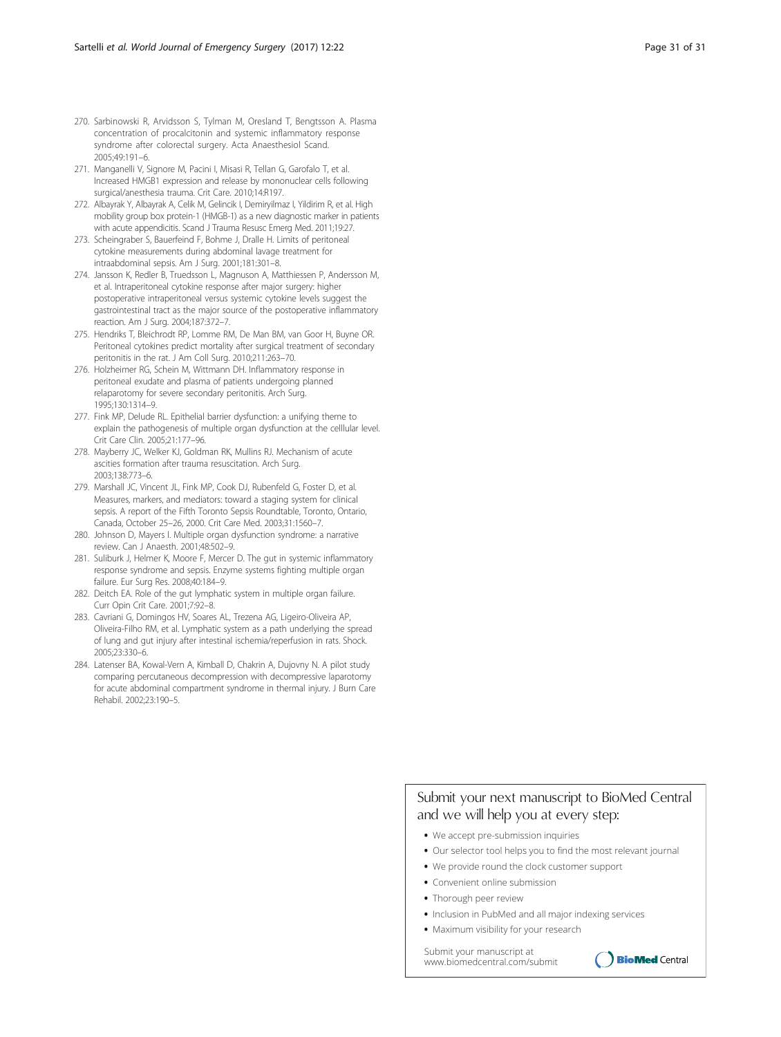270. Sarbinowski R, Arvidsson S, Tylman M, Oresland T, Bengtsson A. Plasma concentration of procalcitonin and systemic inflammatory response syndrome after colorectal surgery. Acta Anaesthesiol Scand. 2005;49:191–6.
271. Manganelli V, Signore M, Pacini I, Misasi R, Tellan G, Garofalo T, et al. Increased HMGB1 expression and release by mononuclear cells following surgical/anesthesia trauma. Crit Care. 2010;14:R197.
272. Albayrak Y, Albayrak A, Celik M, Gelincik I, Demiryilmaz I, Yildirim R, et al. High mobility group box protein-1 (HMGB-1) as a new diagnostic marker in patients with acute appendicitis. Scand J Trauma Resusc Emerg Med. 2011;19:27.
273. Scheingraber S, Bauerfeind F, Bohme J, Dralle H. Limits of peritoneal cytokine measurements during abdominal lavage treatment for intraabdominal sepsis. Am J Surg. 2001;181:301–8.
274. Jansson K, Redler B, Truedsson L, Magnuson A, Matthiessen P, Andersson M, et al. Intraperitoneal cytokine response after major surgery: higher postoperative intraperitoneal versus systemic cytokine levels suggest the gastrointestinal tract as the major source of the postoperative inflammatory reaction. Am J Surg. 2004;187:372–7.
275. Hendriks T, Bleichrodt RP, Lomme RM, De Man BM, van Goor H, Buyne OR. Peritoneal cytokines predict mortality after surgical treatment of secondary peritonitis in the rat. J Am Coll Surg. 2010;211:263–70.
276. Holzheimer RG, Schein M, Wittmann DH. Inflammatory response in peritoneal exudate and plasma of patients undergoing planned relaparotomy for severe secondary peritonitis. Arch Surg. 1995;130:1314–9.
277. Fink MP, Delude RL. Epithelial barrier dysfunction: a unifying theme to explain the pathogenesis of multiple organ dysfunction at the celllular level. Crit Care Clin. 2005;21:177–96.
278. Mayberry JC, Welker KJ, Goldman RK, Mullins RJ. Mechanism of acute ascities formation after trauma resuscitation. Arch Surg. 2003;138:773–6.
279. Marshall JC, Vincent JL, Fink MP, Cook DJ, Rubenfeld G, Foster D, et al. Measures, markers, and mediators: toward a staging system for clinical sepsis. A report of the Fifth Toronto Sepsis Roundtable, Toronto, Ontario, Canada, October 25–26, 2000. Crit Care Med. 2003;31:1560–7.
280. Johnson D, Mayers I. Multiple organ dysfunction syndrome: a narrative review. Can J Anaesth. 2001;48:502–9.
281. Suliburk J, Helmer K, Moore F, Mercer D. The gut in systemic inflammatory response syndrome and sepsis. Enzyme systems fighting multiple organ failure. Eur Surg Res. 2008;40:184–9.
282. Deitch EA. Role of the gut lymphatic system in multiple organ failure. Curr Opin Crit Care. 2001;7:92–8.
283. Cavriani G, Domingos HV, Soares AL, Trezena AG, Ligeiro-Oliveira AP, Oliveira-Filho RM, et al. Lymphatic system as a path underlying the spread of lung and gut injury after intestinal ischemia/reperfusion in rats. Shock. 2005;23:330–6.
284. Latenser BA, Kowal-Vern A, Kimball D, Chakrin A, Dujovny N. A pilot study comparing percutaneous decompression with decompressive laparotomy for acute abdominal compartment syndrome in thermal injury. J Burn Care Rehabil. 2002;23:190–5.

Submit your next manuscript to BioMed Central and we will help you at every step:

- We accept pre-submission inquiries
- Our selector tool helps you to find the most relevant journal
- We provide round the clock customer support
- Convenient online submission
- Thorough peer review
- Inclusion in PubMed and all major indexing services
- Maximum visibility for your research

Submit your manuscript at www.biomedcentral.com/submit

BioMed Central